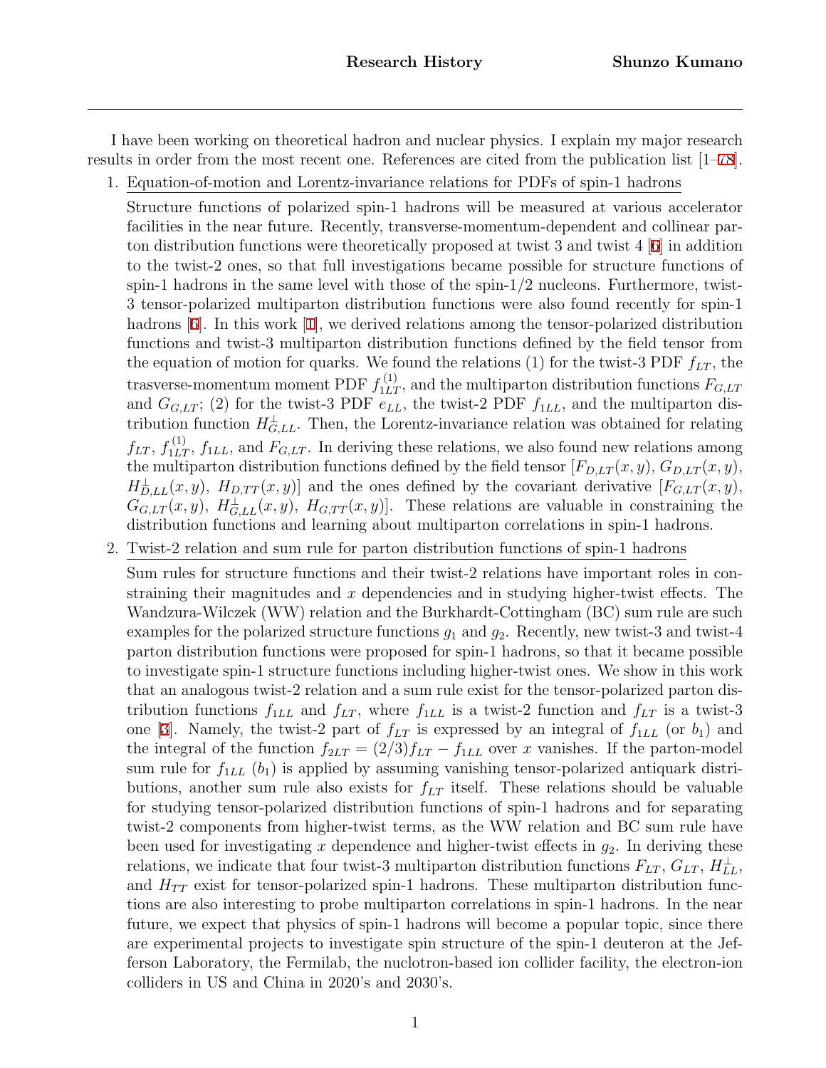I have been working on theoretical hadron and nuclear physics. I explain my major research results in order from the most recent one. References are cited from the publication list [1–78].

1. Equation-of-motion and Lorentz-invariance relations for PDFs of spin-1 hadrons

   Structure functions of polarized spin-1 hadrons will be measured at various accelerator facilities in the near future. Recently, transverse-momentum-dependent and collinear parton distribution functions were theoretically proposed at twist 3 and twist 4 [6] in addition to the twist-2 ones, so that full investigations became possible for structure functions of spin-1 hadrons in the same level with those of the spin-1/2 nucleons. Furthermore, twist-3 tensor-polarized multiparton distribution functions were also found recently for spin-1 hadrons [6]. In this work [1], we derived relations among the tensor-polarized distribution functions and twist-3 multiparton distribution functions defined by the field tensor from the equation of motion for quarks. We found the relations (1) for the twist-3 PDF $f_{LT}$, the trasverse-momentum moment PDF $f_{1LT}^{(1)}$, and the multiparton distribution functions $F_{G,LT}$ and $G_{G,LT}$; (2) for the twist-3 PDF $e_{LL}$, the twist-2 PDF $f_{1LL}$, and the multiparton distribution function $H_{G,LL}^{\perp}$. Then, the Lorentz-invariance relation was obtained for relating $f_{LT}$, $f_{1LT}^{(1)}$, $f_{1LL}$, and $F_{G,LT}$. In deriving these relations, we also found new relations among the multiparton distribution functions defined by the field tensor [$F_{D,LT}(x,y)$, $G_{D,LT}(x,y)$, $H_{D,LL}^{\perp}(x,y)$, $H_{D,TT}(x,y)$] and the ones defined by the covariant derivative [$F_{G,LT}(x,y)$, $G_{G,LT}(x,y)$, $H_{G,LL}^{\perp}(x,y)$, $H_{G,TT}(x,y)$]. These relations are valuable in constraining the distribution functions and learning about multiparton correlations in spin-1 hadrons.

2. Twist-2 relation and sum rule for parton distribution functions of spin-1 hadrons

   Sum rules for structure functions and their twist-2 relations have important roles in constraining their magnitudes and $x$ dependencies and in studying higher-twist effects. The Wandzura-Wilczek (WW) relation and the Burkhardt-Cottingham (BC) sum rule are such examples for the polarized structure functions $g_1$ and $g_2$. Recently, new twist-3 and twist-4 parton distribution functions were proposed for spin-1 hadrons, so that it became possible to investigate spin-1 structure functions including higher-twist ones. We show in this work that an analogous twist-2 relation and a sum rule exist for the tensor-polarized parton distribution functions $f_{1LL}$ and $f_{LT}$, where $f_{1LL}$ is a twist-2 function and $f_{LT}$ is a twist-3 one [3]. Namely, the twist-2 part of $f_{LT}$ is expressed by an integral of $f_{1LL}$ (or $b_1$) and the integral of the function $f_{2LT} = (2/3)f_{LT} - f_{1LL}$ over $x$ vanishes. If the parton-model sum rule for $f_{1LL}$ ($b_1$) is applied by assuming vanishing tensor-polarized antiquark distributions, another sum rule also exists for $f_{LT}$ itself. These relations should be valuable for studying tensor-polarized distribution functions of spin-1 hadrons and for separating twist-2 components from higher-twist terms, as the WW relation and BC sum rule have been used for investigating $x$ dependence and higher-twist effects in $g_2$. In deriving these relations, we indicate that four twist-3 multiparton distribution functions $F_{LT}$, $G_{LT}$, $H_{LL}^{\perp}$, and $H_{TT}$ exist for tensor-polarized spin-1 hadrons. These multiparton distribution functions are also interesting to probe multiparton correlations in spin-1 hadrons. In the near future, we expect that physics of spin-1 hadrons will become a popular topic, since there are experimental projects to investigate spin structure of the spin-1 deuteron at the Jefferson Laboratory, the Fermilab, the nuclotron-based ion collider facility, the electron-ion colliders in US and China in 2020's and 2030's.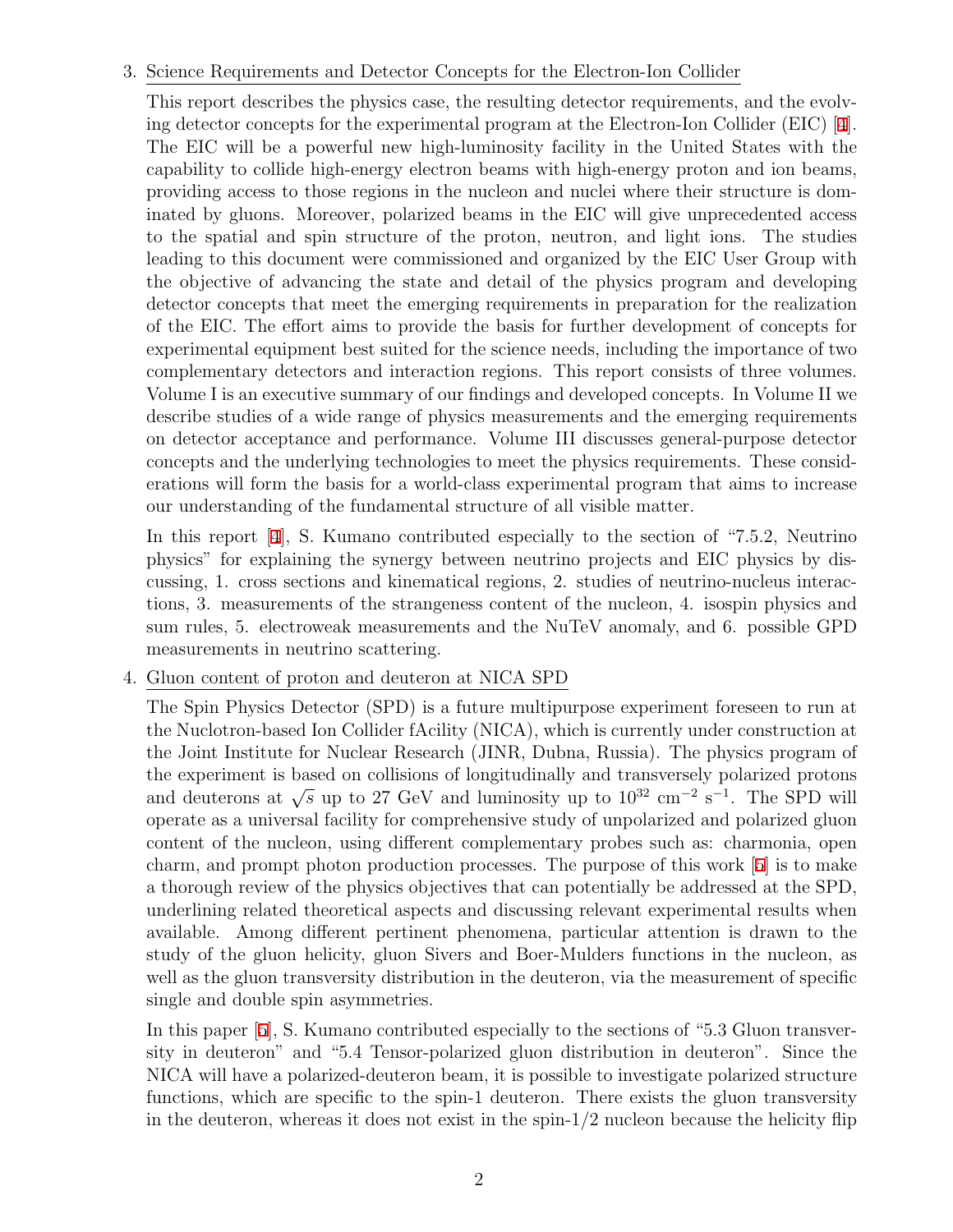3. Science Requirements and Detector Concepts for the Electron-Ion Collider

   This report describes the physics case, the resulting detector requirements, and the evolving detector concepts for the experimental program at the Electron-Ion Collider (EIC) [4]. The EIC will be a powerful new high-luminosity facility in the United States with the capability to collide high-energy electron beams with high-energy proton and ion beams, providing access to those regions in the nucleon and nuclei where their structure is dominated by gluons. Moreover, polarized beams in the EIC will give unprecedented access to the spatial and spin structure of the proton, neutron, and light ions. The studies leading to this document were commissioned and organized by the EIC User Group with the objective of advancing the state and detail of the physics program and developing detector concepts that meet the emerging requirements in preparation for the realization of the EIC. The effort aims to provide the basis for further development of concepts for experimental equipment best suited for the science needs, including the importance of two complementary detectors and interaction regions. This report consists of three volumes. Volume I is an executive summary of our findings and developed concepts. In Volume II we describe studies of a wide range of physics measurements and the emerging requirements on detector acceptance and performance. Volume III discusses general-purpose detector concepts and the underlying technologies to meet the physics requirements. These considerations will form the basis for a world-class experimental program that aims to increase our understanding of the fundamental structure of all visible matter.

   In this report [4], S. Kumano contributed especially to the section of "7.5.2, Neutrino physics" for explaining the synergy between neutrino projects and EIC physics by discussing, 1. cross sections and kinematical regions, 2. studies of neutrino-nucleus interactions, 3. measurements of the strangeness content of the nucleon, 4. isospin physics and sum rules, 5. electroweak measurements and the NuTeV anomaly, and 6. possible GPD measurements in neutrino scattering.

4. Gluon content of proton and deuteron at NICA SPD

   The Spin Physics Detector (SPD) is a future multipurpose experiment foreseen to run at the Nuclotron-based Ion Collider fAcility (NICA), which is currently under construction at the Joint Institute for Nuclear Research (JINR, Dubna, Russia). The physics program of the experiment is based on collisions of longitudinally and transversely polarized protons and deuterons at $\sqrt{s}$ up to 27 GeV and luminosity up to $10^{32}$ cm$^{-2}$ s$^{-1}$. The SPD will operate as a universal facility for comprehensive study of unpolarized and polarized gluon content of the nucleon, using different complementary probes such as: charmonia, open charm, and prompt photon production processes. The purpose of this work [5] is to make a thorough review of the physics objectives that can potentially be addressed at the SPD, underlining related theoretical aspects and discussing relevant experimental results when available. Among different pertinent phenomena, particular attention is drawn to the study of the gluon helicity, gluon Sivers and Boer-Mulders functions in the nucleon, as well as the gluon transversity distribution in the deuteron, via the measurement of specific single and double spin asymmetries.

   In this paper [5], S. Kumano contributed especially to the sections of "5.3 Gluon transversity in deuteron" and "5.4 Tensor-polarized gluon distribution in deuteron". Since the NICA will have a polarized-deuteron beam, it is possible to investigate polarized structure functions, which are specific to the spin-1 deuteron. There exists the gluon transversity in the deuteron, whereas it does not exist in the spin-1/2 nucleon because the helicity flip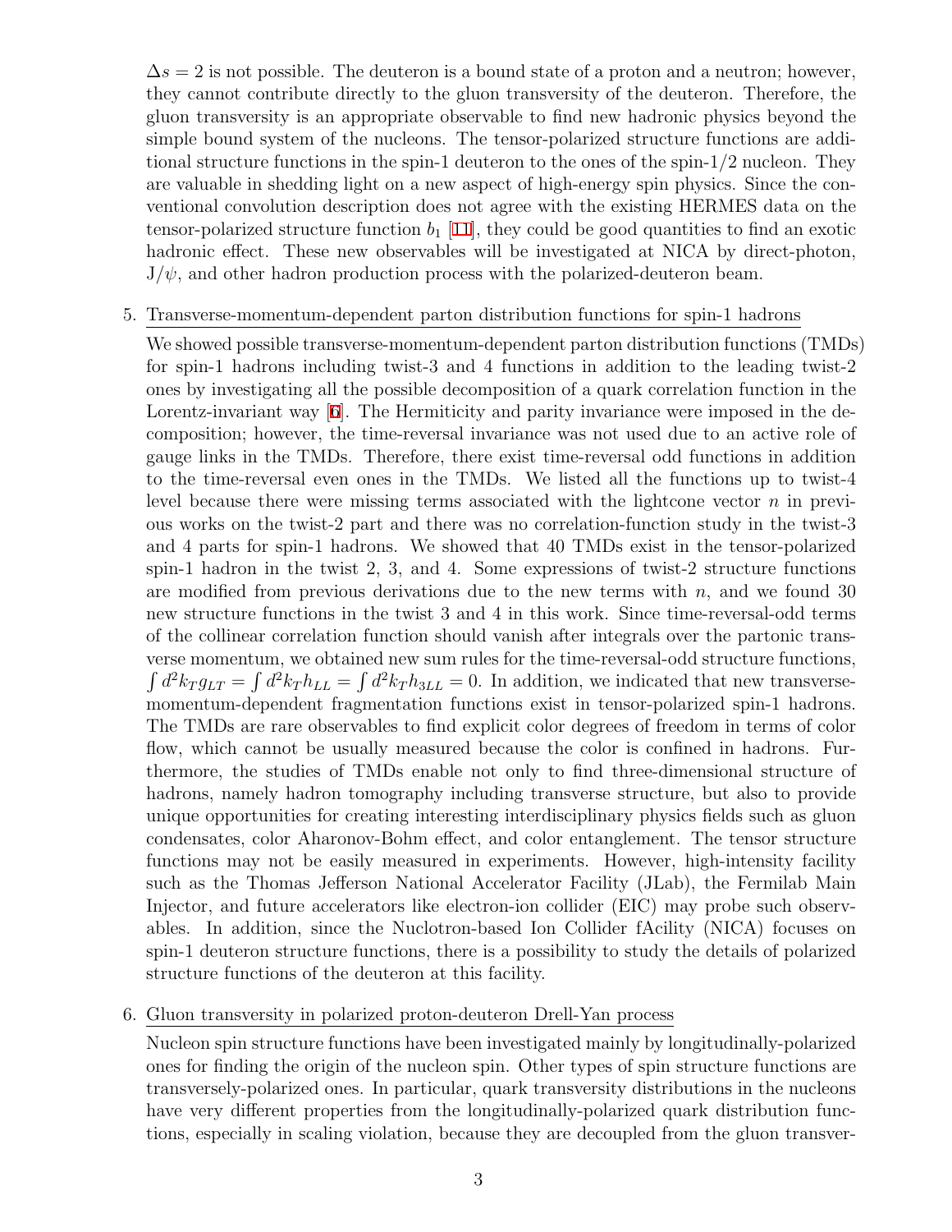$\Delta s = 2$ is not possible. The deuteron is a bound state of a proton and a neutron; however, they cannot contribute directly to the gluon transversity of the deuteron. Therefore, the gluon transversity is an appropriate observable to find new hadronic physics beyond the simple bound system of the nucleons. The tensor-polarized structure functions are additional structure functions in the spin-1 deuteron to the ones of the spin-1/2 nucleon. They are valuable in shedding light on a new aspect of high-energy spin physics. Since the conventional convolution description does not agree with the existing HERMES data on the tensor-polarized structure function $b_1$ [11], they could be good quantities to find an exotic hadronic effect. These new observables will be investigated at NICA by direct-photon, J/$\psi$, and other hadron production process with the polarized-deuteron beam.

5. Transverse-momentum-dependent parton distribution functions for spin-1 hadrons

   We showed possible transverse-momentum-dependent parton distribution functions (TMDs) for spin-1 hadrons including twist-3 and 4 functions in addition to the leading twist-2 ones by investigating all the possible decomposition of a quark correlation function in the Lorentz-invariant way [6]. The Hermiticity and parity invariance were imposed in the decomposition; however, the time-reversal invariance was not used due to an active role of gauge links in the TMDs. Therefore, there exist time-reversal odd functions in addition to the time-reversal even ones in the TMDs. We listed all the functions up to twist-4 level because there were missing terms associated with the lightcone vector $n$ in previous works on the twist-2 part and there was no correlation-function study in the twist-3 and 4 parts for spin-1 hadrons. We showed that 40 TMDs exist in the tensor-polarized spin-1 hadron in the twist 2, 3, and 4. Some expressions of twist-2 structure functions are modified from previous derivations due to the new terms with $n$, and we found 30 new structure functions in the twist 3 and 4 in this work. Since time-reversal-odd terms of the collinear correlation function should vanish after integrals over the partonic transverse momentum, we obtained new sum rules for the time-reversal-odd structure functions, $\int d^2k_T g_{LT} = \int d^2k_T h_{LL} = \int d^2k_T h_{3LL} = 0$. In addition, we indicated that new transverse-momentum-dependent fragmentation functions exist in tensor-polarized spin-1 hadrons. The TMDs are rare observables to find explicit color degrees of freedom in terms of color flow, which cannot be usually measured because the color is confined in hadrons. Furthermore, the studies of TMDs enable not only to find three-dimensional structure of hadrons, namely hadron tomography including transverse structure, but also to provide unique opportunities for creating interesting interdisciplinary physics fields such as gluon condensates, color Aharonov-Bohm effect, and color entanglement. The tensor structure functions may not be easily measured in experiments. However, high-intensity facility such as the Thomas Jefferson National Accelerator Facility (JLab), the Fermilab Main Injector, and future accelerators like electron-ion collider (EIC) may probe such observables. In addition, since the Nuclotron-based Ion Collider fAcility (NICA) focuses on spin-1 deuteron structure functions, there is a possibility to study the details of polarized structure functions of the deuteron at this facility.

6. Gluon transversity in polarized proton-deuteron Drell-Yan process

   Nucleon spin structure functions have been investigated mainly by longitudinally-polarized ones for finding the origin of the nucleon spin. Other types of spin structure functions are transversely-polarized ones. In particular, quark transversity distributions in the nucleons have very different properties from the longitudinally-polarized quark distribution functions, especially in scaling violation, because they are decoupled from the gluon transver-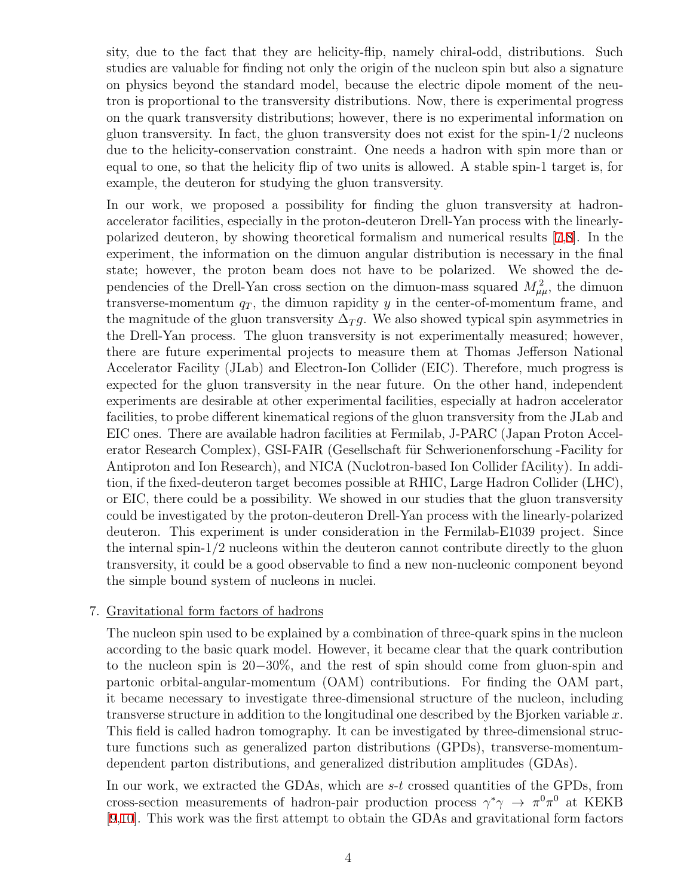sity, due to the fact that they are helicity-flip, namely chiral-odd, distributions. Such studies are valuable for finding not only the origin of the nucleon spin but also a signature on physics beyond the standard model, because the electric dipole moment of the neutron is proportional to the transversity distributions. Now, there is experimental progress on the quark transversity distributions; however, there is no experimental information on gluon transversity. In fact, the gluon transversity does not exist for the spin-1/2 nucleons due to the helicity-conservation constraint. One needs a hadron with spin more than or equal to one, so that the helicity flip of two units is allowed. A stable spin-1 target is, for example, the deuteron for studying the gluon transversity.

In our work, we proposed a possibility for finding the gluon transversity at hadron-accelerator facilities, especially in the proton-deuteron Drell-Yan process with the linearly-polarized deuteron, by showing theoretical formalism and numerical results [7,8]. In the experiment, the information on the dimuon angular distribution is necessary in the final state; however, the proton beam does not have to be polarized. We showed the dependencies of the Drell-Yan cross section on the dimuon-mass squared $M_{\mu\mu}^2$, the dimuon transverse-momentum $q_T$, the dimuon rapidity $y$ in the center-of-momentum frame, and the magnitude of the gluon transversity $\Delta_T g$. We also showed typical spin asymmetries in the Drell-Yan process. The gluon transversity is not experimentally measured; however, there are future experimental projects to measure them at Thomas Jefferson National Accelerator Facility (JLab) and Electron-Ion Collider (EIC). Therefore, much progress is expected for the gluon transversity in the near future. On the other hand, independent experiments are desirable at other experimental facilities, especially at hadron accelerator facilities, to probe different kinematical regions of the gluon transversity from the JLab and EIC ones. There are available hadron facilities at Fermilab, J-PARC (Japan Proton Accelerator Research Complex), GSI-FAIR (Gesellschaft für Schwerionenforschung -Facility for Antiproton and Ion Research), and NICA (Nuclotron-based Ion Collider fAcility). In addition, if the fixed-deuteron target becomes possible at RHIC, Large Hadron Collider (LHC), or EIC, there could be a possibility. We showed in our studies that the gluon transversity could be investigated by the proton-deuteron Drell-Yan process with the linearly-polarized deuteron. This experiment is under consideration in the Fermilab-E1039 project. Since the internal spin-1/2 nucleons within the deuteron cannot contribute directly to the gluon transversity, it could be a good observable to find a new non-nucleonic component beyond the simple bound system of nucleons in nuclei.

7. Gravitational form factors of hadrons

The nucleon spin used to be explained by a combination of three-quark spins in the nucleon according to the basic quark model. However, it became clear that the quark contribution to the nucleon spin is 20−30%, and the rest of spin should come from gluon-spin and partonic orbital-angular-momentum (OAM) contributions. For finding the OAM part, it became necessary to investigate three-dimensional structure of the nucleon, including transverse structure in addition to the longitudinal one described by the Bjorken variable $x$. This field is called hadron tomography. It can be investigated by three-dimensional structure functions such as generalized parton distributions (GPDs), transverse-momentum-dependent parton distributions, and generalized distribution amplitudes (GDAs).

In our work, we extracted the GDAs, which are $s$-$t$ crossed quantities of the GPDs, from cross-section measurements of hadron-pair production process $\gamma^*\gamma \to \pi^0\pi^0$ at KEKB [9,10]. This work was the first attempt to obtain the GDAs and gravitational form factors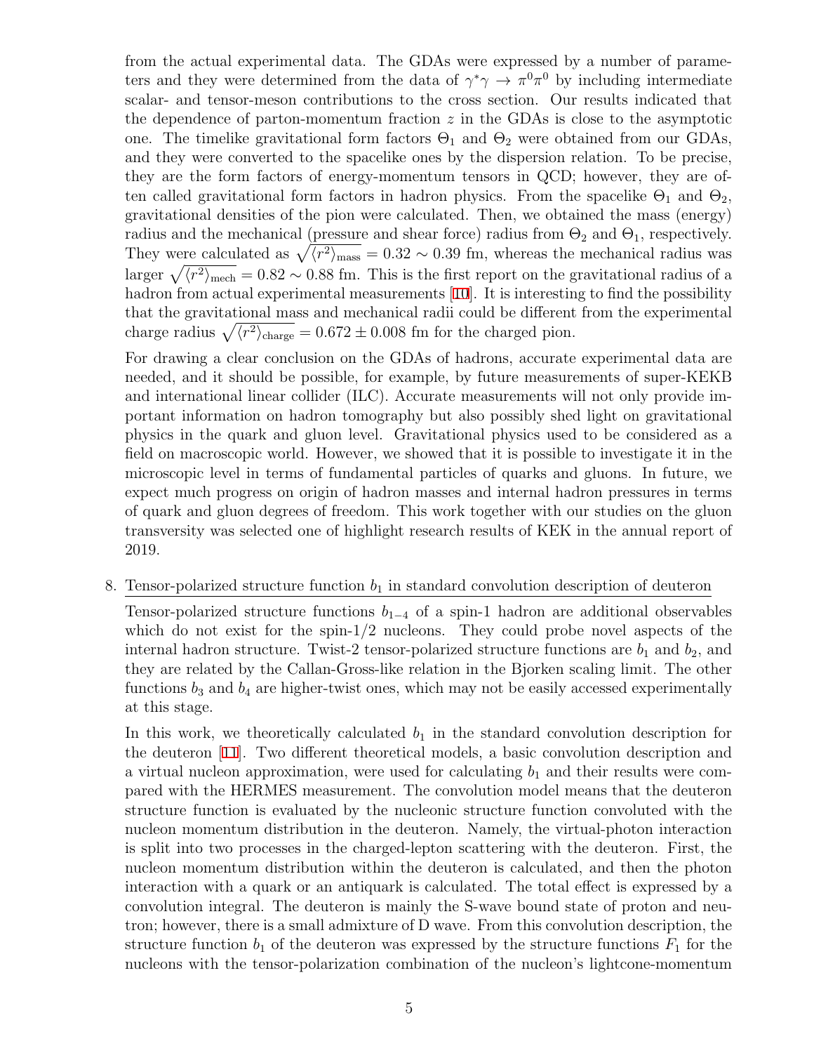from the actual experimental data. The GDAs were expressed by a number of parameters and they were determined from the data of $\gamma^*\gamma \to \pi^0\pi^0$ by including intermediate scalar- and tensor-meson contributions to the cross section. Our results indicated that the dependence of parton-momentum fraction $z$ in the GDAs is close to the asymptotic one. The timelike gravitational form factors $\Theta_1$ and $\Theta_2$ were obtained from our GDAs, and they were converted to the spacelike ones by the dispersion relation. To be precise, they are the form factors of energy-momentum tensors in QCD; however, they are often called gravitational form factors in hadron physics. From the spacelike $\Theta_1$ and $\Theta_2$, gravitational densities of the pion were calculated. Then, we obtained the mass (energy) radius and the mechanical (pressure and shear force) radius from $\Theta_2$ and $\Theta_1$, respectively. They were calculated as $\sqrt{\langle r^2 \rangle_{\text{mass}}} = 0.32 \sim 0.39$ fm, whereas the mechanical radius was larger $\sqrt{\langle r^2 \rangle_{\text{mech}}} = 0.82 \sim 0.88$ fm. This is the first report on the gravitational radius of a hadron from actual experimental measurements [10]. It is interesting to find the possibility that the gravitational mass and mechanical radii could be different from the experimental charge radius $\sqrt{\langle r^2 \rangle_{\text{charge}}} = 0.672 \pm 0.008$ fm for the charged pion.

For drawing a clear conclusion on the GDAs of hadrons, accurate experimental data are needed, and it should be possible, for example, by future measurements of super-KEKB and international linear collider (ILC). Accurate measurements will not only provide important information on hadron tomography but also possibly shed light on gravitational physics in the quark and gluon level. Gravitational physics used to be considered as a field on macroscopic world. However, we showed that it is possible to investigate it in the microscopic level in terms of fundamental particles of quarks and gluons. In future, we expect much progress on origin of hadron masses and internal hadron pressures in terms of quark and gluon degrees of freedom. This work together with our studies on the gluon transversity was selected one of highlight research results of KEK in the annual report of 2019.

8. Tensor-polarized structure function $b_1$ in standard convolution description of deuteron

Tensor-polarized structure functions $b_{1-4}$ of a spin-1 hadron are additional observables which do not exist for the spin-1/2 nucleons. They could probe novel aspects of the internal hadron structure. Twist-2 tensor-polarized structure functions are $b_1$ and $b_2$, and they are related by the Callan-Gross-like relation in the Bjorken scaling limit. The other functions $b_3$ and $b_4$ are higher-twist ones, which may not be easily accessed experimentally at this stage.

In this work, we theoretically calculated $b_1$ in the standard convolution description for the deuteron [11]. Two different theoretical models, a basic convolution description and a virtual nucleon approximation, were used for calculating $b_1$ and their results were compared with the HERMES measurement. The convolution model means that the deuteron structure function is evaluated by the nucleonic structure function convoluted with the nucleon momentum distribution in the deuteron. Namely, the virtual-photon interaction is split into two processes in the charged-lepton scattering with the deuteron. First, the nucleon momentum distribution within the deuteron is calculated, and then the photon interaction with a quark or an antiquark is calculated. The total effect is expressed by a convolution integral. The deuteron is mainly the S-wave bound state of proton and neutron; however, there is a small admixture of D wave. From this convolution description, the structure function $b_1$ of the deuteron was expressed by the structure functions $F_1$ for the nucleons with the tensor-polarization combination of the nucleon's lightcone-momentum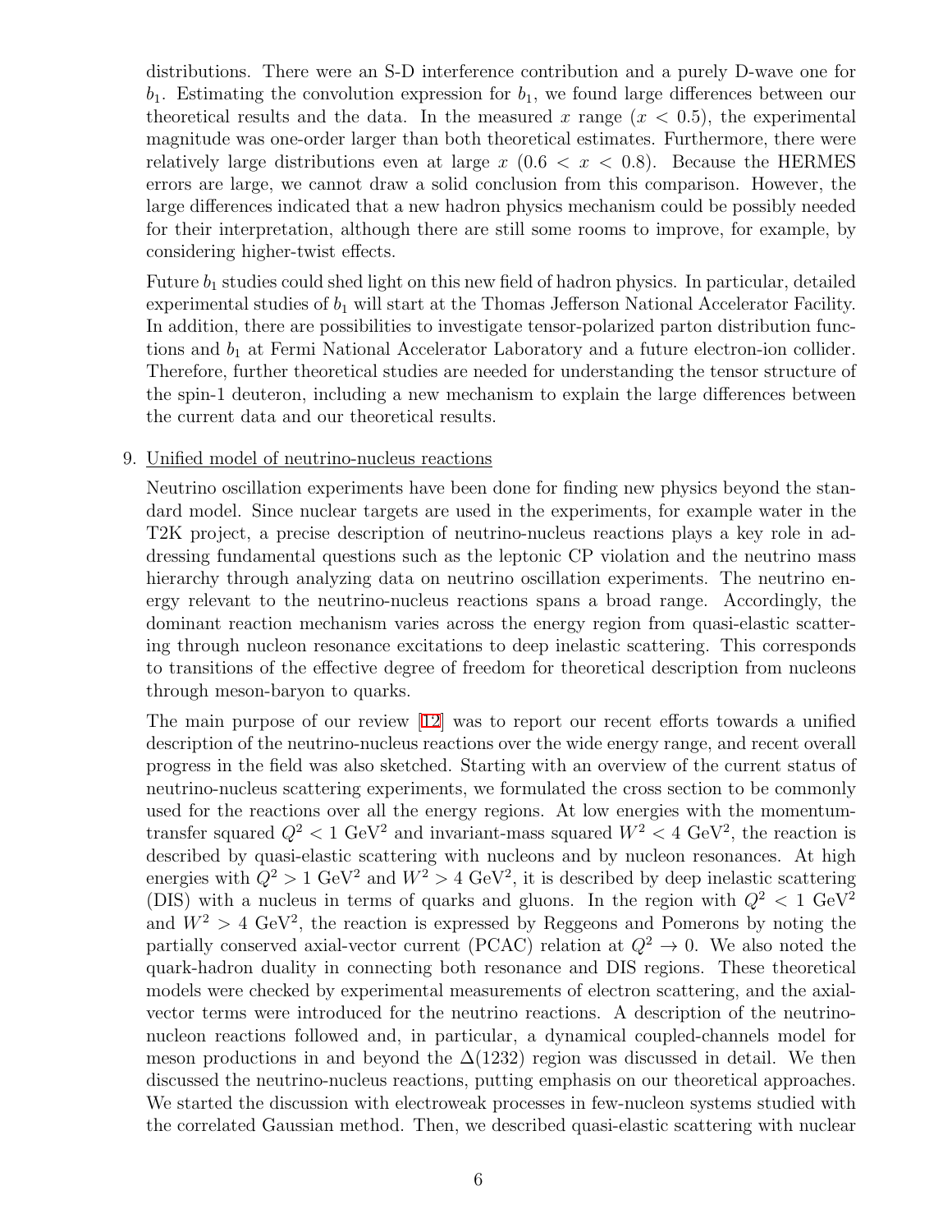distributions. There were an S-D interference contribution and a purely D-wave one for $b_1$. Estimating the convolution expression for $b_1$, we found large differences between our theoretical results and the data. In the measured $x$ range ($x < 0.5$), the experimental magnitude was one-order larger than both theoretical estimates. Furthermore, there were relatively large distributions even at large $x$ ($0.6 < x < 0.8$). Because the HERMES errors are large, we cannot draw a solid conclusion from this comparison. However, the large differences indicated that a new hadron physics mechanism could be possibly needed for their interpretation, although there are still some rooms to improve, for example, by considering higher-twist effects.

Future $b_1$ studies could shed light on this new field of hadron physics. In particular, detailed experimental studies of $b_1$ will start at the Thomas Jefferson National Accelerator Facility. In addition, there are possibilities to investigate tensor-polarized parton distribution functions and $b_1$ at Fermi National Accelerator Laboratory and a future electron-ion collider. Therefore, further theoretical studies are needed for understanding the tensor structure of the spin-1 deuteron, including a new mechanism to explain the large differences between the current data and our theoretical results.

9. Unified model of neutrino-nucleus reactions

Neutrino oscillation experiments have been done for finding new physics beyond the standard model. Since nuclear targets are used in the experiments, for example water in the T2K project, a precise description of neutrino-nucleus reactions plays a key role in addressing fundamental questions such as the leptonic CP violation and the neutrino mass hierarchy through analyzing data on neutrino oscillation experiments. The neutrino energy relevant to the neutrino-nucleus reactions spans a broad range. Accordingly, the dominant reaction mechanism varies across the energy region from quasi-elastic scattering through nucleon resonance excitations to deep inelastic scattering. This corresponds to transitions of the effective degree of freedom for theoretical description from nucleons through meson-baryon to quarks.

The main purpose of our review [12] was to report our recent efforts towards a unified description of the neutrino-nucleus reactions over the wide energy range, and recent overall progress in the field was also sketched. Starting with an overview of the current status of neutrino-nucleus scattering experiments, we formulated the cross section to be commonly used for the reactions over all the energy regions. At low energies with the momentum-transfer squared $Q^2 < 1$ GeV$^2$ and invariant-mass squared $W^2 < 4$ GeV$^2$, the reaction is described by quasi-elastic scattering with nucleons and by nucleon resonances. At high energies with $Q^2 > 1$ GeV$^2$ and $W^2 > 4$ GeV$^2$, it is described by deep inelastic scattering (DIS) with a nucleus in terms of quarks and gluons. In the region with $Q^2 < 1$ GeV$^2$ and $W^2 > 4$ GeV$^2$, the reaction is expressed by Reggeons and Pomerons by noting the partially conserved axial-vector current (PCAC) relation at $Q^2 \to 0$. We also noted the quark-hadron duality in connecting both resonance and DIS regions. These theoretical models were checked by experimental measurements of electron scattering, and the axial-vector terms were introduced for the neutrino reactions. A description of the neutrino-nucleon reactions followed and, in particular, a dynamical coupled-channels model for meson productions in and beyond the $\Delta(1232)$ region was discussed in detail. We then discussed the neutrino-nucleus reactions, putting emphasis on our theoretical approaches. We started the discussion with electroweak processes in few-nucleon systems studied with the correlated Gaussian method. Then, we described quasi-elastic scattering with nuclear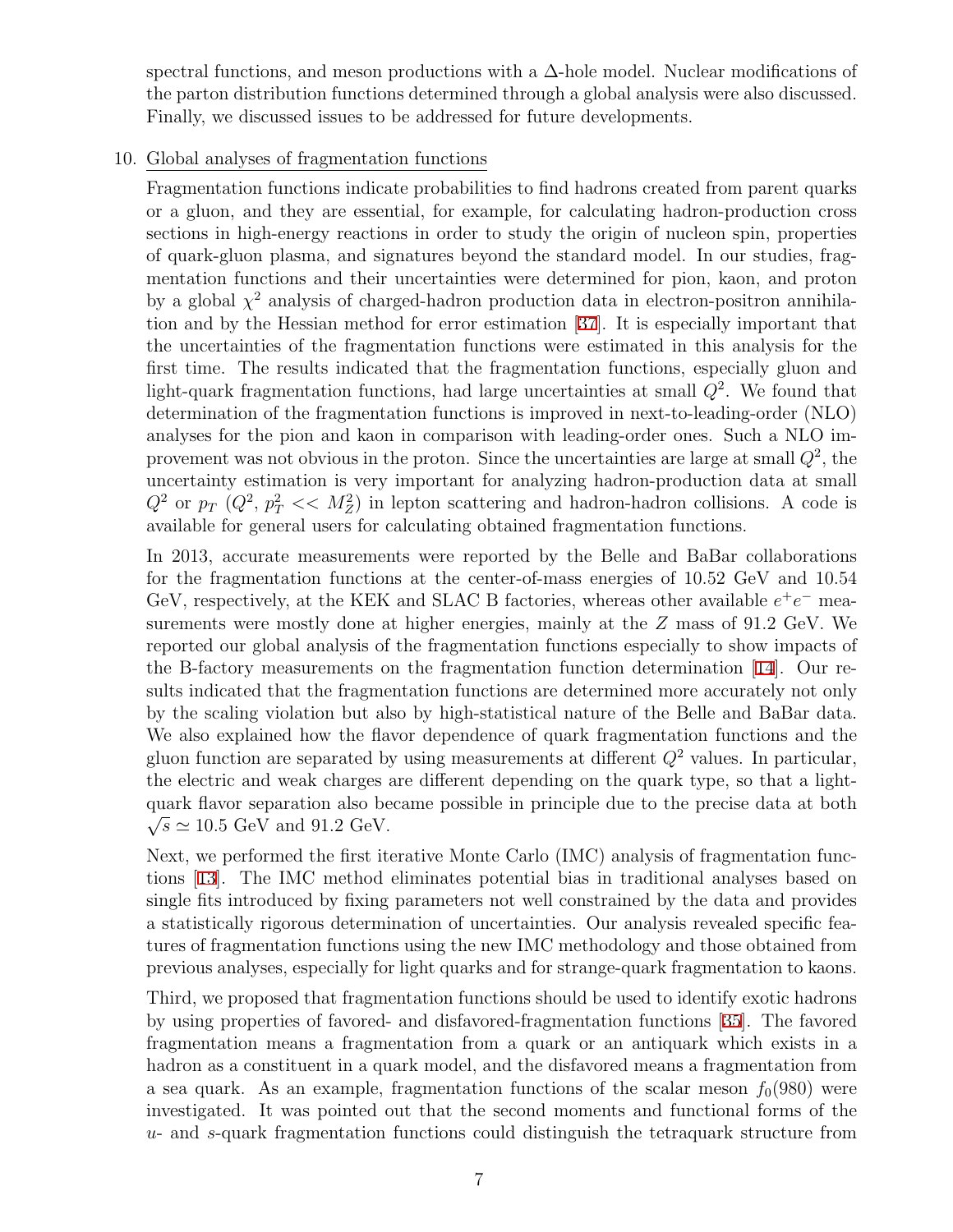spectral functions, and meson productions with a Δ-hole model. Nuclear modifications of the parton distribution functions determined through a global analysis were also discussed. Finally, we discussed issues to be addressed for future developments.

10. Global analyses of fragmentation functions

    Fragmentation functions indicate probabilities to find hadrons created from parent quarks or a gluon, and they are essential, for example, for calculating hadron-production cross sections in high-energy reactions in order to study the origin of nucleon spin, properties of quark-gluon plasma, and signatures beyond the standard model. In our studies, fragmentation functions and their uncertainties were determined for pion, kaon, and proton by a global $\chi^2$ analysis of charged-hadron production data in electron-positron annihilation and by the Hessian method for error estimation [37]. It is especially important that the uncertainties of the fragmentation functions were estimated in this analysis for the first time. The results indicated that the fragmentation functions, especially gluon and light-quark fragmentation functions, had large uncertainties at small $Q^2$. We found that determination of the fragmentation functions is improved in next-to-leading-order (NLO) analyses for the pion and kaon in comparison with leading-order ones. Such a NLO improvement was not obvious in the proton. Since the uncertainties are large at small $Q^2$, the uncertainty estimation is very important for analyzing hadron-production data at small $Q^2$ or $p_T$ ($Q^2$, $p_T^2 << M_Z^2$) in lepton scattering and hadron-hadron collisions. A code is available for general users for calculating obtained fragmentation functions.

    In 2013, accurate measurements were reported by the Belle and BaBar collaborations for the fragmentation functions at the center-of-mass energies of 10.52 GeV and 10.54 GeV, respectively, at the KEK and SLAC B factories, whereas other available $e^+e^-$ measurements were mostly done at higher energies, mainly at the $Z$ mass of 91.2 GeV. We reported our global analysis of the fragmentation functions especially to show impacts of the B-factory measurements on the fragmentation function determination [14]. Our results indicated that the fragmentation functions are determined more accurately not only by the scaling violation but also by high-statistical nature of the Belle and BaBar data. We also explained how the flavor dependence of quark fragmentation functions and the gluon function are separated by using measurements at different $Q^2$ values. In particular, the electric and weak charges are different depending on the quark type, so that a light-quark flavor separation also became possible in principle due to the precise data at both $\sqrt{s} \simeq 10.5$ GeV and 91.2 GeV.

    Next, we performed the first iterative Monte Carlo (IMC) analysis of fragmentation functions [13]. The IMC method eliminates potential bias in traditional analyses based on single fits introduced by fixing parameters not well constrained by the data and provides a statistically rigorous determination of uncertainties. Our analysis revealed specific features of fragmentation functions using the new IMC methodology and those obtained from previous analyses, especially for light quarks and for strange-quark fragmentation to kaons.

    Third, we proposed that fragmentation functions should be used to identify exotic hadrons by using properties of favored- and disfavored-fragmentation functions [35]. The favored fragmentation means a fragmentation from a quark or an antiquark which exists in a hadron as a constituent in a quark model, and the disfavored means a fragmentation from a sea quark. As an example, fragmentation functions of the scalar meson $f_0(980)$ were investigated. It was pointed out that the second moments and functional forms of the $u$- and $s$-quark fragmentation functions could distinguish the tetraquark structure from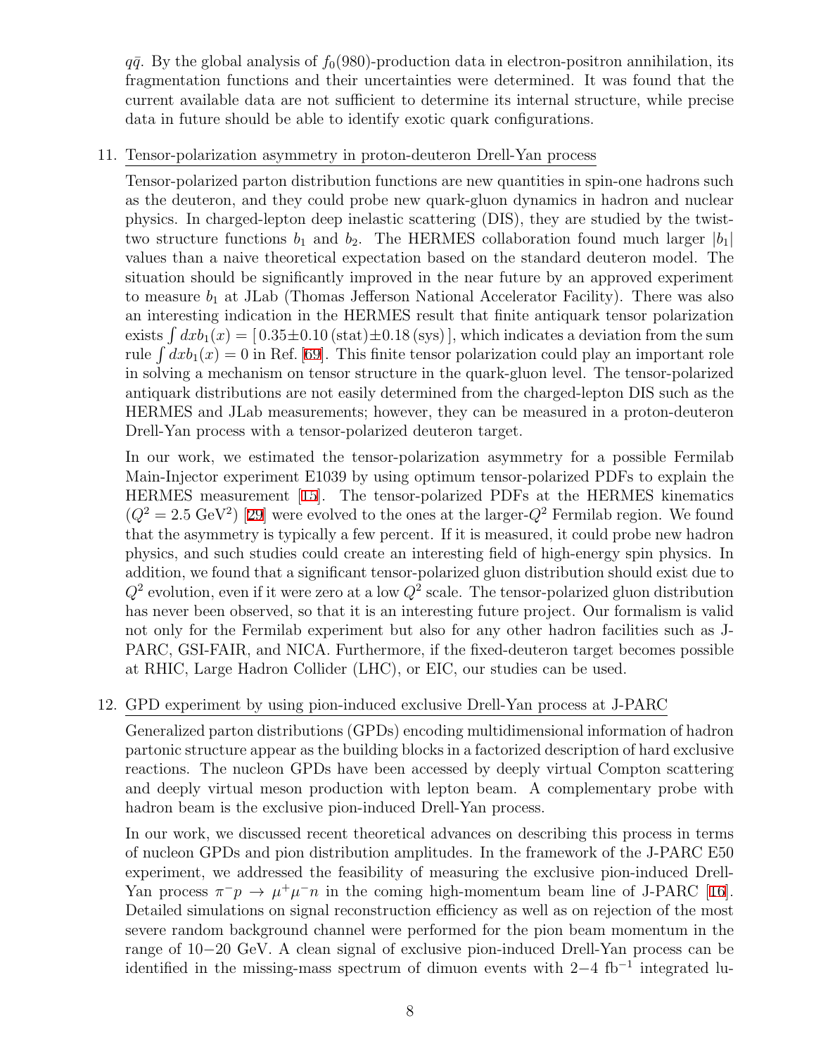$q\bar{q}$. By the global analysis of $f_0(980)$-production data in electron-positron annihilation, its fragmentation functions and their uncertainties were determined. It was found that the current available data are not sufficient to determine its internal structure, while precise data in future should be able to identify exotic quark configurations.

11. Tensor-polarization asymmetry in proton-deuteron Drell-Yan process

    Tensor-polarized parton distribution functions are new quantities in spin-one hadrons such as the deuteron, and they could probe new quark-gluon dynamics in hadron and nuclear physics. In charged-lepton deep inelastic scattering (DIS), they are studied by the twist-two structure functions $b_1$ and $b_2$. The HERMES collaboration found much larger $|b_1|$ values than a naive theoretical expectation based on the standard deuteron model. The situation should be significantly improved in the near future by an approved experiment to measure $b_1$ at JLab (Thomas Jefferson National Accelerator Facility). There was also an interesting indication in the HERMES result that finite antiquark tensor polarization exists $\int dx b_1(x) = [\,0.35{\pm}0.10\,(\text{stat}){\pm}0.18\,(\text{sys})\,]$, which indicates a deviation from the sum rule $\int dx b_1(x) = 0$ in Ref. [69]. This finite tensor polarization could play an important role in solving a mechanism on tensor structure in the quark-gluon level. The tensor-polarized antiquark distributions are not easily determined from the charged-lepton DIS such as the HERMES and JLab measurements; however, they can be measured in a proton-deuteron Drell-Yan process with a tensor-polarized deuteron target.

    In our work, we estimated the tensor-polarization asymmetry for a possible Fermilab Main-Injector experiment E1039 by using optimum tensor-polarized PDFs to explain the HERMES measurement [15]. The tensor-polarized PDFs at the HERMES kinematics ($Q^2 = 2.5$ GeV$^2$) [29] were evolved to the ones at the larger-$Q^2$ Fermilab region. We found that the asymmetry is typically a few percent. If it is measured, it could probe new hadron physics, and such studies could create an interesting field of high-energy spin physics. In addition, we found that a significant tensor-polarized gluon distribution should exist due to $Q^2$ evolution, even if it were zero at a low $Q^2$ scale. The tensor-polarized gluon distribution has never been observed, so that it is an interesting future project. Our formalism is valid not only for the Fermilab experiment but also for any other hadron facilities such as J-PARC, GSI-FAIR, and NICA. Furthermore, if the fixed-deuteron target becomes possible at RHIC, Large Hadron Collider (LHC), or EIC, our studies can be used.

12. GPD experiment by using pion-induced exclusive Drell-Yan process at J-PARC

    Generalized parton distributions (GPDs) encoding multidimensional information of hadron partonic structure appear as the building blocks in a factorized description of hard exclusive reactions. The nucleon GPDs have been accessed by deeply virtual Compton scattering and deeply virtual meson production with lepton beam. A complementary probe with hadron beam is the exclusive pion-induced Drell-Yan process.

    In our work, we discussed recent theoretical advances on describing this process in terms of nucleon GPDs and pion distribution amplitudes. In the framework of the J-PARC E50 experiment, we addressed the feasibility of measuring the exclusive pion-induced Drell-Yan process $\pi^- p \to \mu^+\mu^- n$ in the coming high-momentum beam line of J-PARC [16]. Detailed simulations on signal reconstruction efficiency as well as on rejection of the most severe random background channel were performed for the pion beam momentum in the range of 10−20 GeV. A clean signal of exclusive pion-induced Drell-Yan process can be identified in the missing-mass spectrum of dimuon events with 2−4 fb$^{-1}$ integrated lu-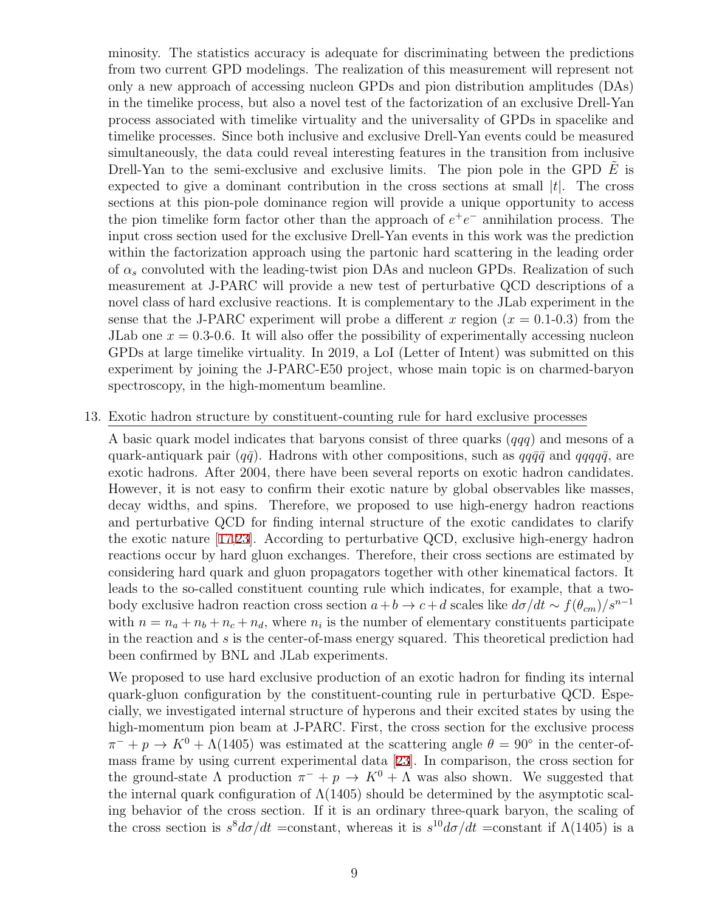minosity. The statistics accuracy is adequate for discriminating between the predictions from two current GPD modelings. The realization of this measurement will represent not only a new approach of accessing nucleon GPDs and pion distribution amplitudes (DAs) in the timelike process, but also a novel test of the factorization of an exclusive Drell-Yan process associated with timelike virtuality and the universality of GPDs in spacelike and timelike processes. Since both inclusive and exclusive Drell-Yan events could be measured simultaneously, the data could reveal interesting features in the transition from inclusive Drell-Yan to the semi-exclusive and exclusive limits. The pion pole in the GPD $\tilde{E}$ is expected to give a dominant contribution in the cross sections at small $|t|$. The cross sections at this pion-pole dominance region will provide a unique opportunity to access the pion timelike form factor other than the approach of $e^+e^-$ annihilation process. The input cross section used for the exclusive Drell-Yan events in this work was the prediction within the factorization approach using the partonic hard scattering in the leading order of $\alpha_s$ convoluted with the leading-twist pion DAs and nucleon GPDs. Realization of such measurement at J-PARC will provide a new test of perturbative QCD descriptions of a novel class of hard exclusive reactions. It is complementary to the JLab experiment in the sense that the J-PARC experiment will probe a different $x$ region ($x$ = 0.1-0.3) from the JLab one $x$ = 0.3-0.6. It will also offer the possibility of experimentally accessing nucleon GPDs at large timelike virtuality. In 2019, a LoI (Letter of Intent) was submitted on this experiment by joining the J-PARC-E50 project, whose main topic is on charmed-baryon spectroscopy, in the high-momentum beamline.

13. Exotic hadron structure by constituent-counting rule for hard exclusive processes

    A basic quark model indicates that baryons consist of three quarks ($qqq$) and mesons of a quark-antiquark pair ($q\bar{q}$). Hadrons with other compositions, such as $qq\bar{q}\bar{q}$ and $qqqq\bar{q}$, are exotic hadrons. After 2004, there have been several reports on exotic hadron candidates. However, it is not easy to confirm their exotic nature by global observables like masses, decay widths, and spins. Therefore, we proposed to use high-energy hadron reactions and perturbative QCD for finding internal structure of the exotic candidates to clarify the exotic nature [17,23]. According to perturbative QCD, exclusive high-energy hadron reactions occur by hard gluon exchanges. Therefore, their cross sections are estimated by considering hard quark and gluon propagators together with other kinematical factors. It leads to the so-called constituent counting rule which indicates, for example, that a two-body exclusive hadron reaction cross section $a + b \to c + d$ scales like $d\sigma/dt \sim f(\theta_{cm})/s^{n-1}$ with $n = n_a + n_b + n_c + n_d$, where $n_i$ is the number of elementary constituents participate in the reaction and $s$ is the center-of-mass energy squared. This theoretical prediction had been confirmed by BNL and JLab experiments.

    We proposed to use hard exclusive production of an exotic hadron for finding its internal quark-gluon configuration by the constituent-counting rule in perturbative QCD. Especially, we investigated internal structure of hyperons and their excited states by using the high-momentum pion beam at J-PARC. First, the cross section for the exclusive process $\pi^- + p \to K^0 + \Lambda(1405)$ was estimated at the scattering angle $\theta = 90^\circ$ in the center-of-mass frame by using current experimental data [23]. In comparison, the cross section for the ground-state $\Lambda$ production $\pi^- + p \to K^0 + \Lambda$ was also shown. We suggested that the internal quark configuration of $\Lambda(1405)$ should be determined by the asymptotic scaling behavior of the cross section. If it is an ordinary three-quark baryon, the scaling of the cross section is $s^8 d\sigma/dt$ =constant, whereas it is $s^{10} d\sigma/dt$ =constant if $\Lambda(1405)$ is a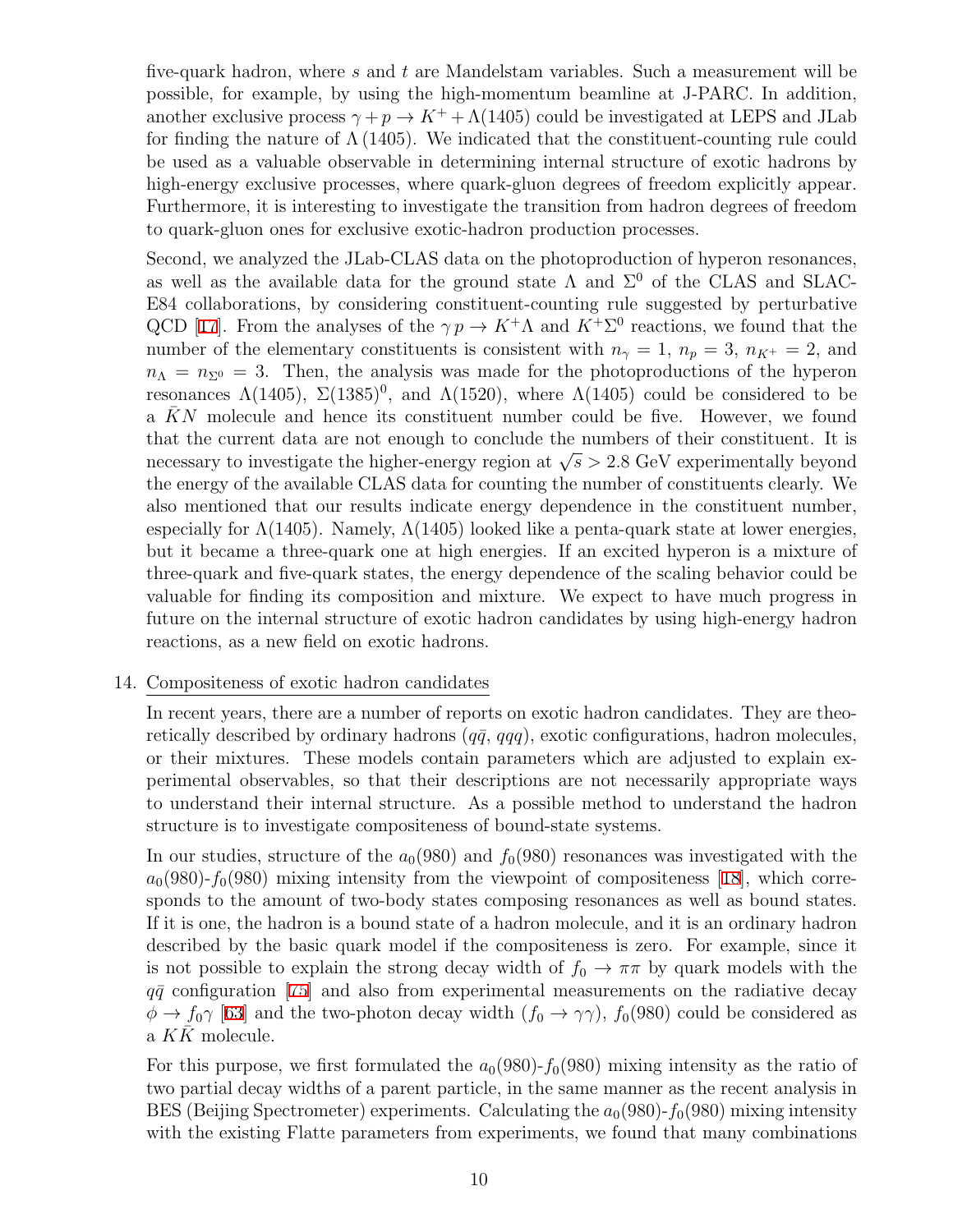five-quark hadron, where $s$ and $t$ are Mandelstam variables. Such a measurement will be possible, for example, by using the high-momentum beamline at J-PARC. In addition, another exclusive process $\gamma + p \to K^+ + \Lambda(1405)$ could be investigated at LEPS and JLab for finding the nature of $\Lambda(1405)$. We indicated that the constituent-counting rule could be used as a valuable observable in determining internal structure of exotic hadrons by high-energy exclusive processes, where quark-gluon degrees of freedom explicitly appear. Furthermore, it is interesting to investigate the transition from hadron degrees of freedom to quark-gluon ones for exclusive exotic-hadron production processes.

Second, we analyzed the JLab-CLAS data on the photoproduction of hyperon resonances, as well as the available data for the ground state $\Lambda$ and $\Sigma^0$ of the CLAS and SLAC-E84 collaborations, by considering constituent-counting rule suggested by perturbative QCD [17]. From the analyses of the $\gamma p \to K^+\Lambda$ and $K^+\Sigma^0$ reactions, we found that the number of the elementary constituents is consistent with $n_\gamma = 1$, $n_p = 3$, $n_{K^+} = 2$, and $n_\Lambda = n_{\Sigma^0} = 3$. Then, the analysis was made for the photoproductions of the hyperon resonances $\Lambda(1405)$, $\Sigma(1385)^0$, and $\Lambda(1520)$, where $\Lambda(1405)$ could be considered to be a $\bar{K}N$ molecule and hence its constituent number could be five. However, we found that the current data are not enough to conclude the numbers of their constituent. It is necessary to investigate the higher-energy region at $\sqrt{s} > 2.8$ GeV experimentally beyond the energy of the available CLAS data for counting the number of constituents clearly. We also mentioned that our results indicate energy dependence in the constituent number, especially for $\Lambda(1405)$. Namely, $\Lambda(1405)$ looked like a penta-quark state at lower energies, but it became a three-quark one at high energies. If an excited hyperon is a mixture of three-quark and five-quark states, the energy dependence of the scaling behavior could be valuable for finding its composition and mixture. We expect to have much progress in future on the internal structure of exotic hadron candidates by using high-energy hadron reactions, as a new field on exotic hadrons.

14. Compositeness of exotic hadron candidates

In recent years, there are a number of reports on exotic hadron candidates. They are theoretically described by ordinary hadrons ($q\bar{q}$, $qqq$), exotic configurations, hadron molecules, or their mixtures. These models contain parameters which are adjusted to explain experimental observables, so that their descriptions are not necessarily appropriate ways to understand their internal structure. As a possible method to understand the hadron structure is to investigate compositeness of bound-state systems.

In our studies, structure of the $a_0(980)$ and $f_0(980)$ resonances was investigated with the $a_0(980)$-$f_0(980)$ mixing intensity from the viewpoint of compositeness [18], which corresponds to the amount of two-body states composing resonances as well as bound states. If it is one, the hadron is a bound state of a hadron molecule, and it is an ordinary hadron described by the basic quark model if the compositeness is zero. For example, since it is not possible to explain the strong decay width of $f_0 \to \pi\pi$ by quark models with the $q\bar{q}$ configuration [75] and also from experimental measurements on the radiative decay $\phi \to f_0\gamma$ [63] and the two-photon decay width ($f_0 \to \gamma\gamma$), $f_0(980)$ could be considered as a $K\bar{K}$ molecule.

For this purpose, we first formulated the $a_0(980)$-$f_0(980)$ mixing intensity as the ratio of two partial decay widths of a parent particle, in the same manner as the recent analysis in BES (Beijing Spectrometer) experiments. Calculating the $a_0(980)$-$f_0(980)$ mixing intensity with the existing Flatte parameters from experiments, we found that many combinations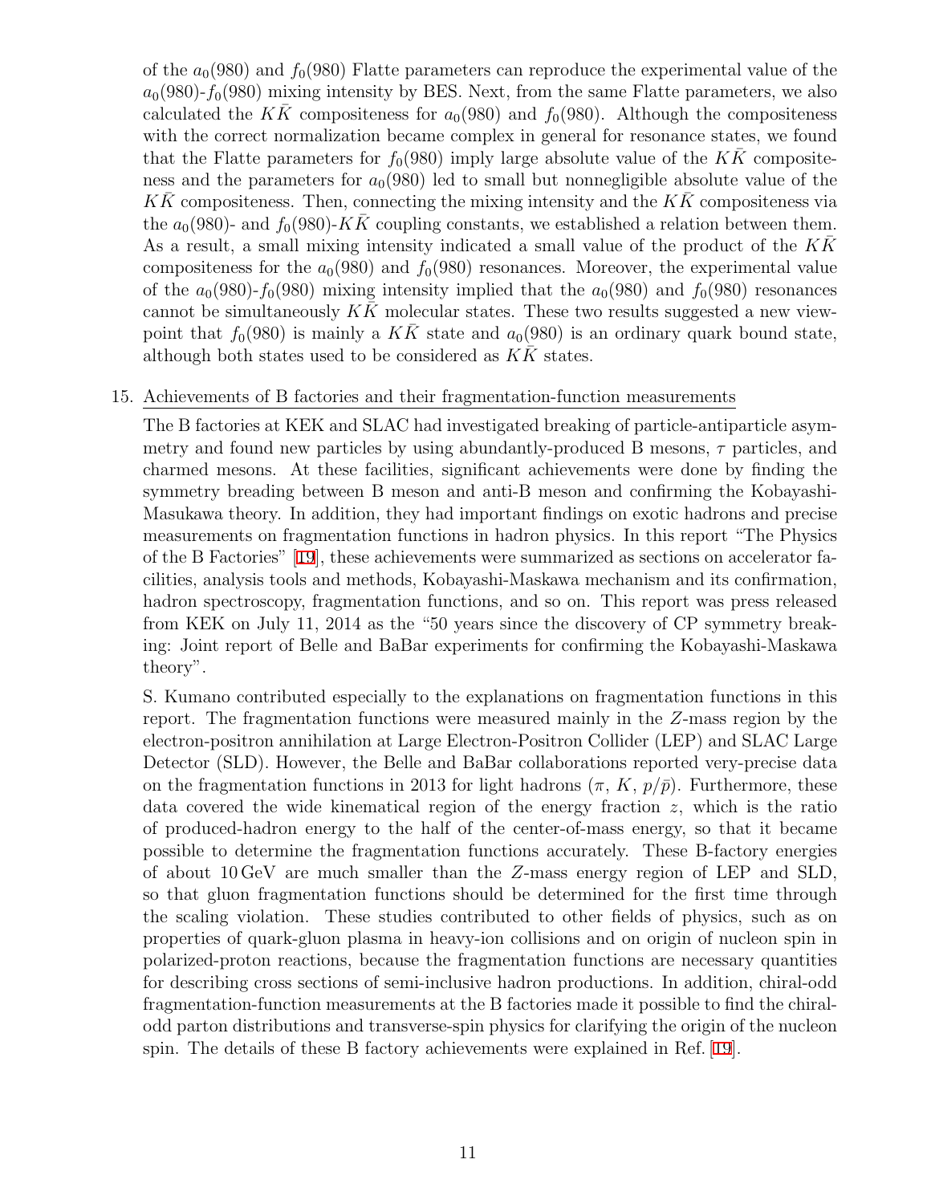of the $a_0(980)$ and $f_0(980)$ Flatte parameters can reproduce the experimental value of the $a_0(980)$-$f_0(980)$ mixing intensity by BES. Next, from the same Flatte parameters, we also calculated the $K\bar{K}$ compositeness for $a_0(980)$ and $f_0(980)$. Although the compositeness with the correct normalization became complex in general for resonance states, we found that the Flatte parameters for $f_0(980)$ imply large absolute value of the $K\bar{K}$ compositeness and the parameters for $a_0(980)$ led to small but nonnegligible absolute value of the $K\bar{K}$ compositeness. Then, connecting the mixing intensity and the $K\bar{K}$ compositeness via the $a_0(980)$- and $f_0(980)$-$K\bar{K}$ coupling constants, we established a relation between them. As a result, a small mixing intensity indicated a small value of the product of the $K\bar{K}$ compositeness for the $a_0(980)$ and $f_0(980)$ resonances. Moreover, the experimental value of the $a_0(980)$-$f_0(980)$ mixing intensity implied that the $a_0(980)$ and $f_0(980)$ resonances cannot be simultaneously $K\bar{K}$ molecular states. These two results suggested a new viewpoint that $f_0(980)$ is mainly a $K\bar{K}$ state and $a_0(980)$ is an ordinary quark bound state, although both states used to be considered as $K\bar{K}$ states.

15. Achievements of B factories and their fragmentation-function measurements

    The B factories at KEK and SLAC had investigated breaking of particle-antiparticle asymmetry and found new particles by using abundantly-produced B mesons, $\tau$ particles, and charmed mesons. At these facilities, significant achievements were done by finding the symmetry breading between B meson and anti-B meson and confirming the Kobayashi-Masukawa theory. In addition, they had important findings on exotic hadrons and precise measurements on fragmentation functions in hadron physics. In this report "The Physics of the B Factories" [19], these achievements were summarized as sections on accelerator facilities, analysis tools and methods, Kobayashi-Maskawa mechanism and its confirmation, hadron spectroscopy, fragmentation functions, and so on. This report was press released from KEK on July 11, 2014 as the "50 years since the discovery of CP symmetry breaking: Joint report of Belle and BaBar experiments for confirming the Kobayashi-Maskawa theory".

    S. Kumano contributed especially to the explanations on fragmentation functions in this report. The fragmentation functions were measured mainly in the $Z$-mass region by the electron-positron annihilation at Large Electron-Positron Collider (LEP) and SLAC Large Detector (SLD). However, the Belle and BaBar collaborations reported very-precise data on the fragmentation functions in 2013 for light hadrons ($\pi$, $K$, $p/\bar{p}$). Furthermore, these data covered the wide kinematical region of the energy fraction $z$, which is the ratio of produced-hadron energy to the half of the center-of-mass energy, so that it became possible to determine the fragmentation functions accurately. These B-factory energies of about 10 GeV are much smaller than the $Z$-mass energy region of LEP and SLD, so that gluon fragmentation functions should be determined for the first time through the scaling violation. These studies contributed to other fields of physics, such as on properties of quark-gluon plasma in heavy-ion collisions and on origin of nucleon spin in polarized-proton reactions, because the fragmentation functions are necessary quantities for describing cross sections of semi-inclusive hadron productions. In addition, chiral-odd fragmentation-function measurements at the B factories made it possible to find the chiral-odd parton distributions and transverse-spin physics for clarifying the origin of the nucleon spin. The details of these B factory achievements were explained in Ref. [19].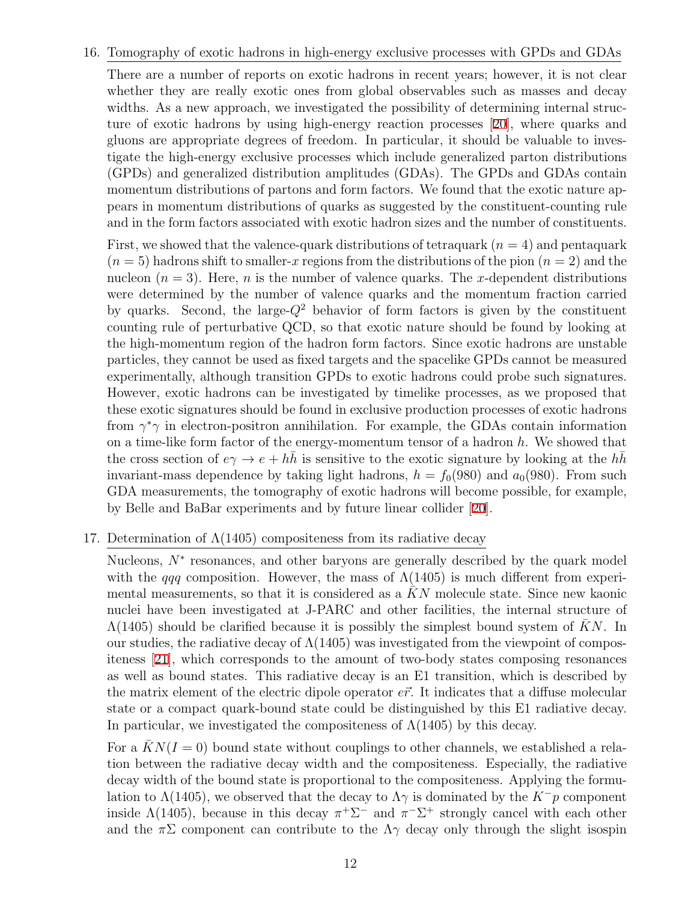16. Tomography of exotic hadrons in high-energy exclusive processes with GPDs and GDAs

    There are a number of reports on exotic hadrons in recent years; however, it is not clear whether they are really exotic ones from global observables such as masses and decay widths. As a new approach, we investigated the possibility of determining internal structure of exotic hadrons by using high-energy reaction processes [20], where quarks and gluons are appropriate degrees of freedom. In particular, it should be valuable to investigate the high-energy exclusive processes which include generalized parton distributions (GPDs) and generalized distribution amplitudes (GDAs). The GPDs and GDAs contain momentum distributions of partons and form factors. We found that the exotic nature appears in momentum distributions of quarks as suggested by the constituent-counting rule and in the form factors associated with exotic hadron sizes and the number of constituents.

    First, we showed that the valence-quark distributions of tetraquark ($n = 4$) and pentaquark ($n = 5$) hadrons shift to smaller-$x$ regions from the distributions of the pion ($n = 2$) and the nucleon ($n = 3$). Here, $n$ is the number of valence quarks. The $x$-dependent distributions were determined by the number of valence quarks and the momentum fraction carried by quarks. Second, the large-$Q^2$ behavior of form factors is given by the constituent counting rule of perturbative QCD, so that exotic nature should be found by looking at the high-momentum region of the hadron form factors. Since exotic hadrons are unstable particles, they cannot be used as fixed targets and the spacelike GPDs cannot be measured experimentally, although transition GPDs to exotic hadrons could probe such signatures. However, exotic hadrons can be investigated by timelike processes, as we proposed that these exotic signatures should be found in exclusive production processes of exotic hadrons from $\gamma^*\gamma$ in electron-positron annihilation. For example, the GDAs contain information on a time-like form factor of the energy-momentum tensor of a hadron $h$. We showed that the cross section of $e\gamma \to e + h\bar{h}$ is sensitive to the exotic signature by looking at the $h\bar{h}$ invariant-mass dependence by taking light hadrons, $h = f_0(980)$ and $a_0(980)$. From such GDA measurements, the tomography of exotic hadrons will become possible, for example, by Belle and BaBar experiments and by future linear collider [20].

17. Determination of $\Lambda(1405)$ compositeness from its radiative decay

    Nucleons, $N^*$ resonances, and other baryons are generally described by the quark model with the $qqq$ composition. However, the mass of $\Lambda(1405)$ is much different from experimental measurements, so that it is considered as a $\bar{K}N$ molecule state. Since new kaonic nuclei have been investigated at J-PARC and other facilities, the internal structure of $\Lambda(1405)$ should be clarified because it is possibly the simplest bound system of $\bar{K}N$. In our studies, the radiative decay of $\Lambda(1405)$ was investigated from the viewpoint of compositeness [21], which corresponds to the amount of two-body states composing resonances as well as bound states. This radiative decay is an E1 transition, which is described by the matrix element of the electric dipole operator $e\vec{r}$. It indicates that a diffuse molecular state or a compact quark-bound state could be distinguished by this E1 radiative decay. In particular, we investigated the compositeness of $\Lambda(1405)$ by this decay.

    For a $\bar{K}N(I = 0)$ bound state without couplings to other channels, we established a relation between the radiative decay width and the compositeness. Especially, the radiative decay width of the bound state is proportional to the compositeness. Applying the formulation to $\Lambda(1405)$, we observed that the decay to $\Lambda\gamma$ is dominated by the $K^-p$ component inside $\Lambda(1405)$, because in this decay $\pi^+\Sigma^-$ and $\pi^-\Sigma^+$ strongly cancel with each other and the $\pi\Sigma$ component can contribute to the $\Lambda\gamma$ decay only through the slight isospin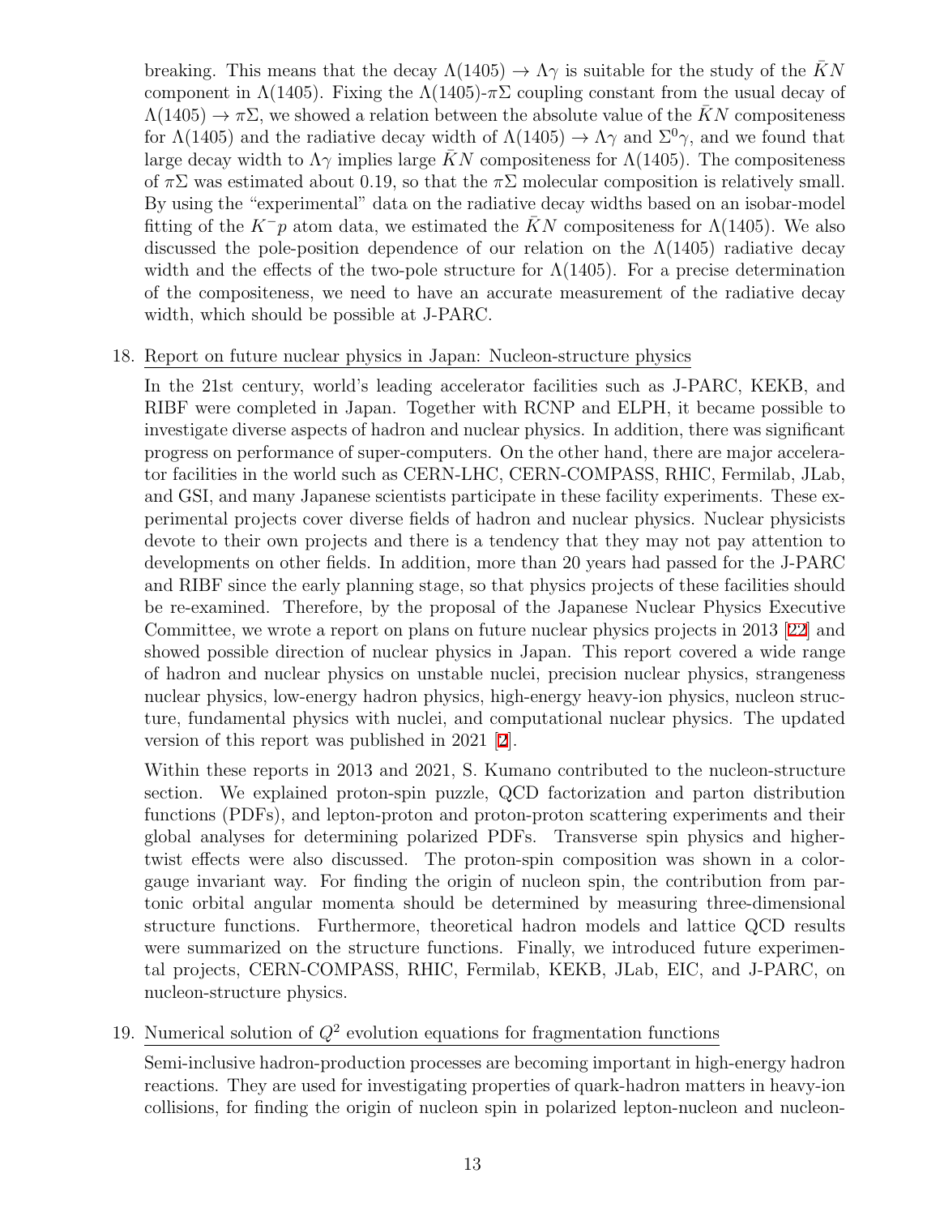breaking. This means that the decay $\Lambda(1405) \to \Lambda\gamma$ is suitable for the study of the $\bar{K}N$ component in $\Lambda(1405)$. Fixing the $\Lambda(1405)$-$\pi\Sigma$ coupling constant from the usual decay of $\Lambda(1405) \to \pi\Sigma$, we showed a relation between the absolute value of the $\bar{K}N$ compositeness for $\Lambda(1405)$ and the radiative decay width of $\Lambda(1405) \to \Lambda\gamma$ and $\Sigma^0\gamma$, and we found that large decay width to $\Lambda\gamma$ implies large $\bar{K}N$ compositeness for $\Lambda(1405)$. The compositeness of $\pi\Sigma$ was estimated about 0.19, so that the $\pi\Sigma$ molecular composition is relatively small. By using the "experimental" data on the radiative decay widths based on an isobar-model fitting of the $K^-p$ atom data, we estimated the $\bar{K}N$ compositeness for $\Lambda(1405)$. We also discussed the pole-position dependence of our relation on the $\Lambda(1405)$ radiative decay width and the effects of the two-pole structure for $\Lambda(1405)$. For a precise determination of the compositeness, we need to have an accurate measurement of the radiative decay width, which should be possible at J-PARC.

18. Report on future nuclear physics in Japan: Nucleon-structure physics

    In the 21st century, world's leading accelerator facilities such as J-PARC, KEKB, and RIBF were completed in Japan. Together with RCNP and ELPH, it became possible to investigate diverse aspects of hadron and nuclear physics. In addition, there was significant progress on performance of super-computers. On the other hand, there are major accelerator facilities in the world such as CERN-LHC, CERN-COMPASS, RHIC, Fermilab, JLab, and GSI, and many Japanese scientists participate in these facility experiments. These experimental projects cover diverse fields of hadron and nuclear physics. Nuclear physicists devote to their own projects and there is a tendency that they may not pay attention to developments on other fields. In addition, more than 20 years had passed for the J-PARC and RIBF since the early planning stage, so that physics projects of these facilities should be re-examined. Therefore, by the proposal of the Japanese Nuclear Physics Executive Committee, we wrote a report on plans on future nuclear physics projects in 2013 [22] and showed possible direction of nuclear physics in Japan. This report covered a wide range of hadron and nuclear physics on unstable nuclei, precision nuclear physics, strangeness nuclear physics, low-energy hadron physics, high-energy heavy-ion physics, nucleon structure, fundamental physics with nuclei, and computational nuclear physics. The updated version of this report was published in 2021 [2].

    Within these reports in 2013 and 2021, S. Kumano contributed to the nucleon-structure section. We explained proton-spin puzzle, QCD factorization and parton distribution functions (PDFs), and lepton-proton and proton-proton scattering experiments and their global analyses for determining polarized PDFs. Transverse spin physics and higher-twist effects were also discussed. The proton-spin composition was shown in a color-gauge invariant way. For finding the origin of nucleon spin, the contribution from partonic orbital angular momenta should be determined by measuring three-dimensional structure functions. Furthermore, theoretical hadron models and lattice QCD results were summarized on the structure functions. Finally, we introduced future experimental projects, CERN-COMPASS, RHIC, Fermilab, KEKB, JLab, EIC, and J-PARC, on nucleon-structure physics.

19. Numerical solution of $Q^2$ evolution equations for fragmentation functions

    Semi-inclusive hadron-production processes are becoming important in high-energy hadron reactions. They are used for investigating properties of quark-hadron matters in heavy-ion collisions, for finding the origin of nucleon spin in polarized lepton-nucleon and nucleon-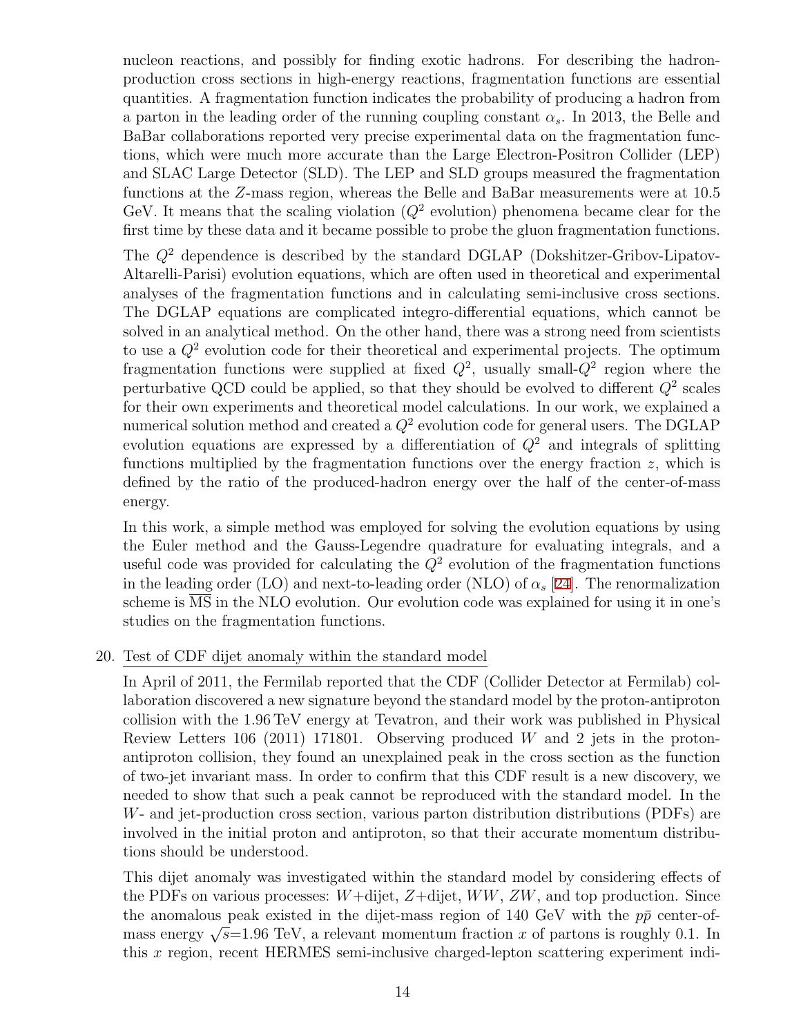nucleon reactions, and possibly for finding exotic hadrons. For describing the hadron-production cross sections in high-energy reactions, fragmentation functions are essential quantities. A fragmentation function indicates the probability of producing a hadron from a parton in the leading order of the running coupling constant $\alpha_s$. In 2013, the Belle and BaBar collaborations reported very precise experimental data on the fragmentation functions, which were much more accurate than the Large Electron-Positron Collider (LEP) and SLAC Large Detector (SLD). The LEP and SLD groups measured the fragmentation functions at the $Z$-mass region, whereas the Belle and BaBar measurements were at 10.5 GeV. It means that the scaling violation ($Q^2$ evolution) phenomena became clear for the first time by these data and it became possible to probe the gluon fragmentation functions.

The $Q^2$ dependence is described by the standard DGLAP (Dokshitzer-Gribov-Lipatov-Altarelli-Parisi) evolution equations, which are often used in theoretical and experimental analyses of the fragmentation functions and in calculating semi-inclusive cross sections. The DGLAP equations are complicated integro-differential equations, which cannot be solved in an analytical method. On the other hand, there was a strong need from scientists to use a $Q^2$ evolution code for their theoretical and experimental projects. The optimum fragmentation functions were supplied at fixed $Q^2$, usually small-$Q^2$ region where the perturbative QCD could be applied, so that they should be evolved to different $Q^2$ scales for their own experiments and theoretical model calculations. In our work, we explained a numerical solution method and created a $Q^2$ evolution code for general users. The DGLAP evolution equations are expressed by a differentiation of $Q^2$ and integrals of splitting functions multiplied by the fragmentation functions over the energy fraction $z$, which is defined by the ratio of the produced-hadron energy over the half of the center-of-mass energy.

In this work, a simple method was employed for solving the evolution equations by using the Euler method and the Gauss-Legendre quadrature for evaluating integrals, and a useful code was provided for calculating the $Q^2$ evolution of the fragmentation functions in the leading order (LO) and next-to-leading order (NLO) of $\alpha_s$ [24]. The renormalization scheme is $\overline{\text{MS}}$ in the NLO evolution. Our evolution code was explained for using it in one's studies on the fragmentation functions.

20. Test of CDF dijet anomaly within the standard model

In April of 2011, the Fermilab reported that the CDF (Collider Detector at Fermilab) collaboration discovered a new signature beyond the standard model by the proton-antiproton collision with the 1.96 TeV energy at Tevatron, and their work was published in Physical Review Letters 106 (2011) 171801. Observing produced $W$ and 2 jets in the proton-antiproton collision, they found an unexplained peak in the cross section as the function of two-jet invariant mass. In order to confirm that this CDF result is a new discovery, we needed to show that such a peak cannot be reproduced with the standard model. In the $W$- and jet-production cross section, various parton distribution distributions (PDFs) are involved in the initial proton and antiproton, so that their accurate momentum distributions should be understood.

This dijet anomaly was investigated within the standard model by considering effects of the PDFs on various processes: $W$+dijet, $Z$+dijet, $WW$, $ZW$, and top production. Since the anomalous peak existed in the dijet-mass region of 140 GeV with the $p\bar{p}$ center-of-mass energy $\sqrt{s}$=1.96 TeV, a relevant momentum fraction $x$ of partons is roughly 0.1. In this $x$ region, recent HERMES semi-inclusive charged-lepton scattering experiment indi-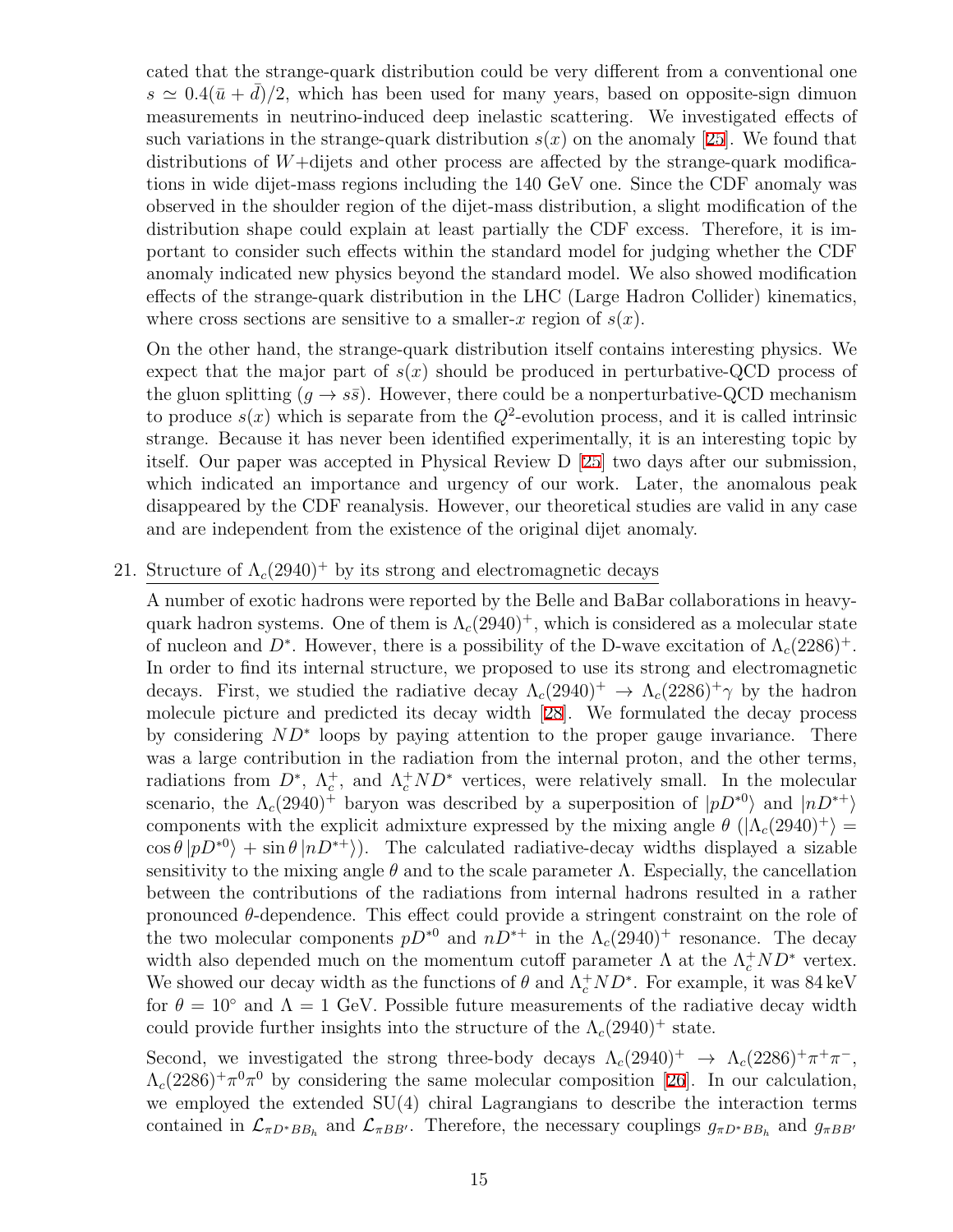cated that the strange-quark distribution could be very different from a conventional one $s \simeq 0.4(\bar{u}+\bar{d})/2$, which has been used for many years, based on opposite-sign dimuon measurements in neutrino-induced deep inelastic scattering. We investigated effects of such variations in the strange-quark distribution $s(x)$ on the anomaly [25]. We found that distributions of $W$+dijets and other process are affected by the strange-quark modifications in wide dijet-mass regions including the 140 GeV one. Since the CDF anomaly was observed in the shoulder region of the dijet-mass distribution, a slight modification of the distribution shape could explain at least partially the CDF excess. Therefore, it is important to consider such effects within the standard model for judging whether the CDF anomaly indicated new physics beyond the standard model. We also showed modification effects of the strange-quark distribution in the LHC (Large Hadron Collider) kinematics, where cross sections are sensitive to a smaller-$x$ region of $s(x)$.

On the other hand, the strange-quark distribution itself contains interesting physics. We expect that the major part of $s(x)$ should be produced in perturbative-QCD process of the gluon splitting ($g \to s\bar{s}$). However, there could be a nonperturbative-QCD mechanism to produce $s(x)$ which is separate from the $Q^2$-evolution process, and it is called intrinsic strange. Because it has never been identified experimentally, it is an interesting topic by itself. Our paper was accepted in Physical Review D [25] two days after our submission, which indicated an importance and urgency of our work. Later, the anomalous peak disappeared by the CDF reanalysis. However, our theoretical studies are valid in any case and are independent from the existence of the original dijet anomaly.

21. Structure of $\Lambda_c(2940)^+$ by its strong and electromagnetic decays

A number of exotic hadrons were reported by the Belle and BaBar collaborations in heavy-quark hadron systems. One of them is $\Lambda_c(2940)^+$, which is considered as a molecular state of nucleon and $D^*$. However, there is a possibility of the D-wave excitation of $\Lambda_c(2286)^+$. In order to find its internal structure, we proposed to use its strong and electromagnetic decays. First, we studied the radiative decay $\Lambda_c(2940)^+ \to \Lambda_c(2286)^+\gamma$ by the hadron molecule picture and predicted its decay width [28]. We formulated the decay process by considering $ND^*$ loops by paying attention to the proper gauge invariance. There was a large contribution in the radiation from the internal proton, and the other terms, radiations from $D^*$, $\Lambda_c^+$, and $\Lambda_c^+ND^*$ vertices, were relatively small. In the molecular scenario, the $\Lambda_c(2940)^+$ baryon was described by a superposition of $|pD^{*0}\rangle$ and $|nD^{*+}\rangle$ components with the explicit admixture expressed by the mixing angle $\theta$ ($|\Lambda_c(2940)^+\rangle = \cos\theta\,|pD^{*0}\rangle + \sin\theta\,|nD^{*+}\rangle$). The calculated radiative-decay widths displayed a sizable sensitivity to the mixing angle $\theta$ and to the scale parameter $\Lambda$. Especially, the cancellation between the contributions of the radiations from internal hadrons resulted in a rather pronounced $\theta$-dependence. This effect could provide a stringent constraint on the role of the two molecular components $pD^{*0}$ and $nD^{*+}$ in the $\Lambda_c(2940)^+$ resonance. The decay width also depended much on the momentum cutoff parameter $\Lambda$ at the $\Lambda_c^+ND^*$ vertex. We showed our decay width as the functions of $\theta$ and $\Lambda_c^+ND^*$. For example, it was 84 keV for $\theta = 10^\circ$ and $\Lambda = 1$ GeV. Possible future measurements of the radiative decay width could provide further insights into the structure of the $\Lambda_c(2940)^+$ state.

Second, we investigated the strong three-body decays $\Lambda_c(2940)^+ \to \Lambda_c(2286)^+\pi^+\pi^-$, $\Lambda_c(2286)^+\pi^0\pi^0$ by considering the same molecular composition [26]. In our calculation, we employed the extended SU(4) chiral Lagrangians to describe the interaction terms contained in $\mathcal{L}_{\pi D^* BB_h}$ and $\mathcal{L}_{\pi BB'}$. Therefore, the necessary couplings $g_{\pi D^* BB_h}$ and $g_{\pi BB'}$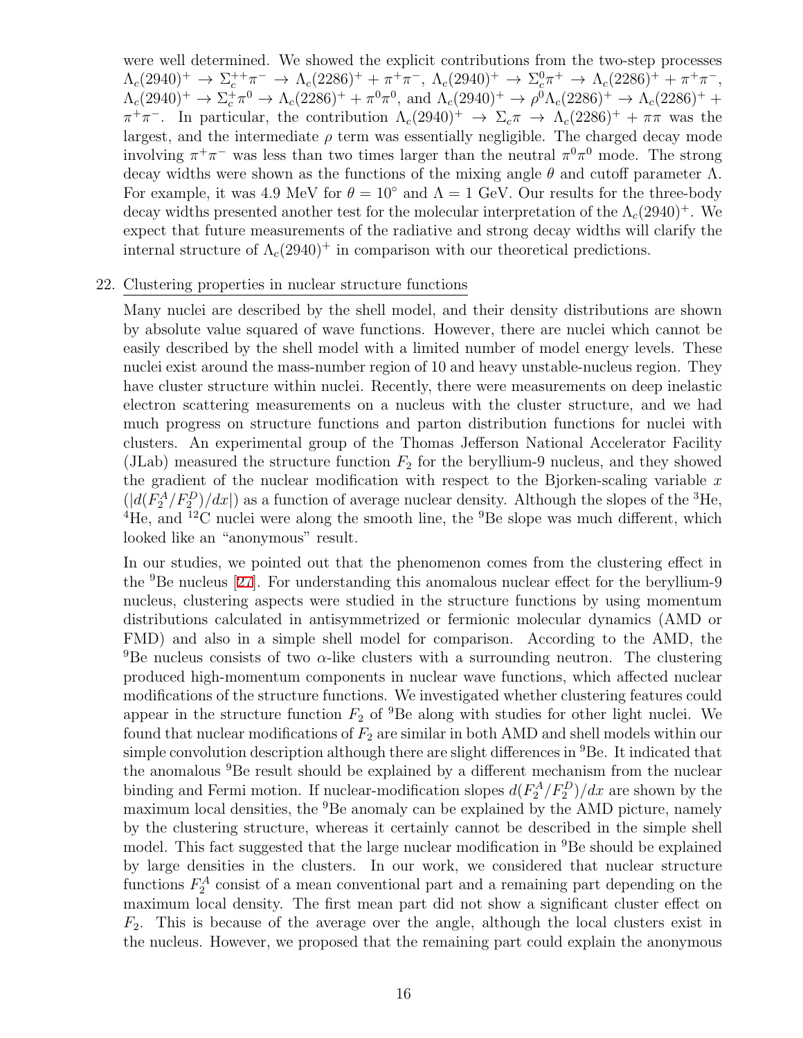were well determined. We showed the explicit contributions from the two-step processes $\Lambda_c(2940)^+ \to \Sigma_c^{++}\pi^- \to \Lambda_c(2286)^+ + \pi^+\pi^-$, $\Lambda_c(2940)^+ \to \Sigma_c^0\pi^+ \to \Lambda_c(2286)^+ + \pi^+\pi^-$, $\Lambda_c(2940)^+ \to \Sigma_c^+\pi^0 \to \Lambda_c(2286)^+ + \pi^0\pi^0$, and $\Lambda_c(2940)^+ \to \rho^0\Lambda_c(2286)^+ \to \Lambda_c(2286)^+ + \pi^+\pi^-$. In particular, the contribution $\Lambda_c(2940)^+ \to \Sigma_c\pi \to \Lambda_c(2286)^+ + \pi\pi$ was the largest, and the intermediate $\rho$ term was essentially negligible. The charged decay mode involving $\pi^+\pi^-$ was less than two times larger than the neutral $\pi^0\pi^0$ mode. The strong decay widths were shown as the functions of the mixing angle $\theta$ and cutoff parameter $\Lambda$. For example, it was 4.9 MeV for $\theta = 10^\circ$ and $\Lambda = 1$ GeV. Our results for the three-body decay widths presented another test for the molecular interpretation of the $\Lambda_c(2940)^+$. We expect that future measurements of the radiative and strong decay widths will clarify the internal structure of $\Lambda_c(2940)^+$ in comparison with our theoretical predictions.

22. Clustering properties in nuclear structure functions

Many nuclei are described by the shell model, and their density distributions are shown by absolute value squared of wave functions. However, there are nuclei which cannot be easily described by the shell model with a limited number of model energy levels. These nuclei exist around the mass-number region of 10 and heavy unstable-nucleus region. They have cluster structure within nuclei. Recently, there were measurements on deep inelastic electron scattering measurements on a nucleus with the cluster structure, and we had much progress on structure functions and parton distribution functions for nuclei with clusters. An experimental group of the Thomas Jefferson National Accelerator Facility (JLab) measured the structure function $F_2$ for the beryllium-9 nucleus, and they showed the gradient of the nuclear modification with respect to the Bjorken-scaling variable $x$ ($|d(F_2^A/F_2^D)/dx|$) as a function of average nuclear density. Although the slopes of the $^3$He, $^4$He, and $^{12}$C nuclei were along the smooth line, the $^9$Be slope was much different, which looked like an "anonymous" result.

In our studies, we pointed out that the phenomenon comes from the clustering effect in the $^9$Be nucleus [27]. For understanding this anomalous nuclear effect for the beryllium-9 nucleus, clustering aspects were studied in the structure functions by using momentum distributions calculated in antisymmetrized or fermionic molecular dynamics (AMD or FMD) and also in a simple shell model for comparison. According to the AMD, the $^9$Be nucleus consists of two $\alpha$-like clusters with a surrounding neutron. The clustering produced high-momentum components in nuclear wave functions, which affected nuclear modifications of the structure functions. We investigated whether clustering features could appear in the structure function $F_2$ of $^9$Be along with studies for other light nuclei. We found that nuclear modifications of $F_2$ are similar in both AMD and shell models within our simple convolution description although there are slight differences in $^9$Be. It indicated that the anomalous $^9$Be result should be explained by a different mechanism from the nuclear binding and Fermi motion. If nuclear-modification slopes $d(F_2^A/F_2^D)/dx$ are shown by the maximum local densities, the $^9$Be anomaly can be explained by the AMD picture, namely by the clustering structure, whereas it certainly cannot be described in the simple shell model. This fact suggested that the large nuclear modification in $^9$Be should be explained by large densities in the clusters. In our work, we considered that nuclear structure functions $F_2^A$ consist of a mean conventional part and a remaining part depending on the maximum local density. The first mean part did not show a significant cluster effect on $F_2$. This is because of the average over the angle, although the local clusters exist in the nucleus. However, we proposed that the remaining part could explain the anonymous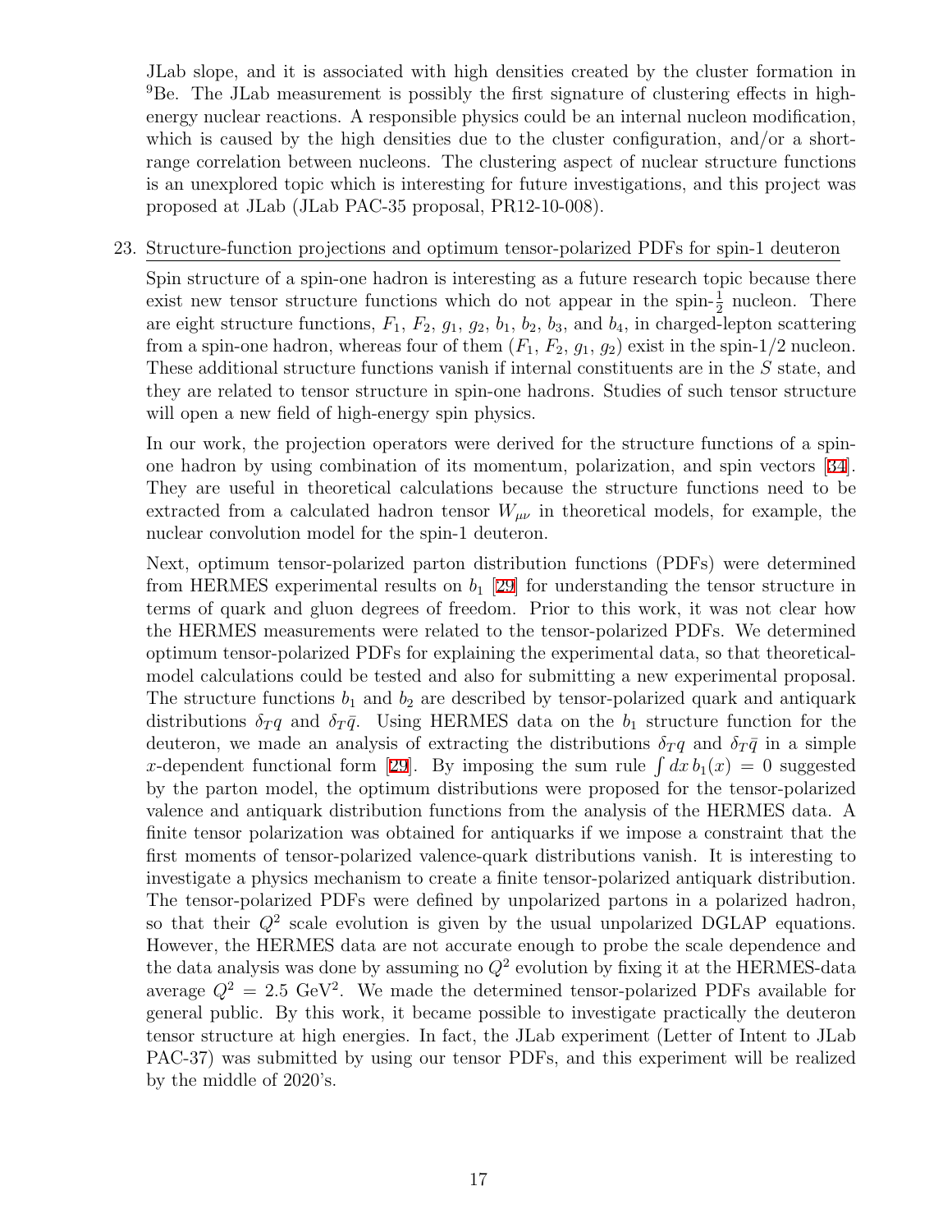JLab slope, and it is associated with high densities created by the cluster formation in $^9$Be. The JLab measurement is possibly the first signature of clustering effects in high-energy nuclear reactions. A responsible physics could be an internal nucleon modification, which is caused by the high densities due to the cluster configuration, and/or a short-range correlation between nucleons. The clustering aspect of nuclear structure functions is an unexplored topic which is interesting for future investigations, and this project was proposed at JLab (JLab PAC-35 proposal, PR12-10-008).

23. Structure-function projections and optimum tensor-polarized PDFs for spin-1 deuteron

Spin structure of a spin-one hadron is interesting as a future research topic because there exist new tensor structure functions which do not appear in the spin-$\frac{1}{2}$ nucleon. There are eight structure functions, $F_1$, $F_2$, $g_1$, $g_2$, $b_1$, $b_2$, $b_3$, and $b_4$, in charged-lepton scattering from a spin-one hadron, whereas four of them ($F_1$, $F_2$, $g_1$, $g_2$) exist in the spin-1/2 nucleon. These additional structure functions vanish if internal constituents are in the $S$ state, and they are related to tensor structure in spin-one hadrons. Studies of such tensor structure will open a new field of high-energy spin physics.

In our work, the projection operators were derived for the structure functions of a spin-one hadron by using combination of its momentum, polarization, and spin vectors [34]. They are useful in theoretical calculations because the structure functions need to be extracted from a calculated hadron tensor $W_{\mu\nu}$ in theoretical models, for example, the nuclear convolution model for the spin-1 deuteron.

Next, optimum tensor-polarized parton distribution functions (PDFs) were determined from HERMES experimental results on $b_1$ [29] for understanding the tensor structure in terms of quark and gluon degrees of freedom. Prior to this work, it was not clear how the HERMES measurements were related to the tensor-polarized PDFs. We determined optimum tensor-polarized PDFs for explaining the experimental data, so that theoretical-model calculations could be tested and also for submitting a new experimental proposal. The structure functions $b_1$ and $b_2$ are described by tensor-polarized quark and antiquark distributions $\delta_T q$ and $\delta_T \bar{q}$. Using HERMES data on the $b_1$ structure function for the deuteron, we made an analysis of extracting the distributions $\delta_T q$ and $\delta_T \bar{q}$ in a simple $x$-dependent functional form [29]. By imposing the sum rule $\int dx\, b_1(x) = 0$ suggested by the parton model, the optimum distributions were proposed for the tensor-polarized valence and antiquark distribution functions from the analysis of the HERMES data. A finite tensor polarization was obtained for antiquarks if we impose a constraint that the first moments of tensor-polarized valence-quark distributions vanish. It is interesting to investigate a physics mechanism to create a finite tensor-polarized antiquark distribution. The tensor-polarized PDFs were defined by unpolarized partons in a polarized hadron, so that their $Q^2$ scale evolution is given by the usual unpolarized DGLAP equations. However, the HERMES data are not accurate enough to probe the scale dependence and the data analysis was done by assuming no $Q^2$ evolution by fixing it at the HERMES-data average $Q^2 = 2.5$ GeV$^2$. We made the determined tensor-polarized PDFs available for general public. By this work, it became possible to investigate practically the deuteron tensor structure at high energies. In fact, the JLab experiment (Letter of Intent to JLab PAC-37) was submitted by using our tensor PDFs, and this experiment will be realized by the middle of 2020's.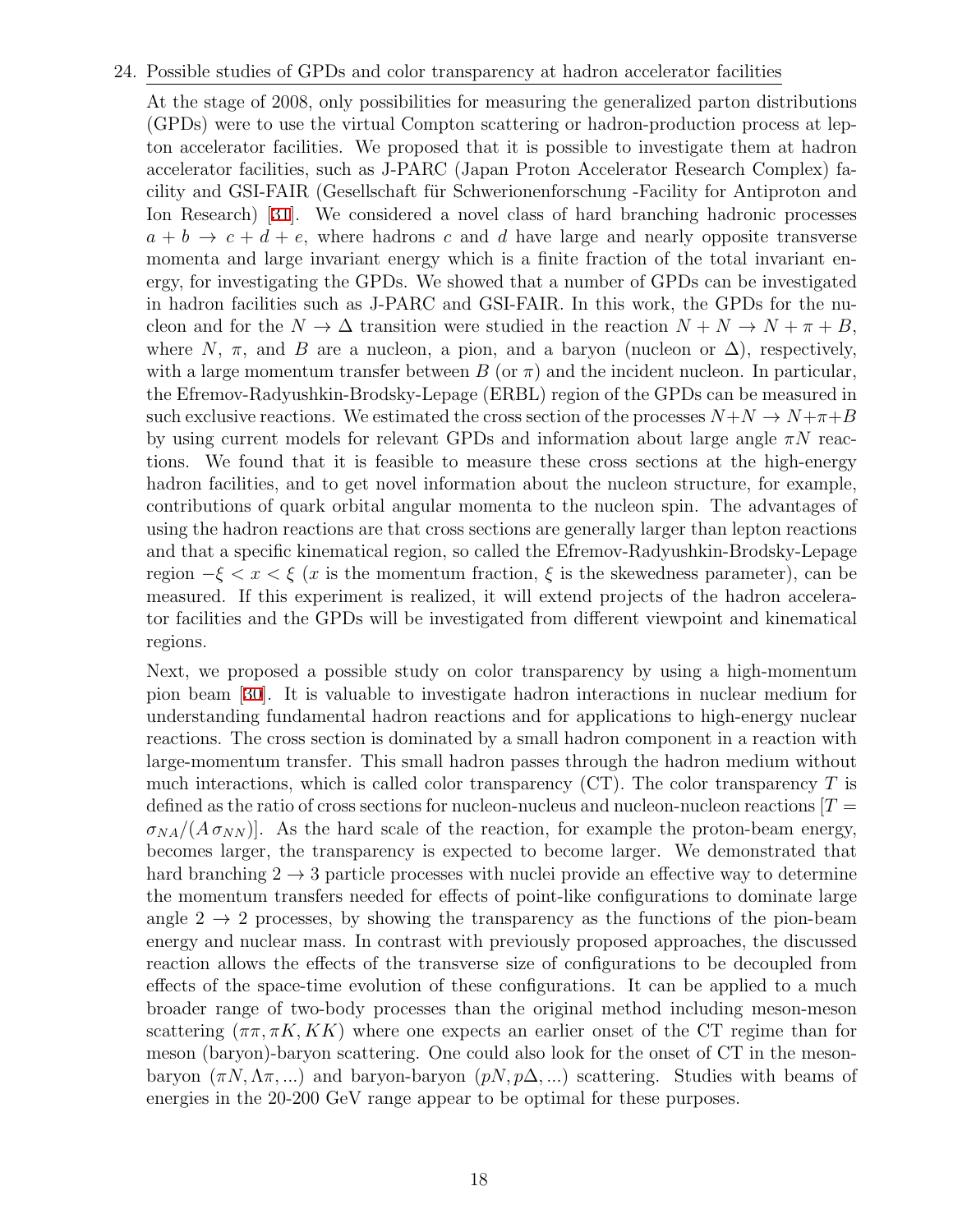24. Possible studies of GPDs and color transparency at hadron accelerator facilities

At the stage of 2008, only possibilities for measuring the generalized parton distributions (GPDs) were to use the virtual Compton scattering or hadron-production process at lepton accelerator facilities. We proposed that it is possible to investigate them at hadron accelerator facilities, such as J-PARC (Japan Proton Accelerator Research Complex) facility and GSI-FAIR (Gesellschaft für Schwerionenforschung -Facility for Antiproton and Ion Research) [31]. We considered a novel class of hard branching hadronic processes $a + b \to c + d + e$, where hadrons $c$ and $d$ have large and nearly opposite transverse momenta and large invariant energy which is a finite fraction of the total invariant energy, for investigating the GPDs. We showed that a number of GPDs can be investigated in hadron facilities such as J-PARC and GSI-FAIR. In this work, the GPDs for the nucleon and for the $N \to \Delta$ transition were studied in the reaction $N + N \to N + \pi + B$, where $N$, $\pi$, and $B$ are a nucleon, a pion, and a baryon (nucleon or $\Delta$), respectively, with a large momentum transfer between $B$ (or $\pi$) and the incident nucleon. In particular, the Efremov-Radyushkin-Brodsky-Lepage (ERBL) region of the GPDs can be measured in such exclusive reactions. We estimated the cross section of the processes $N+N \to N+\pi+B$ by using current models for relevant GPDs and information about large angle $\pi N$ reactions. We found that it is feasible to measure these cross sections at the high-energy hadron facilities, and to get novel information about the nucleon structure, for example, contributions of quark orbital angular momenta to the nucleon spin. The advantages of using the hadron reactions are that cross sections are generally larger than lepton reactions and that a specific kinematical region, so called the Efremov-Radyushkin-Brodsky-Lepage region $-\xi < x < \xi$ ($x$ is the momentum fraction, $\xi$ is the skewedness parameter), can be measured. If this experiment is realized, it will extend projects of the hadron accelerator facilities and the GPDs will be investigated from different viewpoint and kinematical regions.

Next, we proposed a possible study on color transparency by using a high-momentum pion beam [30]. It is valuable to investigate hadron interactions in nuclear medium for understanding fundamental hadron reactions and for applications to high-energy nuclear reactions. The cross section is dominated by a small hadron component in a reaction with large-momentum transfer. This small hadron passes through the hadron medium without much interactions, which is called color transparency (CT). The color transparency $T$ is defined as the ratio of cross sections for nucleon-nucleus and nucleon-nucleon reactions [$T = \sigma_{NA}/(A\,\sigma_{NN})$]. As the hard scale of the reaction, for example the proton-beam energy, becomes larger, the transparency is expected to become larger. We demonstrated that hard branching $2 \to 3$ particle processes with nuclei provide an effective way to determine the momentum transfers needed for effects of point-like configurations to dominate large angle $2 \to 2$ processes, by showing the transparency as the functions of the pion-beam energy and nuclear mass. In contrast with previously proposed approaches, the discussed reaction allows the effects of the transverse size of configurations to be decoupled from effects of the space-time evolution of these configurations. It can be applied to a much broader range of two-body processes than the original method including meson-meson scattering ($\pi\pi, \pi K, KK$) where one expects an earlier onset of the CT regime than for meson (baryon)-baryon scattering. One could also look for the onset of CT in the meson-baryon ($\pi N, \Lambda\pi, ...$) and baryon-baryon ($pN, p\Delta, ...$) scattering. Studies with beams of energies in the 20-200 GeV range appear to be optimal for these purposes.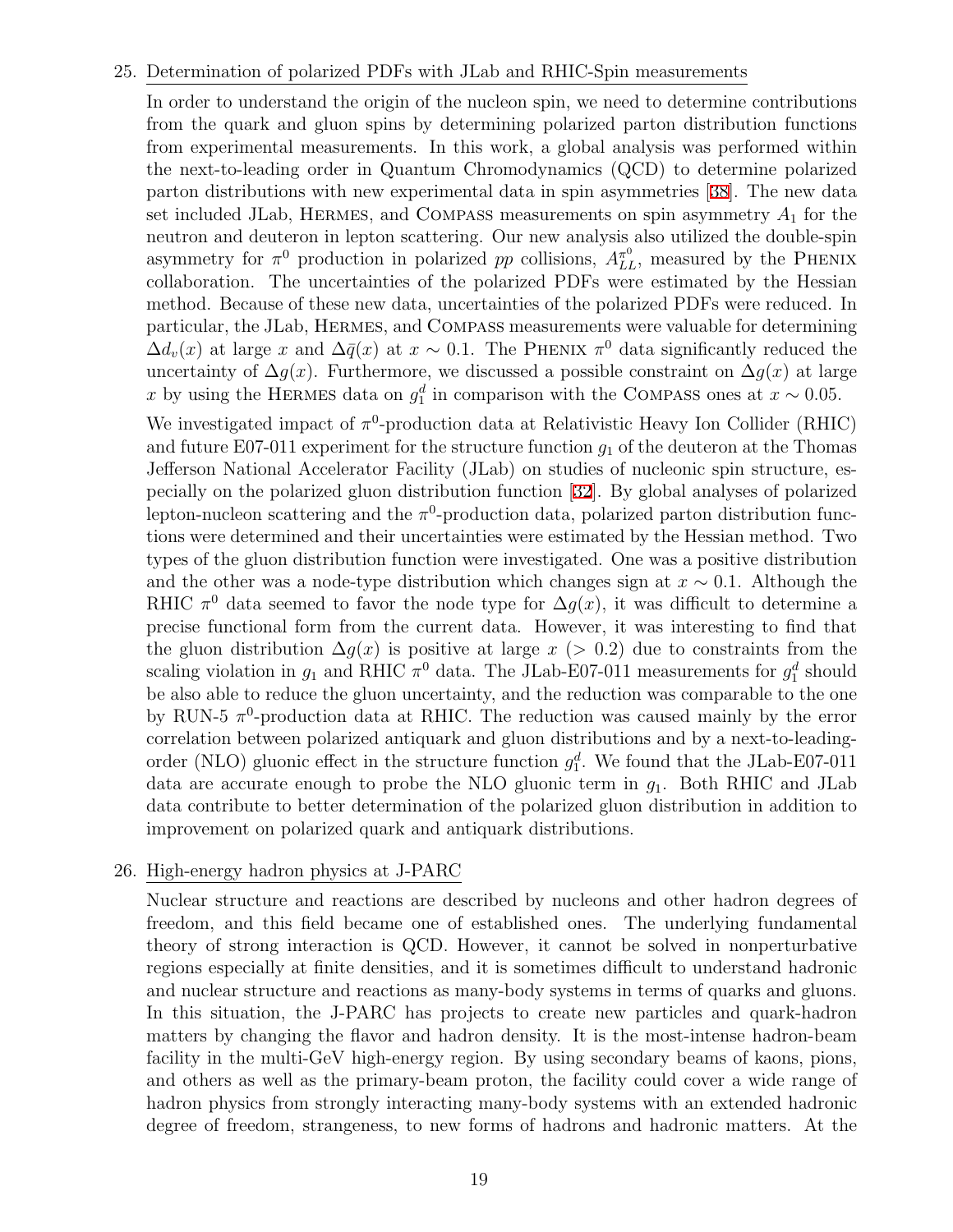25. Determination of polarized PDFs with JLab and RHIC-Spin measurements

    In order to understand the origin of the nucleon spin, we need to determine contributions from the quark and gluon spins by determining polarized parton distribution functions from experimental measurements. In this work, a global analysis was performed within the next-to-leading order in Quantum Chromodynamics (QCD) to determine polarized parton distributions with new experimental data in spin asymmetries [38]. The new data set included JLab, HERMES, and COMPASS measurements on spin asymmetry $A_1$ for the neutron and deuteron in lepton scattering. Our new analysis also utilized the double-spin asymmetry for $\pi^0$ production in polarized $pp$ collisions, $A_{LL}^{\pi^0}$, measured by the PHENIX collaboration. The uncertainties of the polarized PDFs were estimated by the Hessian method. Because of these new data, uncertainties of the polarized PDFs were reduced. In particular, the JLab, HERMES, and COMPASS measurements were valuable for determining $\Delta d_v(x)$ at large $x$ and $\Delta\bar{q}(x)$ at $x \sim 0.1$. The PHENIX $\pi^0$ data significantly reduced the uncertainty of $\Delta g(x)$. Furthermore, we discussed a possible constraint on $\Delta g(x)$ at large $x$ by using the HERMES data on $g_1^d$ in comparison with the COMPASS ones at $x \sim 0.05$.

    We investigated impact of $\pi^0$-production data at Relativistic Heavy Ion Collider (RHIC) and future E07-011 experiment for the structure function $g_1$ of the deuteron at the Thomas Jefferson National Accelerator Facility (JLab) on studies of nucleonic spin structure, especially on the polarized gluon distribution function [32]. By global analyses of polarized lepton-nucleon scattering and the $\pi^0$-production data, polarized parton distribution functions were determined and their uncertainties were estimated by the Hessian method. Two types of the gluon distribution function were investigated. One was a positive distribution and the other was a node-type distribution which changes sign at $x \sim 0.1$. Although the RHIC $\pi^0$ data seemed to favor the node type for $\Delta g(x)$, it was difficult to determine a precise functional form from the current data. However, it was interesting to find that the gluon distribution $\Delta g(x)$ is positive at large $x$ ($> 0.2$) due to constraints from the scaling violation in $g_1$ and RHIC $\pi^0$ data. The JLab-E07-011 measurements for $g_1^d$ should be also able to reduce the gluon uncertainty, and the reduction was comparable to the one by RUN-5 $\pi^0$-production data at RHIC. The reduction was caused mainly by the error correlation between polarized antiquark and gluon distributions and by a next-to-leading-order (NLO) gluonic effect in the structure function $g_1^d$. We found that the JLab-E07-011 data are accurate enough to probe the NLO gluonic term in $g_1$. Both RHIC and JLab data contribute to better determination of the polarized gluon distribution in addition to improvement on polarized quark and antiquark distributions.

26. High-energy hadron physics at J-PARC

    Nuclear structure and reactions are described by nucleons and other hadron degrees of freedom, and this field became one of established ones. The underlying fundamental theory of strong interaction is QCD. However, it cannot be solved in nonperturbative regions especially at finite densities, and it is sometimes difficult to understand hadronic and nuclear structure and reactions as many-body systems in terms of quarks and gluons. In this situation, the J-PARC has projects to create new particles and quark-hadron matters by changing the flavor and hadron density. It is the most-intense hadron-beam facility in the multi-GeV high-energy region. By using secondary beams of kaons, pions, and others as well as the primary-beam proton, the facility could cover a wide range of hadron physics from strongly interacting many-body systems with an extended hadronic degree of freedom, strangeness, to new forms of hadrons and hadronic matters. At the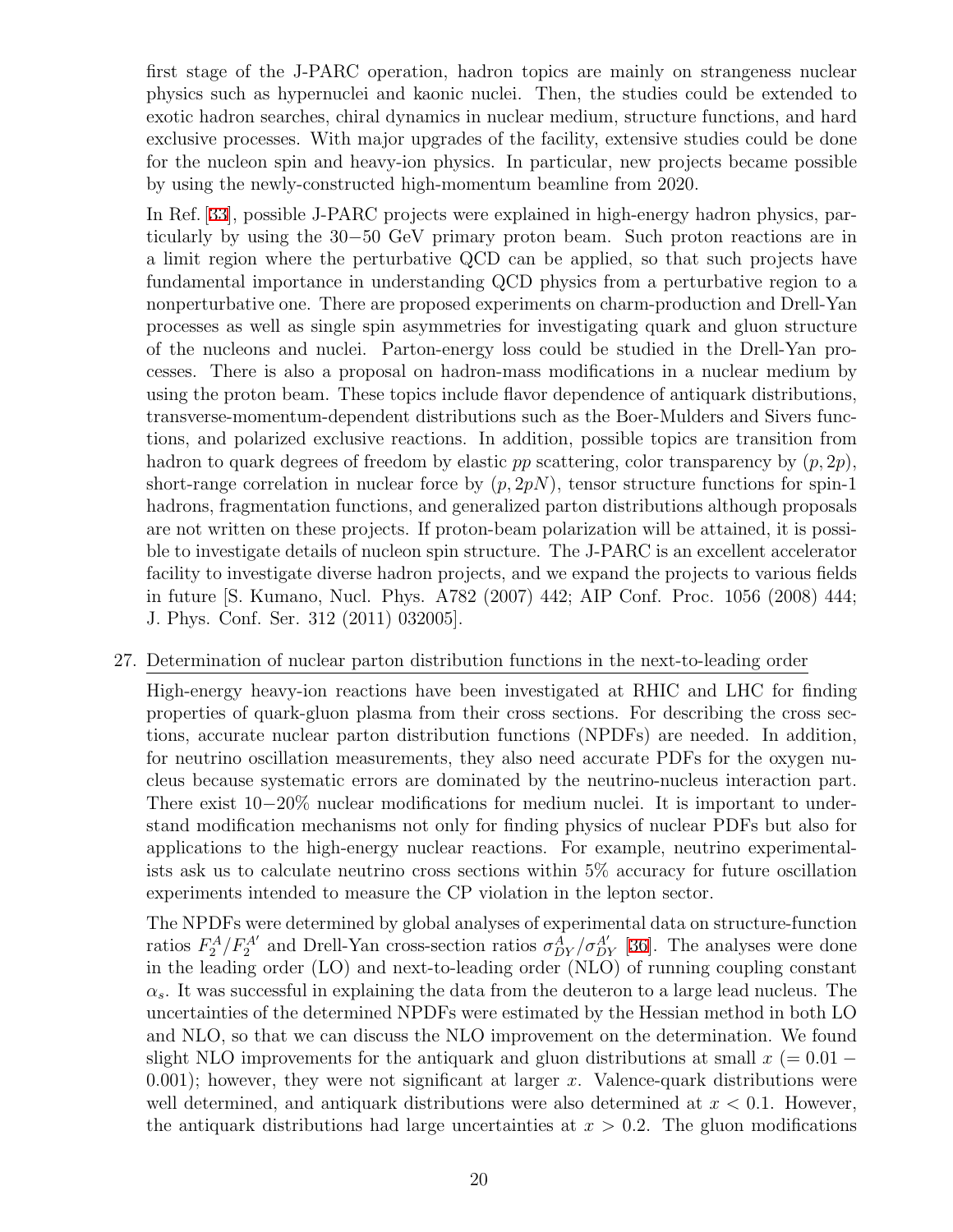first stage of the J-PARC operation, hadron topics are mainly on strangeness nuclear physics such as hypernuclei and kaonic nuclei. Then, the studies could be extended to exotic hadron searches, chiral dynamics in nuclear medium, structure functions, and hard exclusive processes. With major upgrades of the facility, extensive studies could be done for the nucleon spin and heavy-ion physics. In particular, new projects became possible by using the newly-constructed high-momentum beamline from 2020.

In Ref. [33], possible J-PARC projects were explained in high-energy hadron physics, particularly by using the 30−50 GeV primary proton beam. Such proton reactions are in a limit region where the perturbative QCD can be applied, so that such projects have fundamental importance in understanding QCD physics from a perturbative region to a nonperturbative one. There are proposed experiments on charm-production and Drell-Yan processes as well as single spin asymmetries for investigating quark and gluon structure of the nucleons and nuclei. Parton-energy loss could be studied in the Drell-Yan processes. There is also a proposal on hadron-mass modifications in a nuclear medium by using the proton beam. These topics include flavor dependence of antiquark distributions, transverse-momentum-dependent distributions such as the Boer-Mulders and Sivers functions, and polarized exclusive reactions. In addition, possible topics are transition from hadron to quark degrees of freedom by elastic $pp$ scattering, color transparency by $(p, 2p)$, short-range correlation in nuclear force by $(p, 2pN)$, tensor structure functions for spin-1 hadrons, fragmentation functions, and generalized parton distributions although proposals are not written on these projects. If proton-beam polarization will be attained, it is possible to investigate details of nucleon spin structure. The J-PARC is an excellent accelerator facility to investigate diverse hadron projects, and we expand the projects to various fields in future [S. Kumano, Nucl. Phys. A782 (2007) 442; AIP Conf. Proc. 1056 (2008) 444; J. Phys. Conf. Ser. 312 (2011) 032005].

27. Determination of nuclear parton distribution functions in the next-to-leading order

High-energy heavy-ion reactions have been investigated at RHIC and LHC for finding properties of quark-gluon plasma from their cross sections. For describing the cross sections, accurate nuclear parton distribution functions (NPDFs) are needed. In addition, for neutrino oscillation measurements, they also need accurate PDFs for the oxygen nucleus because systematic errors are dominated by the neutrino-nucleus interaction part. There exist 10−20% nuclear modifications for medium nuclei. It is important to understand modification mechanisms not only for finding physics of nuclear PDFs but also for applications to the high-energy nuclear reactions. For example, neutrino experimentalists ask us to calculate neutrino cross sections within 5% accuracy for future oscillation experiments intended to measure the CP violation in the lepton sector.

The NPDFs were determined by global analyses of experimental data on structure-function ratios $F_2^A/F_2^{A'}$ and Drell-Yan cross-section ratios $\sigma_{DY}^A/\sigma_{DY}^{A'}$ [36]. The analyses were done in the leading order (LO) and next-to-leading order (NLO) of running coupling constant $\alpha_s$. It was successful in explaining the data from the deuteron to a large lead nucleus. The uncertainties of the determined NPDFs were estimated by the Hessian method in both LO and NLO, so that we can discuss the NLO improvement on the determination. We found slight NLO improvements for the antiquark and gluon distributions at small $x$ ($= 0.01 - 0.001$); however, they were not significant at larger $x$. Valence-quark distributions were well determined, and antiquark distributions were also determined at $x < 0.1$. However, the antiquark distributions had large uncertainties at $x > 0.2$. The gluon modifications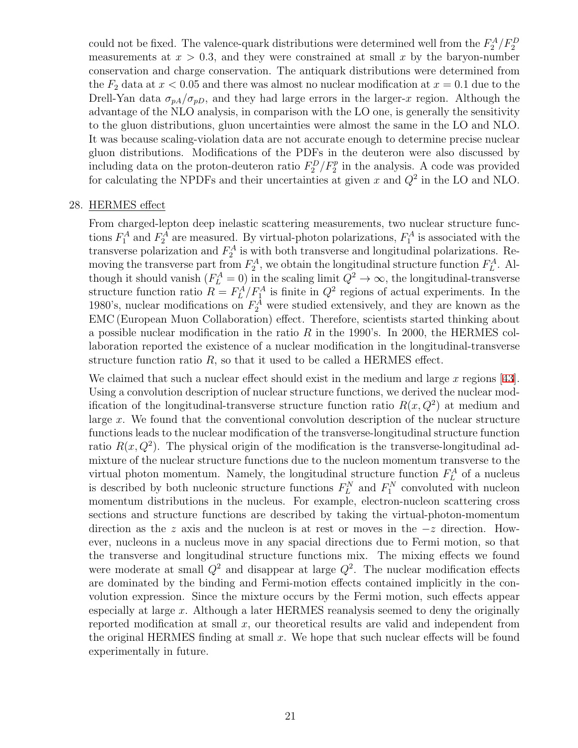could not be fixed. The valence-quark distributions were determined well from the $F_2^A/F_2^D$ measurements at $x > 0.3$, and they were constrained at small $x$ by the baryon-number conservation and charge conservation. The antiquark distributions were determined from the $F_2$ data at $x < 0.05$ and there was almost no nuclear modification at $x = 0.1$ due to the Drell-Yan data $\sigma_{pA}/\sigma_{pD}$, and they had large errors in the larger-$x$ region. Although the advantage of the NLO analysis, in comparison with the LO one, is generally the sensitivity to the gluon distributions, gluon uncertainties were almost the same in the LO and NLO. It was because scaling-violation data are not accurate enough to determine precise nuclear gluon distributions. Modifications of the PDFs in the deuteron were also discussed by including data on the proton-deuteron ratio $F_2^D/F_2^p$ in the analysis. A code was provided for calculating the NPDFs and their uncertainties at given $x$ and $Q^2$ in the LO and NLO.

28. HERMES effect

From charged-lepton deep inelastic scattering measurements, two nuclear structure functions $F_1^A$ and $F_2^A$ are measured. By virtual-photon polarizations, $F_1^A$ is associated with the transverse polarization and $F_2^A$ is with both transverse and longitudinal polarizations. Removing the transverse part from $F_2^A$, we obtain the longitudinal structure function $F_L^A$. Although it should vanish ($F_L^A = 0$) in the scaling limit $Q^2 \to \infty$, the longitudinal-transverse structure function ratio $R = F_L^A/F_1^A$ is finite in $Q^2$ regions of actual experiments. In the 1980's, nuclear modifications on $F_2^A$ were studied extensively, and they are known as the EMC (European Muon Collaboration) effect. Therefore, scientists started thinking about a possible nuclear modification in the ratio $R$ in the 1990's. In 2000, the HERMES collaboration reported the existence of a nuclear modification in the longitudinal-transverse structure function ratio $R$, so that it used to be called a HERMES effect.

We claimed that such a nuclear effect should exist in the medium and large $x$ regions [43]. Using a convolution description of nuclear structure functions, we derived the nuclear modification of the longitudinal-transverse structure function ratio $R(x, Q^2)$ at medium and large $x$. We found that the conventional convolution description of the nuclear structure functions leads to the nuclear modification of the transverse-longitudinal structure function ratio $R(x, Q^2)$. The physical origin of the modification is the transverse-longitudinal admixture of the nuclear structure functions due to the nucleon momentum transverse to the virtual photon momentum. Namely, the longitudinal structure function $F_L^A$ of a nucleus is described by both nucleonic structure functions $F_L^N$ and $F_1^N$ convoluted with nucleon momentum distributions in the nucleus. For example, electron-nucleon scattering cross sections and structure functions are described by taking the virtual-photon-momentum direction as the $z$ axis and the nucleon is at rest or moves in the $-z$ direction. However, nucleons in a nucleus move in any spacial directions due to Fermi motion, so that the transverse and longitudinal structure functions mix. The mixing effects we found were moderate at small $Q^2$ and disappear at large $Q^2$. The nuclear modification effects are dominated by the binding and Fermi-motion effects contained implicitly in the convolution expression. Since the mixture occurs by the Fermi motion, such effects appear especially at large $x$. Although a later HERMES reanalysis seemed to deny the originally reported modification at small $x$, our theoretical results are valid and independent from the original HERMES finding at small $x$. We hope that such nuclear effects will be found experimentally in future.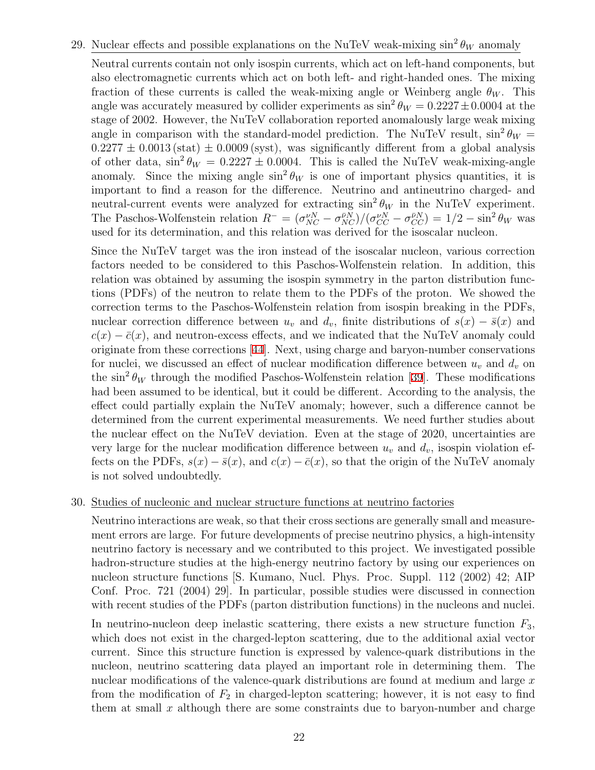29. <u>Nuclear effects and possible explanations on the NuTeV weak-mixing $\sin^2\theta_W$ anomaly</u>

Neutral currents contain not only isospin currents, which act on left-hand components, but also electromagnetic currents which act on both left- and right-handed ones. The mixing fraction of these currents is called the weak-mixing angle or Weinberg angle $\theta_W$. This angle was accurately measured by collider experiments as $\sin^2\theta_W = 0.2227 \pm 0.0004$ at the stage of 2002. However, the NuTeV collaboration reported anomalously large weak mixing angle in comparison with the standard-model prediction. The NuTeV result, $\sin^2\theta_W = 0.2277 \pm 0.0013\,(\text{stat}) \pm 0.0009\,(\text{syst})$, was significantly different from a global analysis of other data, $\sin^2\theta_W = 0.2227 \pm 0.0004$. This is called the NuTeV weak-mixing-angle anomaly. Since the mixing angle $\sin^2\theta_W$ is one of important physics quantities, it is important to find a reason for the difference. Neutrino and antineutrino charged- and neutral-current events were analyzed for extracting $\sin^2\theta_W$ in the NuTeV experiment. The Paschos-Wolfenstein relation $R^- = (\sigma_{NC}^{\nu N} - \sigma_{NC}^{\bar{\nu} N})/(\sigma_{CC}^{\nu N} - \sigma_{CC}^{\bar{\nu} N}) = 1/2 - \sin^2\theta_W$ was used for its determination, and this relation was derived for the isoscalar nucleon.

Since the NuTeV target was the iron instead of the isoscalar nucleon, various correction factors needed to be considered to this Paschos-Wolfenstein relation. In addition, this relation was obtained by assuming the isospin symmetry in the parton distribution functions (PDFs) of the neutron to relate them to the PDFs of the proton. We showed the correction terms to the Paschos-Wolfenstein relation from isospin breaking in the PDFs, nuclear correction difference between $u_v$ and $d_v$, finite distributions of $s(x) - \bar{s}(x)$ and $c(x) - \bar{c}(x)$, and neutron-excess effects, and we indicated that the NuTeV anomaly could originate from these corrections [44]. Next, using charge and baryon-number conservations for nuclei, we discussed an effect of nuclear modification difference between $u_v$ and $d_v$ on the $\sin^2\theta_W$ through the modified Paschos-Wolfenstein relation [39]. These modifications had been assumed to be identical, but it could be different. According to the analysis, the effect could partially explain the NuTeV anomaly; however, such a difference cannot be determined from the current experimental measurements. We need further studies about the nuclear effect on the NuTeV deviation. Even at the stage of 2020, uncertainties are very large for the nuclear modification difference between $u_v$ and $d_v$, isospin violation effects on the PDFs, $s(x) - \bar{s}(x)$, and $c(x) - \bar{c}(x)$, so that the origin of the NuTeV anomaly is not solved undoubtedly.

30. <u>Studies of nucleonic and nuclear structure functions at neutrino factories</u>

Neutrino interactions are weak, so that their cross sections are generally small and measurement errors are large. For future developments of precise neutrino physics, a high-intensity neutrino factory is necessary and we contributed to this project. We investigated possible hadron-structure studies at the high-energy neutrino factory by using our experiences on nucleon structure functions [S. Kumano, Nucl. Phys. Proc. Suppl. 112 (2002) 42; AIP Conf. Proc. 721 (2004) 29]. In particular, possible studies were discussed in connection with recent studies of the PDFs (parton distribution functions) in the nucleons and nuclei.

In neutrino-nucleon deep inelastic scattering, there exists a new structure function $F_3$, which does not exist in the charged-lepton scattering, due to the additional axial vector current. Since this structure function is expressed by valence-quark distributions in the nucleon, neutrino scattering data played an important role in determining them. The nuclear modifications of the valence-quark distributions are found at medium and large $x$ from the modification of $F_2$ in charged-lepton scattering; however, it is not easy to find them at small $x$ although there are some constraints due to baryon-number and charge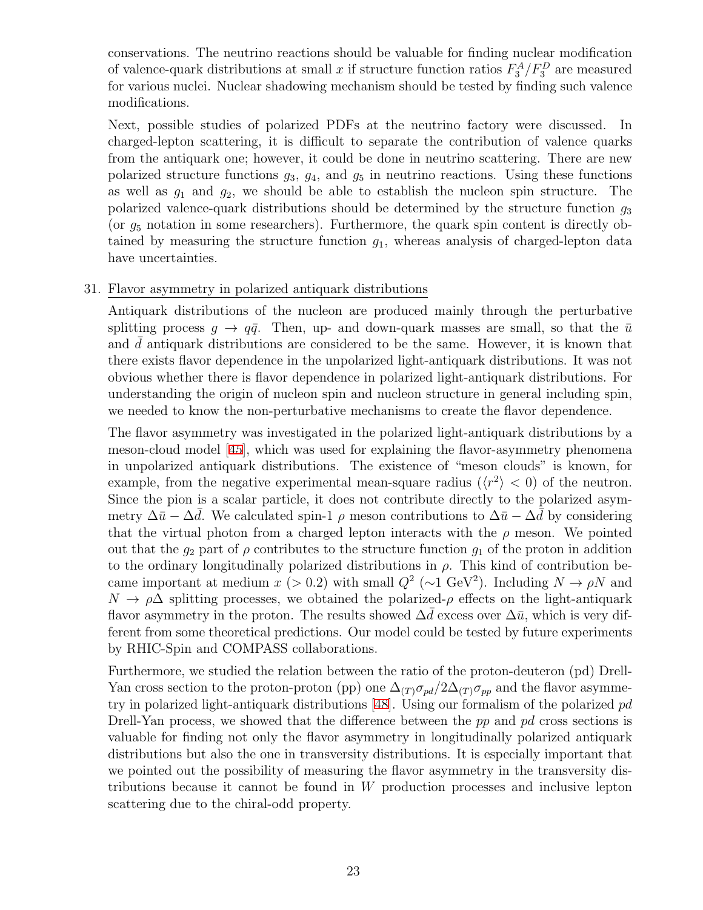conservations. The neutrino reactions should be valuable for finding nuclear modification of valence-quark distributions at small $x$ if structure function ratios $F_3^A/F_3^D$ are measured for various nuclei. Nuclear shadowing mechanism should be tested by finding such valence modifications.

Next, possible studies of polarized PDFs at the neutrino factory were discussed. In charged-lepton scattering, it is difficult to separate the contribution of valence quarks from the antiquark one; however, it could be done in neutrino scattering. There are new polarized structure functions $g_3$, $g_4$, and $g_5$ in neutrino reactions. Using these functions as well as $g_1$ and $g_2$, we should be able to establish the nucleon spin structure. The polarized valence-quark distributions should be determined by the structure function $g_3$ (or $g_5$ notation in some researchers). Furthermore, the quark spin content is directly obtained by measuring the structure function $g_1$, whereas analysis of charged-lepton data have uncertainties.

31. <u>Flavor asymmetry in polarized antiquark distributions</u>

Antiquark distributions of the nucleon are produced mainly through the perturbative splitting process $g \to q\bar{q}$. Then, up- and down-quark masses are small, so that the $\bar{u}$ and $\bar{d}$ antiquark distributions are considered to be the same. However, it is known that there exists flavor dependence in the unpolarized light-antiquark distributions. It was not obvious whether there is flavor dependence in polarized light-antiquark distributions. For understanding the origin of nucleon spin and nucleon structure in general including spin, we needed to know the non-perturbative mechanisms to create the flavor dependence.

The flavor asymmetry was investigated in the polarized light-antiquark distributions by a meson-cloud model [45], which was used for explaining the flavor-asymmetry phenomena in unpolarized antiquark distributions. The existence of "meson clouds" is known, for example, from the negative experimental mean-square radius ($\langle r^2 \rangle < 0$) of the neutron. Since the pion is a scalar particle, it does not contribute directly to the polarized asymmetry $\Delta\bar{u} - \Delta\bar{d}$. We calculated spin-1 $\rho$ meson contributions to $\Delta\bar{u} - \Delta\bar{d}$ by considering that the virtual photon from a charged lepton interacts with the $\rho$ meson. We pointed out that the $g_2$ part of $\rho$ contributes to the structure function $g_1$ of the proton in addition to the ordinary longitudinally polarized distributions in $\rho$. This kind of contribution became important at medium $x$ ($> 0.2$) with small $Q^2$ ($\sim$1 GeV$^2$). Including $N \to \rho N$ and $N \to \rho\Delta$ splitting processes, we obtained the polarized-$\rho$ effects on the light-antiquark flavor asymmetry in the proton. The results showed $\Delta\bar{d}$ excess over $\Delta\bar{u}$, which is very different from some theoretical predictions. Our model could be tested by future experiments by RHIC-Spin and COMPASS collaborations.

Furthermore, we studied the relation between the ratio of the proton-deuteron (pd) Drell-Yan cross section to the proton-proton (pp) one $\Delta_{(T)}\sigma_{pd}/2\Delta_{(T)}\sigma_{pp}$ and the flavor asymmetry in polarized light-antiquark distributions [48]. Using our formalism of the polarized $pd$ Drell-Yan process, we showed that the difference between the $pp$ and $pd$ cross sections is valuable for finding not only the flavor asymmetry in longitudinally polarized antiquark distributions but also the one in transversity distributions. It is especially important that we pointed out the possibility of measuring the flavor asymmetry in the transversity distributions because it cannot be found in $W$ production processes and inclusive lepton scattering due to the chiral-odd property.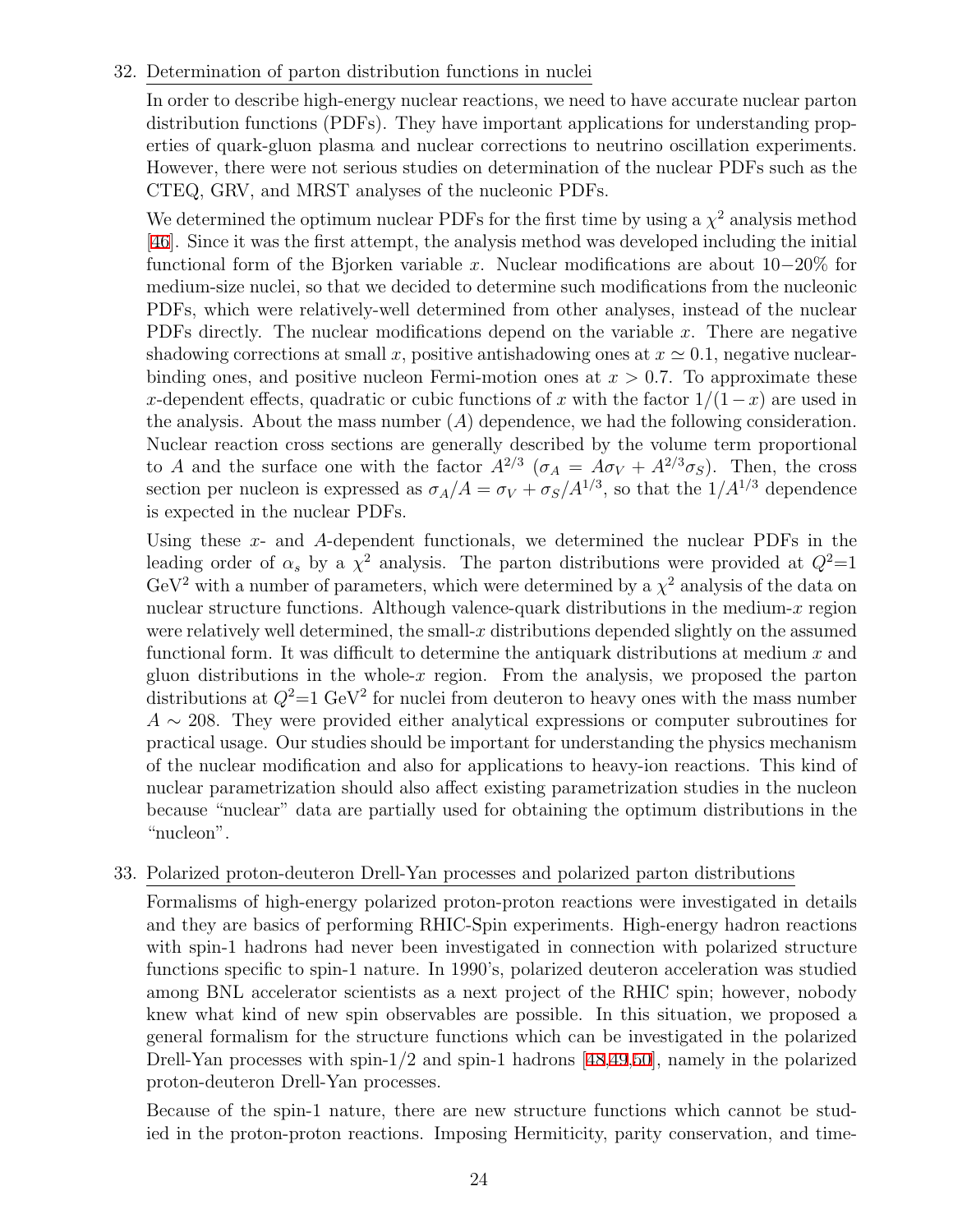32. Determination of parton distribution functions in nuclei

In order to describe high-energy nuclear reactions, we need to have accurate nuclear parton distribution functions (PDFs). They have important applications for understanding properties of quark-gluon plasma and nuclear corrections to neutrino oscillation experiments. However, there were not serious studies on determination of the nuclear PDFs such as the CTEQ, GRV, and MRST analyses of the nucleonic PDFs.

We determined the optimum nuclear PDFs for the first time by using a $\chi^2$ analysis method [46]. Since it was the first attempt, the analysis method was developed including the initial functional form of the Bjorken variable $x$. Nuclear modifications are about $10-20\%$ for medium-size nuclei, so that we decided to determine such modifications from the nucleonic PDFs, which were relatively-well determined from other analyses, instead of the nuclear PDFs directly. The nuclear modifications depend on the variable $x$. There are negative shadowing corrections at small $x$, positive antishadowing ones at $x \simeq 0.1$, negative nuclear-binding ones, and positive nucleon Fermi-motion ones at $x > 0.7$. To approximate these $x$-dependent effects, quadratic or cubic functions of $x$ with the factor $1/(1-x)$ are used in the analysis. About the mass number ($A$) dependence, we had the following consideration. Nuclear reaction cross sections are generally described by the volume term proportional to $A$ and the surface one with the factor $A^{2/3}$ ($\sigma_A = A\sigma_V + A^{2/3}\sigma_S$). Then, the cross section per nucleon is expressed as $\sigma_A/A = \sigma_V + \sigma_S/A^{1/3}$, so that the $1/A^{1/3}$ dependence is expected in the nuclear PDFs.

Using these $x$- and $A$-dependent functionals, we determined the nuclear PDFs in the leading order of $\alpha_s$ by a $\chi^2$ analysis. The parton distributions were provided at $Q^2$=1 GeV$^2$ with a number of parameters, which were determined by a $\chi^2$ analysis of the data on nuclear structure functions. Although valence-quark distributions in the medium-$x$ region were relatively well determined, the small-$x$ distributions depended slightly on the assumed functional form. It was difficult to determine the antiquark distributions at medium $x$ and gluon distributions in the whole-$x$ region. From the analysis, we proposed the parton distributions at $Q^2$=1 GeV$^2$ for nuclei from deuteron to heavy ones with the mass number $A \sim 208$. They were provided either analytical expressions or computer subroutines for practical usage. Our studies should be important for understanding the physics mechanism of the nuclear modification and also for applications to heavy-ion reactions. This kind of nuclear parametrization should also affect existing parametrization studies in the nucleon because "nuclear" data are partially used for obtaining the optimum distributions in the "nucleon".

33. Polarized proton-deuteron Drell-Yan processes and polarized parton distributions

Formalisms of high-energy polarized proton-proton reactions were investigated in details and they are basics of performing RHIC-Spin experiments. High-energy hadron reactions with spin-1 hadrons had never been investigated in connection with polarized structure functions specific to spin-1 nature. In 1990's, polarized deuteron acceleration was studied among BNL accelerator scientists as a next project of the RHIC spin; however, nobody knew what kind of new spin observables are possible. In this situation, we proposed a general formalism for the structure functions which can be investigated in the polarized Drell-Yan processes with spin-1/2 and spin-1 hadrons [48,49,50], namely in the polarized proton-deuteron Drell-Yan processes.

Because of the spin-1 nature, there are new structure functions which cannot be studied in the proton-proton reactions. Imposing Hermiticity, parity conservation, and time-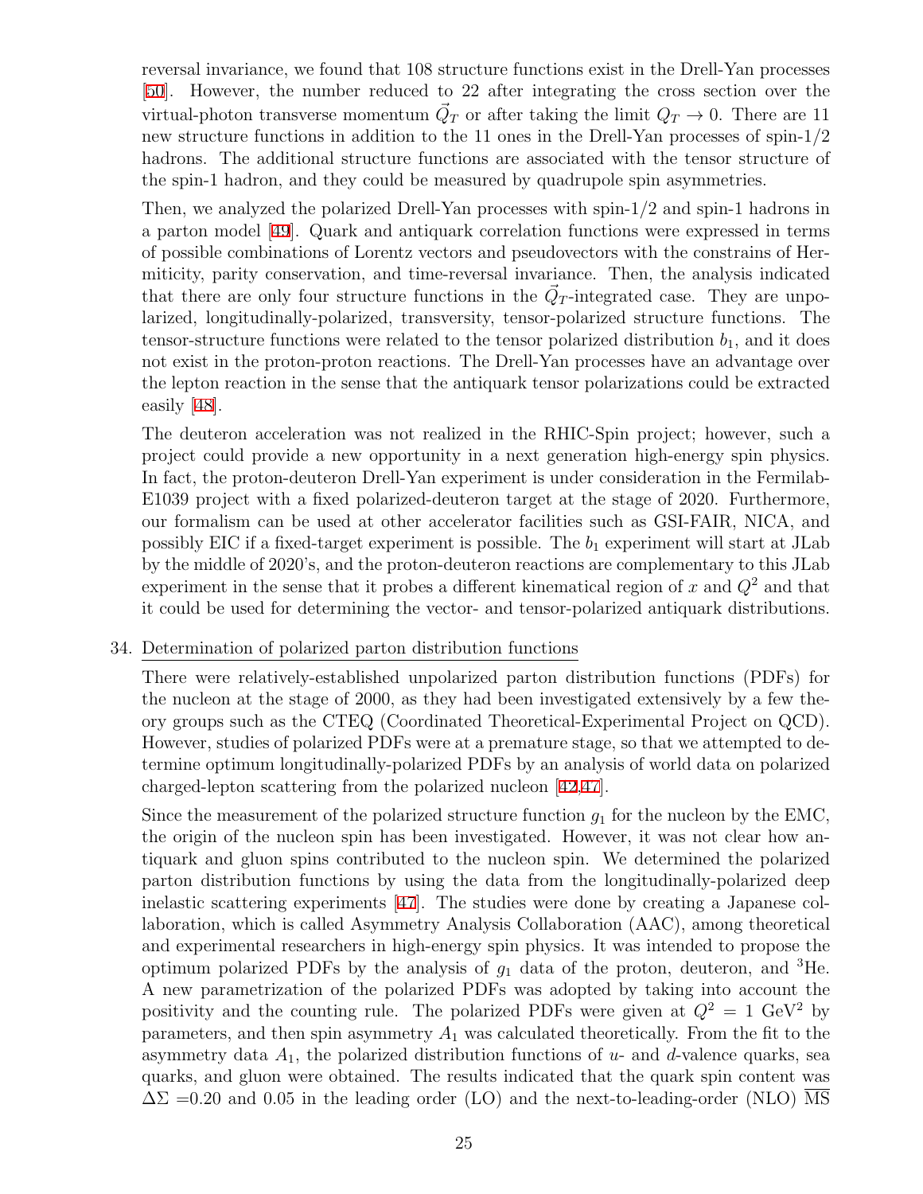reversal invariance, we found that 108 structure functions exist in the Drell-Yan processes [50]. However, the number reduced to 22 after integrating the cross section over the virtual-photon transverse momentum $\vec{Q}_T$ or after taking the limit $Q_T \to 0$. There are 11 new structure functions in addition to the 11 ones in the Drell-Yan processes of spin-1/2 hadrons. The additional structure functions are associated with the tensor structure of the spin-1 hadron, and they could be measured by quadrupole spin asymmetries.

Then, we analyzed the polarized Drell-Yan processes with spin-1/2 and spin-1 hadrons in a parton model [49]. Quark and antiquark correlation functions were expressed in terms of possible combinations of Lorentz vectors and pseudovectors with the constrains of Hermiticity, parity conservation, and time-reversal invariance. Then, the analysis indicated that there are only four structure functions in the $\vec{Q}_T$-integrated case. They are unpolarized, longitudinally-polarized, transversity, tensor-polarized structure functions. The tensor-structure functions were related to the tensor polarized distribution $b_1$, and it does not exist in the proton-proton reactions. The Drell-Yan processes have an advantage over the lepton reaction in the sense that the antiquark tensor polarizations could be extracted easily [48].

The deuteron acceleration was not realized in the RHIC-Spin project; however, such a project could provide a new opportunity in a next generation high-energy spin physics. In fact, the proton-deuteron Drell-Yan experiment is under consideration in the Fermilab-E1039 project with a fixed polarized-deuteron target at the stage of 2020. Furthermore, our formalism can be used at other accelerator facilities such as GSI-FAIR, NICA, and possibly EIC if a fixed-target experiment is possible. The $b_1$ experiment will start at JLab by the middle of 2020's, and the proton-deuteron reactions are complementary to this JLab experiment in the sense that it probes a different kinematical region of $x$ and $Q^2$ and that it could be used for determining the vector- and tensor-polarized antiquark distributions.

34. Determination of polarized parton distribution functions

There were relatively-established unpolarized parton distribution functions (PDFs) for the nucleon at the stage of 2000, as they had been investigated extensively by a few theory groups such as the CTEQ (Coordinated Theoretical-Experimental Project on QCD). However, studies of polarized PDFs were at a premature stage, so that we attempted to determine optimum longitudinally-polarized PDFs by an analysis of world data on polarized charged-lepton scattering from the polarized nucleon [42,47].

Since the measurement of the polarized structure function $g_1$ for the nucleon by the EMC, the origin of the nucleon spin has been investigated. However, it was not clear how antiquark and gluon spins contributed to the nucleon spin. We determined the polarized parton distribution functions by using the data from the longitudinally-polarized deep inelastic scattering experiments [47]. The studies were done by creating a Japanese collaboration, which is called Asymmetry Analysis Collaboration (AAC), among theoretical and experimental researchers in high-energy spin physics. It was intended to propose the optimum polarized PDFs by the analysis of $g_1$ data of the proton, deuteron, and $^3$He. A new parametrization of the polarized PDFs was adopted by taking into account the positivity and the counting rule. The polarized PDFs were given at $Q^2 = 1$ GeV$^2$ by parameters, and then spin asymmetry $A_1$ was calculated theoretically. From the fit to the asymmetry data $A_1$, the polarized distribution functions of $u$- and $d$-valence quarks, sea quarks, and gluon were obtained. The results indicated that the quark spin content was $\Delta\Sigma$ =0.20 and 0.05 in the leading order (LO) and the next-to-leading-order (NLO) $\overline{\text{MS}}$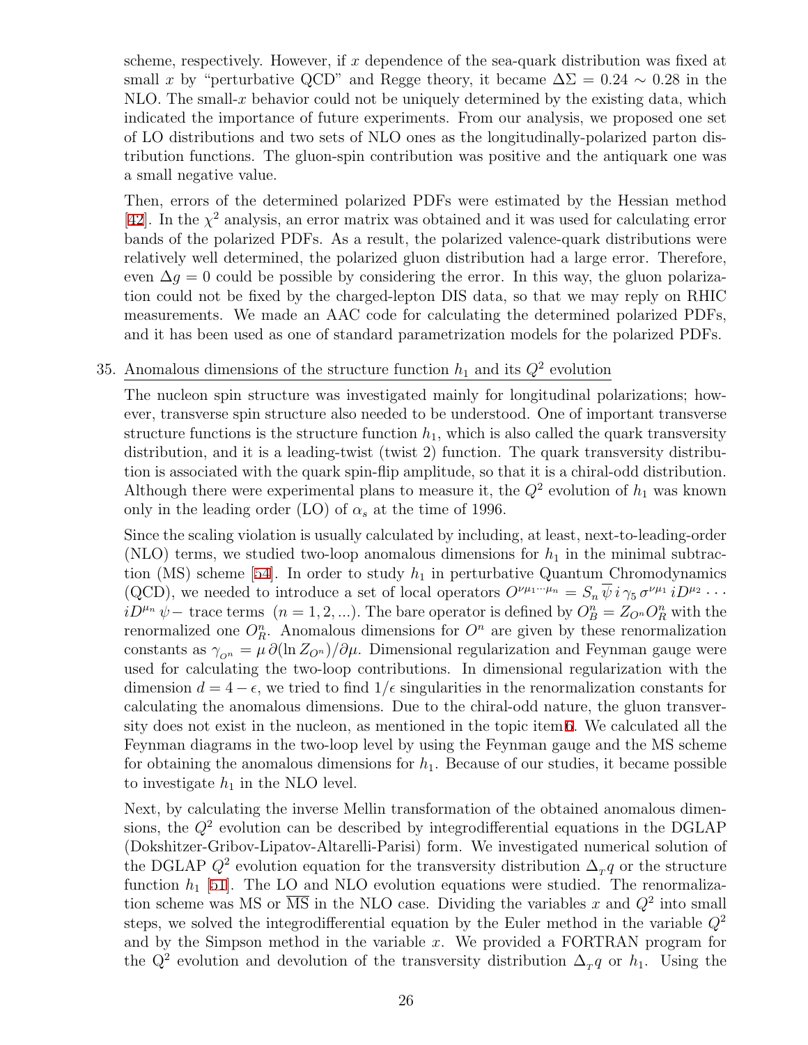scheme, respectively. However, if $x$ dependence of the sea-quark distribution was fixed at small $x$ by "perturbative QCD" and Regge theory, it became $\Delta\Sigma = 0.24 \sim 0.28$ in the NLO. The small-$x$ behavior could not be uniquely determined by the existing data, which indicated the importance of future experiments. From our analysis, we proposed one set of LO distributions and two sets of NLO ones as the longitudinally-polarized parton distribution functions. The gluon-spin contribution was positive and the antiquark one was a small negative value.

Then, errors of the determined polarized PDFs were estimated by the Hessian method [42]. In the $\chi^2$ analysis, an error matrix was obtained and it was used for calculating error bands of the polarized PDFs. As a result, the polarized valence-quark distributions were relatively well determined, the polarized gluon distribution had a large error. Therefore, even $\Delta g = 0$ could be possible by considering the error. In this way, the gluon polarization could not be fixed by the charged-lepton DIS data, so that we may reply on RHIC measurements. We made an AAC code for calculating the determined polarized PDFs, and it has been used as one of standard parametrization models for the polarized PDFs.

35. Anomalous dimensions of the structure function $h_1$ and its $Q^2$ evolution

    The nucleon spin structure was investigated mainly for longitudinal polarizations; however, transverse spin structure also needed to be understood. One of important transverse structure functions is the structure function $h_1$, which is also called the quark transversity distribution, and it is a leading-twist (twist 2) function. The quark transversity distribution is associated with the quark spin-flip amplitude, so that it is a chiral-odd distribution. Although there were experimental plans to measure it, the $Q^2$ evolution of $h_1$ was known only in the leading order (LO) of $\alpha_s$ at the time of 1996.

    Since the scaling violation is usually calculated by including, at least, next-to-leading-order (NLO) terms, we studied two-loop anomalous dimensions for $h_1$ in the minimal subtraction (MS) scheme [54]. In order to study $h_1$ in perturbative Quantum Chromodynamics (QCD), we needed to introduce a set of local operators $O^{\nu\mu_1\cdots\mu_n} = S_n\, \overline{\psi}\, i\, \gamma_5\, \sigma^{\nu\mu_1}\, iD^{\mu_2} \cdots iD^{\mu_n}\, \psi -$ trace terms $(n = 1, 2, ...)$. The bare operator is defined by $O^n_B = Z_{O^n} O^n_R$ with the renormalized one $O^n_R$. Anomalous dimensions for $O^n$ are given by these renormalization constants as $\gamma_{O^n} = \mu\, \partial(\ln Z_{O^n})/\partial\mu$. Dimensional regularization and Feynman gauge were used for calculating the two-loop contributions. In dimensional regularization with the dimension $d = 4 - \epsilon$, we tried to find $1/\epsilon$ singularities in the renormalization constants for calculating the anomalous dimensions. Due to the chiral-odd nature, the gluon transversity does not exist in the nucleon, as mentioned in the topic item 6. We calculated all the Feynman diagrams in the two-loop level by using the Feynman gauge and the MS scheme for obtaining the anomalous dimensions for $h_1$. Because of our studies, it became possible to investigate $h_1$ in the NLO level.

    Next, by calculating the inverse Mellin transformation of the obtained anomalous dimensions, the $Q^2$ evolution can be described by integrodifferential equations in the DGLAP (Dokshitzer-Gribov-Lipatov-Altarelli-Parisi) form. We investigated numerical solution of the DGLAP $Q^2$ evolution equation for the transversity distribution $\Delta_T q$ or the structure function $h_1$ [51]. The LO and NLO evolution equations were studied. The renormalization scheme was MS or $\overline{\text{MS}}$ in the NLO case. Dividing the variables $x$ and $Q^2$ into small steps, we solved the integrodifferential equation by the Euler method in the variable $Q^2$ and by the Simpson method in the variable $x$. We provided a FORTRAN program for the $Q^2$ evolution and devolution of the transversity distribution $\Delta_T q$ or $h_1$. Using the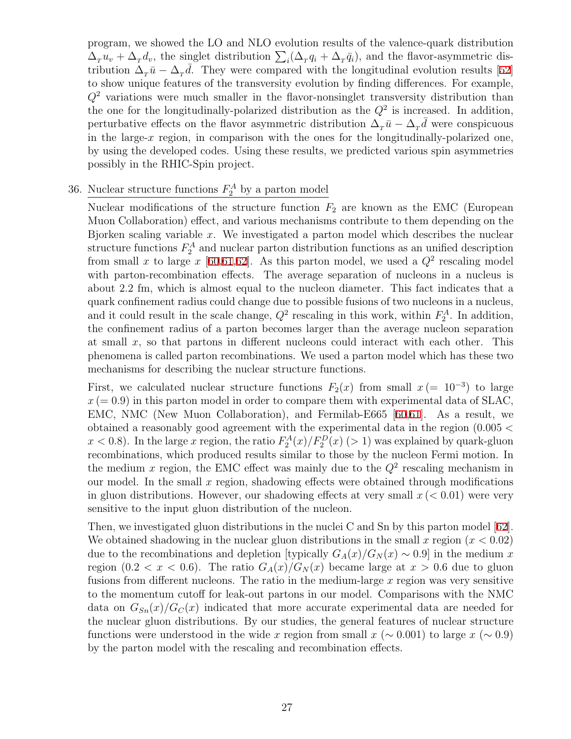program, we showed the LO and NLO evolution results of the valence-quark distribution $\Delta_T u_v + \Delta_T d_v$, the singlet distribution $\sum_i (\Delta_T q_i + \Delta_T \bar{q}_i)$, and the flavor-asymmetric distribution $\Delta_T \bar{u} - \Delta_T \bar{d}$. They were compared with the longitudinal evolution results [52] to show unique features of the transversity evolution by finding differences. For example, $Q^2$ variations were much smaller in the flavor-nonsinglet transversity distribution than the one for the longitudinally-polarized distribution as the $Q^2$ is increased. In addition, perturbative effects on the flavor asymmetric distribution $\Delta_T \bar{u} - \Delta_T \bar{d}$ were conspicuous in the large-$x$ region, in comparison with the ones for the longitudinally-polarized one, by using the developed codes. Using these results, we predicted various spin asymmetries possibly in the RHIC-Spin project.

36. Nuclear structure functions $F_2^A$ by a parton model

Nuclear modifications of the structure function $F_2$ are known as the EMC (European Muon Collaboration) effect, and various mechanisms contribute to them depending on the Bjorken scaling variable $x$. We investigated a parton model which describes the nuclear structure functions $F_2^A$ and nuclear parton distribution functions as an unified description from small $x$ to large $x$ [60,61,62]. As this parton model, we used a $Q^2$ rescaling model with parton-recombination effects. The average separation of nucleons in a nucleus is about 2.2 fm, which is almost equal to the nucleon diameter. This fact indicates that a quark confinement radius could change due to possible fusions of two nucleons in a nucleus, and it could result in the scale change, $Q^2$ rescaling in this work, within $F_2^A$. In addition, the confinement radius of a parton becomes larger than the average nucleon separation at small $x$, so that partons in different nucleons could interact with each other. This phenomena is called parton recombinations. We used a parton model which has these two mechanisms for describing the nuclear structure functions.

First, we calculated nuclear structure functions $F_2(x)$ from small $x\,(= 10^{-3})$ to large $x\,(= 0.9)$ in this parton model in order to compare them with experimental data of SLAC, EMC, NMC (New Muon Collaboration), and Fermilab-E665 [60,61]. As a result, we obtained a reasonably good agreement with the experimental data in the region ($0.005 < x < 0.8$). In the large $x$ region, the ratio $F_2^A(x)/F_2^D(x)\,(> 1)$ was explained by quark-gluon recombinations, which produced results similar to those by the nucleon Fermi motion. In the medium $x$ region, the EMC effect was mainly due to the $Q^2$ rescaling mechanism in our model. In the small $x$ region, shadowing effects were obtained through modifications in gluon distributions. However, our shadowing effects at very small $x\,(< 0.01)$ were very sensitive to the input gluon distribution of the nucleon.

Then, we investigated gluon distributions in the nuclei C and Sn by this parton model [62]. We obtained shadowing in the nuclear gluon distributions in the small $x$ region ($x < 0.02$) due to the recombinations and depletion [typically $G_A(x)/G_N(x) \sim 0.9$] in the medium $x$ region ($0.2 < x < 0.6$). The ratio $G_A(x)/G_N(x)$ became large at $x > 0.6$ due to gluon fusions from different nucleons. The ratio in the medium-large $x$ region was very sensitive to the momentum cutoff for leak-out partons in our model. Comparisons with the NMC data on $G_{Sn}(x)/G_C(x)$ indicated that more accurate experimental data are needed for the nuclear gluon distributions. By our studies, the general features of nuclear structure functions were understood in the wide $x$ region from small $x$ ($\sim 0.001$) to large $x$ ($\sim 0.9$) by the parton model with the rescaling and recombination effects.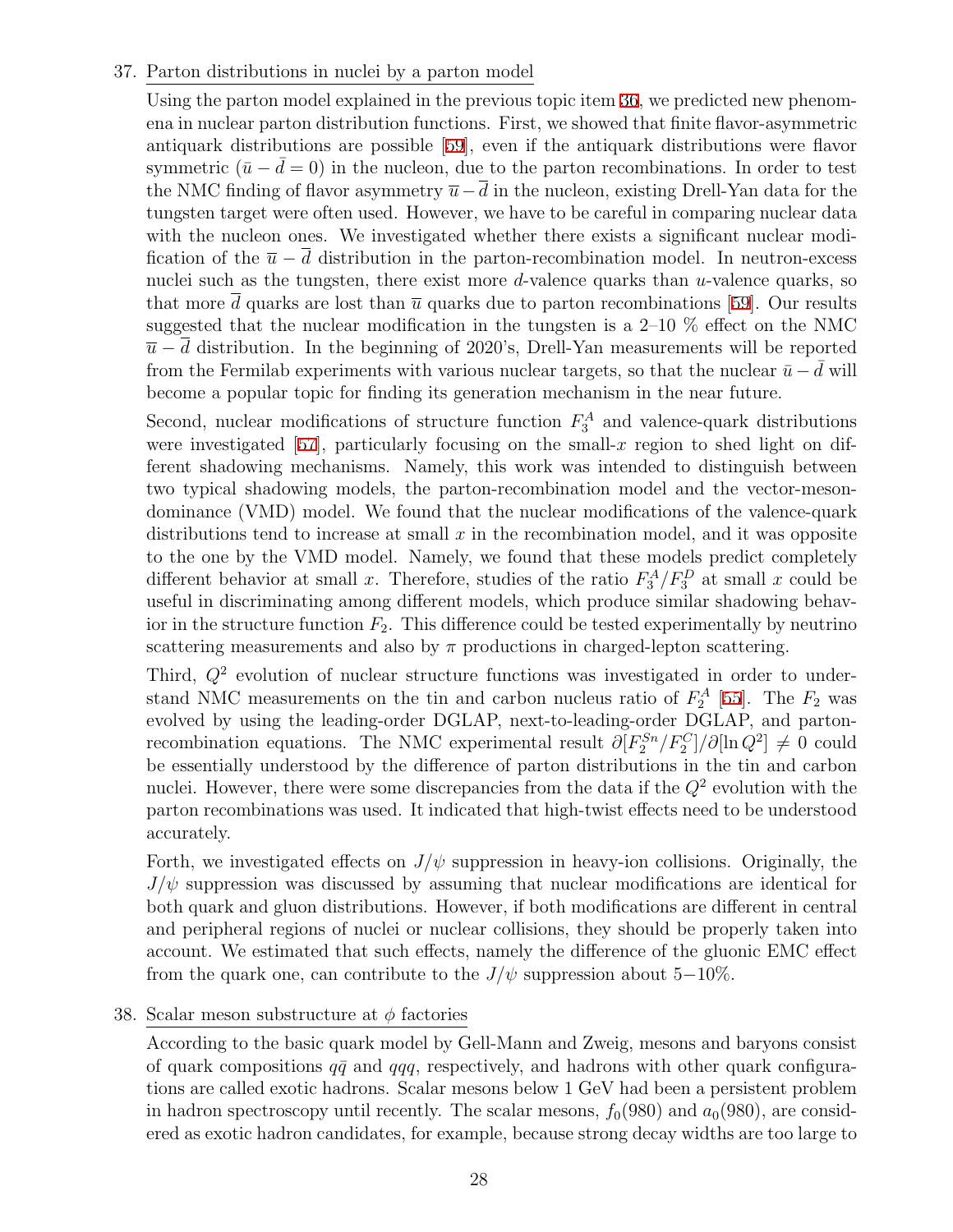37. Parton distributions in nuclei by a parton model

    Using the parton model explained in the previous topic item 36, we predicted new phenomena in nuclear parton distribution functions. First, we showed that finite flavor-asymmetric antiquark distributions are possible [59], even if the antiquark distributions were flavor symmetric ($\bar{u} - \bar{d} = 0$) in the nucleon, due to the parton recombinations. In order to test the NMC finding of flavor asymmetry $\overline{u} - \overline{d}$ in the nucleon, existing Drell-Yan data for the tungsten target were often used. However, we have to be careful in comparing nuclear data with the nucleon ones. We investigated whether there exists a significant nuclear modification of the $\overline{u} - \overline{d}$ distribution in the parton-recombination model. In neutron-excess nuclei such as the tungsten, there exist more $d$-valence quarks than $u$-valence quarks, so that more $\overline{d}$ quarks are lost than $\overline{u}$ quarks due to parton recombinations [59]. Our results suggested that the nuclear modification in the tungsten is a 2–10 % effect on the NMC $\overline{u} - \overline{d}$ distribution. In the beginning of 2020's, Drell-Yan measurements will be reported from the Fermilab experiments with various nuclear targets, so that the nuclear $\bar{u} - \bar{d}$ will become a popular topic for finding its generation mechanism in the near future.

    Second, nuclear modifications of structure function $F_3^A$ and valence-quark distributions were investigated [57], particularly focusing on the small-$x$ region to shed light on different shadowing mechanisms. Namely, this work was intended to distinguish between two typical shadowing models, the parton-recombination model and the vector-meson-dominance (VMD) model. We found that the nuclear modifications of the valence-quark distributions tend to increase at small $x$ in the recombination model, and it was opposite to the one by the VMD model. Namely, we found that these models predict completely different behavior at small $x$. Therefore, studies of the ratio $F_3^A/F_3^D$ at small $x$ could be useful in discriminating among different models, which produce similar shadowing behavior in the structure function $F_2$. This difference could be tested experimentally by neutrino scattering measurements and also by $\pi$ productions in charged-lepton scattering.

    Third, $Q^2$ evolution of nuclear structure functions was investigated in order to understand NMC measurements on the tin and carbon nucleus ratio of $F_2^A$ [55]. The $F_2$ was evolved by using the leading-order DGLAP, next-to-leading-order DGLAP, and parton-recombination equations. The NMC experimental result $\partial[F_2^{Sn}/F_2^C]/\partial[\ln Q^2] \neq 0$ could be essentially understood by the difference of parton distributions in the tin and carbon nuclei. However, there were some discrepancies from the data if the $Q^2$ evolution with the parton recombinations was used. It indicated that high-twist effects need to be understood accurately.

    Forth, we investigated effects on $J/\psi$ suppression in heavy-ion collisions. Originally, the $J/\psi$ suppression was discussed by assuming that nuclear modifications are identical for both quark and gluon distributions. However, if both modifications are different in central and peripheral regions of nuclei or nuclear collisions, they should be properly taken into account. We estimated that such effects, namely the difference of the gluonic EMC effect from the quark one, can contribute to the $J/\psi$ suppression about 5−10%.

38. Scalar meson substructure at $\phi$ factories

    According to the basic quark model by Gell-Mann and Zweig, mesons and baryons consist of quark compositions $q\bar{q}$ and $qqq$, respectively, and hadrons with other quark configurations are called exotic hadrons. Scalar mesons below 1 GeV had been a persistent problem in hadron spectroscopy until recently. The scalar mesons, $f_0(980)$ and $a_0(980)$, are considered as exotic hadron candidates, for example, because strong decay widths are too large to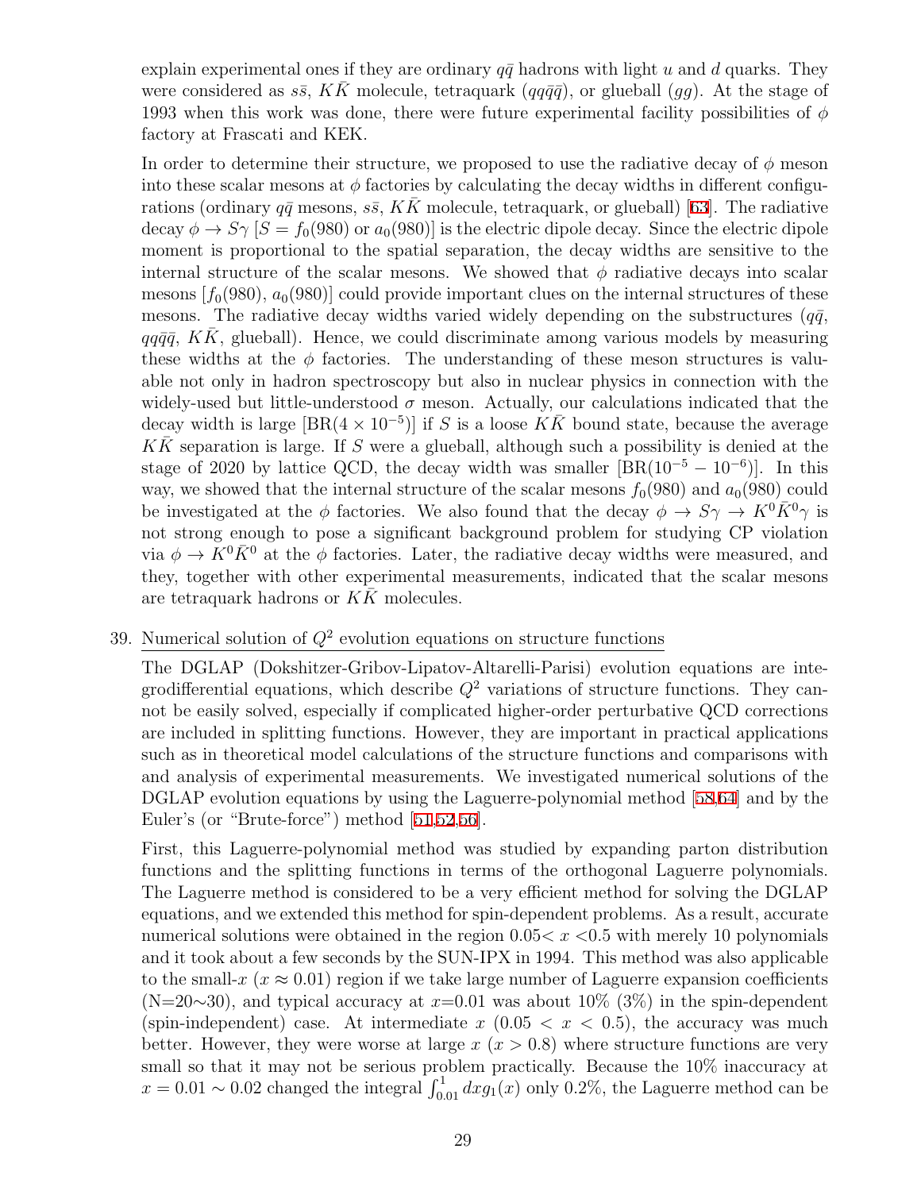explain experimental ones if they are ordinary $q\bar{q}$ hadrons with light $u$ and $d$ quarks. They were considered as $s\bar{s}$, $K\bar{K}$ molecule, tetraquark ($qq\bar{q}\bar{q}$), or glueball ($gg$). At the stage of 1993 when this work was done, there were future experimental facility possibilities of $\phi$ factory at Frascati and KEK.

In order to determine their structure, we proposed to use the radiative decay of $\phi$ meson into these scalar mesons at $\phi$ factories by calculating the decay widths in different configurations (ordinary $q\bar{q}$ mesons, $s\bar{s}$, $K\bar{K}$ molecule, tetraquark, or glueball) [63]. The radiative decay $\phi \to S\gamma$ [$S = f_0(980)$ or $a_0(980)$] is the electric dipole decay. Since the electric dipole moment is proportional to the spatial separation, the decay widths are sensitive to the internal structure of the scalar mesons. We showed that $\phi$ radiative decays into scalar mesons [$f_0(980)$, $a_0(980)$] could provide important clues on the internal structures of these mesons. The radiative decay widths varied widely depending on the substructures ($q\bar{q}$, $qq\bar{q}\bar{q}$, $K\bar{K}$, glueball). Hence, we could discriminate among various models by measuring these widths at the $\phi$ factories. The understanding of these meson structures is valuable not only in hadron spectroscopy but also in nuclear physics in connection with the widely-used but little-understood $\sigma$ meson. Actually, our calculations indicated that the decay width is large [BR($4 \times 10^{-5}$)] if $S$ is a loose $K\bar{K}$ bound state, because the average $K\bar{K}$ separation is large. If $S$ were a glueball, although such a possibility is denied at the stage of 2020 by lattice QCD, the decay width was smaller [BR($10^{-5} - 10^{-6}$)]. In this way, we showed that the internal structure of the scalar mesons $f_0(980)$ and $a_0(980)$ could be investigated at the $\phi$ factories. We also found that the decay $\phi \to S\gamma \to K^0\bar{K}^0\gamma$ is not strong enough to pose a significant background problem for studying CP violation via $\phi \to K^0\bar{K}^0$ at the $\phi$ factories. Later, the radiative decay widths were measured, and they, together with other experimental measurements, indicated that the scalar mesons are tetraquark hadrons or $K\bar{K}$ molecules.

39. Numerical solution of $Q^2$ evolution equations on structure functions

The DGLAP (Dokshitzer-Gribov-Lipatov-Altarelli-Parisi) evolution equations are integrodifferential equations, which describe $Q^2$ variations of structure functions. They cannot be easily solved, especially if complicated higher-order perturbative QCD corrections are included in splitting functions. However, they are important in practical applications such as in theoretical model calculations of the structure functions and comparisons with and analysis of experimental measurements. We investigated numerical solutions of the DGLAP evolution equations by using the Laguerre-polynomial method [58,64] and by the Euler's (or "Brute-force") method [51,52,56].

First, this Laguerre-polynomial method was studied by expanding parton distribution functions and the splitting functions in terms of the orthogonal Laguerre polynomials. The Laguerre method is considered to be a very efficient method for solving the DGLAP equations, and we extended this method for spin-dependent problems. As a result, accurate numerical solutions were obtained in the region $0.05 < x < 0.5$ with merely 10 polynomials and it took about a few seconds by the SUN-IPX in 1994. This method was also applicable to the small-$x$ ($x \approx 0.01$) region if we take large number of Laguerre expansion coefficients (N=20$\sim$30), and typical accuracy at $x$=0.01 was about 10% (3%) in the spin-dependent (spin-independent) case. At intermediate $x$ ($0.05 < x < 0.5$), the accuracy was much better. However, they were worse at large $x$ ($x > 0.8$) where structure functions are very small so that it may not be serious problem practically. Because the 10% inaccuracy at $x = 0.01 \sim 0.02$ changed the integral $\int_{0.01}^{1} dx g_1(x)$ only 0.2%, the Laguerre method can be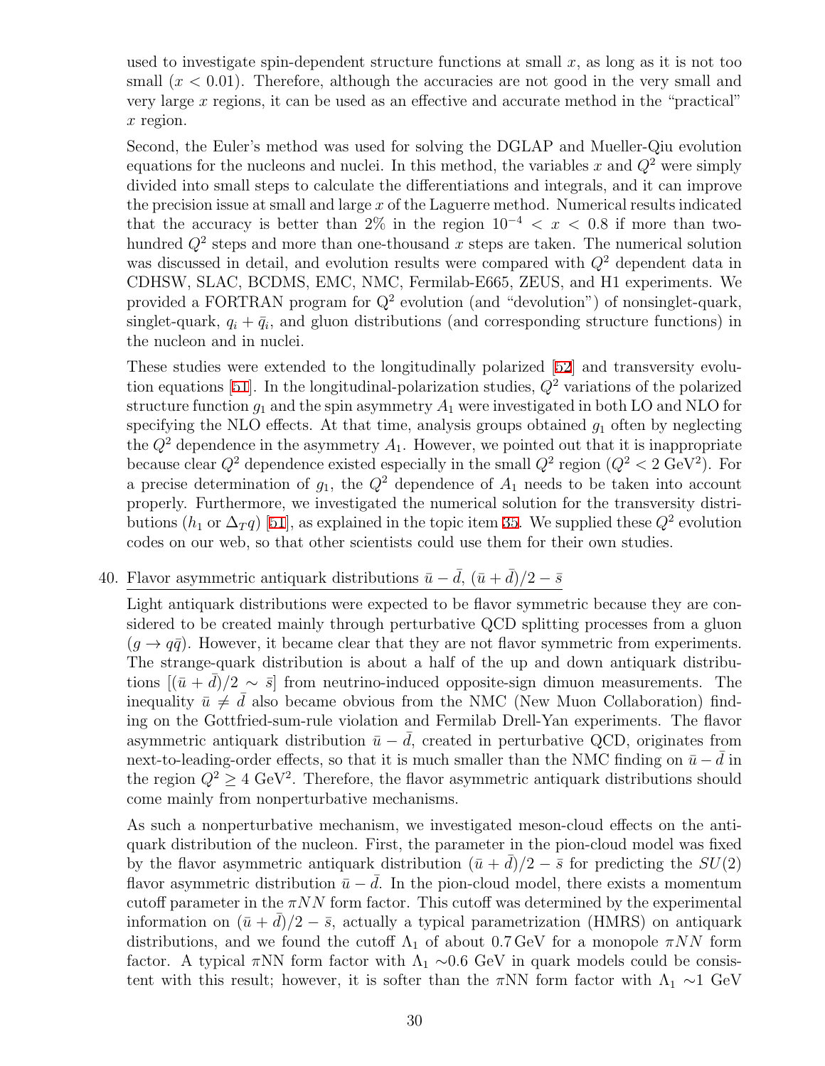used to investigate spin-dependent structure functions at small $x$, as long as it is not too small ($x < 0.01$). Therefore, although the accuracies are not good in the very small and very large $x$ regions, it can be used as an effective and accurate method in the "practical" $x$ region.

Second, the Euler's method was used for solving the DGLAP and Mueller-Qiu evolution equations for the nucleons and nuclei. In this method, the variables $x$ and $Q^2$ were simply divided into small steps to calculate the differentiations and integrals, and it can improve the precision issue at small and large $x$ of the Laguerre method. Numerical results indicated that the accuracy is better than 2% in the region $10^{-4} < x < 0.8$ if more than two-hundred $Q^2$ steps and more than one-thousand $x$ steps are taken. The numerical solution was discussed in detail, and evolution results were compared with $Q^2$ dependent data in CDHSW, SLAC, BCDMS, EMC, NMC, Fermilab-E665, ZEUS, and H1 experiments. We provided a FORTRAN program for $Q^2$ evolution (and "devolution") of nonsinglet-quark, singlet-quark, $q_i + \bar{q}_i$, and gluon distributions (and corresponding structure functions) in the nucleon and in nuclei.

These studies were extended to the longitudinally polarized [52] and transversity evolution equations [51]. In the longitudinal-polarization studies, $Q^2$ variations of the polarized structure function $g_1$ and the spin asymmetry $A_1$ were investigated in both LO and NLO for specifying the NLO effects. At that time, analysis groups obtained $g_1$ often by neglecting the $Q^2$ dependence in the asymmetry $A_1$. However, we pointed out that it is inappropriate because clear $Q^2$ dependence existed especially in the small $Q^2$ region ($Q^2 < 2$ GeV$^2$). For a precise determination of $g_1$, the $Q^2$ dependence of $A_1$ needs to be taken into account properly. Furthermore, we investigated the numerical solution for the transversity distributions ($h_1$ or $\Delta_T q$) [51], as explained in the topic item 35. We supplied these $Q^2$ evolution codes on our web, so that other scientists could use them for their own studies.

40. Flavor asymmetric antiquark distributions $\bar{u} - \bar{d}$, $(\bar{u} + \bar{d})/2 - \bar{s}$

Light antiquark distributions were expected to be flavor symmetric because they are considered to be created mainly through perturbative QCD splitting processes from a gluon ($g \to q\bar{q}$). However, it became clear that they are not flavor symmetric from experiments. The strange-quark distribution is about a half of the up and down antiquark distributions [$(\bar{u} + \bar{d})/2 \sim \bar{s}$] from neutrino-induced opposite-sign dimuon measurements. The inequality $\bar{u} \neq \bar{d}$ also became obvious from the NMC (New Muon Collaboration) finding on the Gottfried-sum-rule violation and Fermilab Drell-Yan experiments. The flavor asymmetric antiquark distribution $\bar{u} - \bar{d}$, created in perturbative QCD, originates from next-to-leading-order effects, so that it is much smaller than the NMC finding on $\bar{u} - \bar{d}$ in the region $Q^2 \geq 4$ GeV$^2$. Therefore, the flavor asymmetric antiquark distributions should come mainly from nonperturbative mechanisms.

As such a nonperturbative mechanism, we investigated meson-cloud effects on the antiquark distribution of the nucleon. First, the parameter in the pion-cloud model was fixed by the flavor asymmetric antiquark distribution $(\bar{u} + \bar{d})/2 - \bar{s}$ for predicting the $SU(2)$ flavor asymmetric distribution $\bar{u} - \bar{d}$. In the pion-cloud model, there exists a momentum cutoff parameter in the $\pi NN$ form factor. This cutoff was determined by the experimental information on $(\bar{u} + \bar{d})/2 - \bar{s}$, actually a typical parametrization (HMRS) on antiquark distributions, and we found the cutoff $\Lambda_1$ of about 0.7 GeV for a monopole $\pi NN$ form factor. A typical $\pi$NN form factor with $\Lambda_1$ ~0.6 GeV in quark models could be consistent with this result; however, it is softer than the $\pi$NN form factor with $\Lambda_1$ ~1 GeV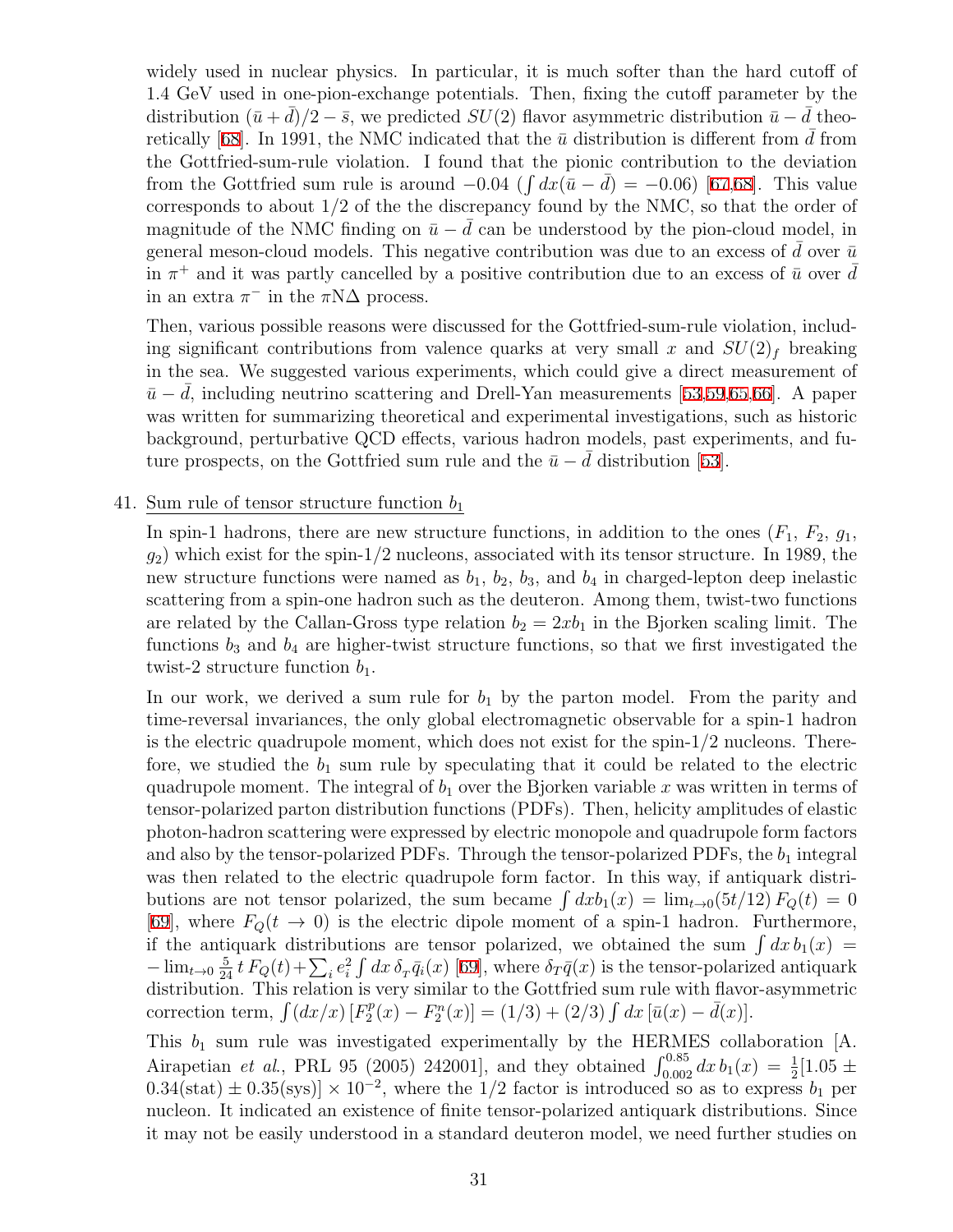widely used in nuclear physics. In particular, it is much softer than the hard cutoff of 1.4 GeV used in one-pion-exchange potentials. Then, fixing the cutoff parameter by the distribution $(\bar{u}+\bar{d})/2-\bar{s}$, we predicted $SU(2)$ flavor asymmetric distribution $\bar{u}-\bar{d}$ theoretically [68]. In 1991, the NMC indicated that the $\bar{u}$ distribution is different from $\bar{d}$ from the Gottfried-sum-rule violation. I found that the pionic contribution to the deviation from the Gottfried sum rule is around $-0.04$ ($\int dx(\bar{u}-\bar{d}) = -0.06$) [67,68]. This value corresponds to about 1/2 of the the discrepancy found by the NMC, so that the order of magnitude of the NMC finding on $\bar{u}-\bar{d}$ can be understood by the pion-cloud model, in general meson-cloud models. This negative contribution was due to an excess of $\bar{d}$ over $\bar{u}$ in $\pi^+$ and it was partly cancelled by a positive contribution due to an excess of $\bar{u}$ over $\bar{d}$ in an extra $\pi^-$ in the $\pi N\Delta$ process.

Then, various possible reasons were discussed for the Gottfried-sum-rule violation, including significant contributions from valence quarks at very small $x$ and $SU(2)_f$ breaking in the sea. We suggested various experiments, which could give a direct measurement of $\bar{u}-\bar{d}$, including neutrino scattering and Drell-Yan measurements [53,59,65,66]. A paper was written for summarizing theoretical and experimental investigations, such as historic background, perturbative QCD effects, various hadron models, past experiments, and future prospects, on the Gottfried sum rule and the $\bar{u}-\bar{d}$ distribution [53].

41. Sum rule of tensor structure function $b_1$

In spin-1 hadrons, there are new structure functions, in addition to the ones ($F_1$, $F_2$, $g_1$, $g_2$) which exist for the spin-1/2 nucleons, associated with its tensor structure. In 1989, the new structure functions were named as $b_1$, $b_2$, $b_3$, and $b_4$ in charged-lepton deep inelastic scattering from a spin-one hadron such as the deuteron. Among them, twist-two functions are related by the Callan-Gross type relation $b_2 = 2xb_1$ in the Bjorken scaling limit. The functions $b_3$ and $b_4$ are higher-twist structure functions, so that we first investigated the twist-2 structure function $b_1$.

In our work, we derived a sum rule for $b_1$ by the parton model. From the parity and time-reversal invariances, the only global electromagnetic observable for a spin-1 hadron is the electric quadrupole moment, which does not exist for the spin-1/2 nucleons. Therefore, we studied the $b_1$ sum rule by speculating that it could be related to the electric quadrupole moment. The integral of $b_1$ over the Bjorken variable $x$ was written in terms of tensor-polarized parton distribution functions (PDFs). Then, helicity amplitudes of elastic photon-hadron scattering were expressed by electric monopole and quadrupole form factors and also by the tensor-polarized PDFs. Through the tensor-polarized PDFs, the $b_1$ integral was then related to the electric quadrupole form factor. In this way, if antiquark distributions are not tensor polarized, the sum became $\int dx b_1(x) = \lim_{t\to 0}(5t/12)\, F_Q(t) = 0$ [69], where $F_Q(t\to 0)$ is the electric dipole moment of a spin-1 hadron. Furthermore, if the antiquark distributions are tensor polarized, we obtained the sum $\int dx\, b_1(x) = -\lim_{t\to 0}\frac{5}{24}\, t\, F_Q(t)+\sum_i e_i^2\int dx\, \delta_T\bar{q}_i(x)$ [69], where $\delta_T\bar{q}(x)$ is the tensor-polarized antiquark distribution. This relation is very similar to the Gottfried sum rule with flavor-asymmetric correction term, $\int (dx/x)\,[F_2^p(x)-F_2^n(x)] = (1/3)+(2/3)\int dx\,[\bar{u}(x)-\bar{d}(x)]$.

This $b_1$ sum rule was investigated experimentally by the HERMES collaboration [A. Airapetian *et al.*, PRL 95 (2005) 242001], and they obtained $\int_{0.002}^{0.85} dx\, b_1(x) = \frac{1}{2}[1.05\pm 0.34(\text{stat})\pm 0.35(\text{sys})]\times 10^{-2}$, where the 1/2 factor is introduced so as to express $b_1$ per nucleon. It indicated an existence of finite tensor-polarized antiquark distributions. Since it may not be easily understood in a standard deuteron model, we need further studies on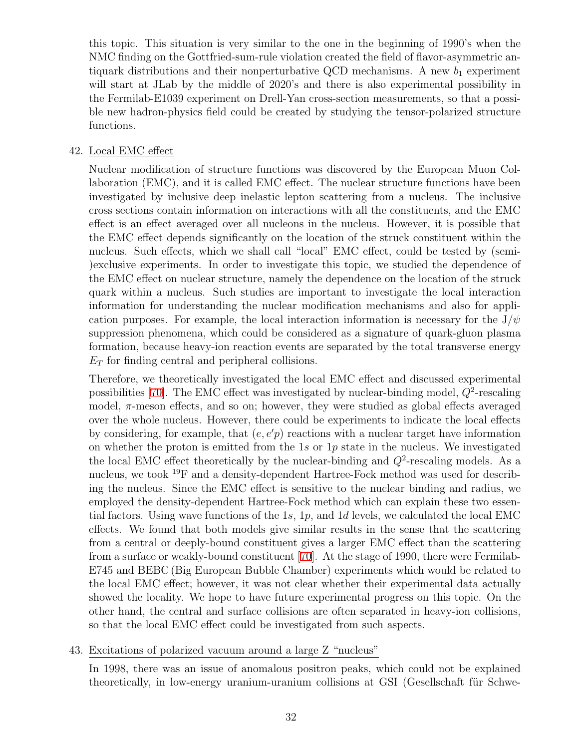this topic. This situation is very similar to the one in the beginning of 1990's when the NMC finding on the Gottfried-sum-rule violation created the field of flavor-asymmetric antiquark distributions and their nonperturbative QCD mechanisms. A new $b_1$ experiment will start at JLab by the middle of 2020's and there is also experimental possibility in the Fermilab-E1039 experiment on Drell-Yan cross-section measurements, so that a possible new hadron-physics field could be created by studying the tensor-polarized structure functions.

42. Local EMC effect

    Nuclear modification of structure functions was discovered by the European Muon Collaboration (EMC), and it is called EMC effect. The nuclear structure functions have been investigated by inclusive deep inelastic lepton scattering from a nucleus. The inclusive cross sections contain information on interactions with all the constituents, and the EMC effect is an effect averaged over all nucleons in the nucleus. However, it is possible that the EMC effect depends significantly on the location of the struck constituent within the nucleus. Such effects, which we shall call "local" EMC effect, could be tested by (semi-)exclusive experiments. In order to investigate this topic, we studied the dependence of the EMC effect on nuclear structure, namely the dependence on the location of the struck quark within a nucleus. Such studies are important to investigate the local interaction information for understanding the nuclear modification mechanisms and also for application purposes. For example, the local interaction information is necessary for the J/$\psi$ suppression phenomena, which could be considered as a signature of quark-gluon plasma formation, because heavy-ion reaction events are separated by the total transverse energy $E_T$ for finding central and peripheral collisions.

    Therefore, we theoretically investigated the local EMC effect and discussed experimental possibilities [70]. The EMC effect was investigated by nuclear-binding model, $Q^2$-rescaling model, $\pi$-meson effects, and so on; however, they were studied as global effects averaged over the whole nucleus. However, there could be experiments to indicate the local effects by considering, for example, that $(e, e'p)$ reactions with a nuclear target have information on whether the proton is emitted from the $1s$ or $1p$ state in the nucleus. We investigated the local EMC effect theoretically by the nuclear-binding and $Q^2$-rescaling models. As a nucleus, we took $^{19}$F and a density-dependent Hartree-Fock method was used for describing the nucleus. Since the EMC effect is sensitive to the nuclear binding and radius, we employed the density-dependent Hartree-Fock method which can explain these two essential factors. Using wave functions of the $1s$, $1p$, and $1d$ levels, we calculated the local EMC effects. We found that both models give similar results in the sense that the scattering from a central or deeply-bound constituent gives a larger EMC effect than the scattering from a surface or weakly-bound constituent [70]. At the stage of 1990, there were Fermilab-E745 and BEBC (Big European Bubble Chamber) experiments which would be related to the local EMC effect; however, it was not clear whether their experimental data actually showed the locality. We hope to have future experimental progress on this topic. On the other hand, the central and surface collisions are often separated in heavy-ion collisions, so that the local EMC effect could be investigated from such aspects.

43. Excitations of polarized vacuum around a large Z "nucleus"

    In 1998, there was an issue of anomalous positron peaks, which could not be explained theoretically, in low-energy uranium-uranium collisions at GSI (Gesellschaft für Schwe-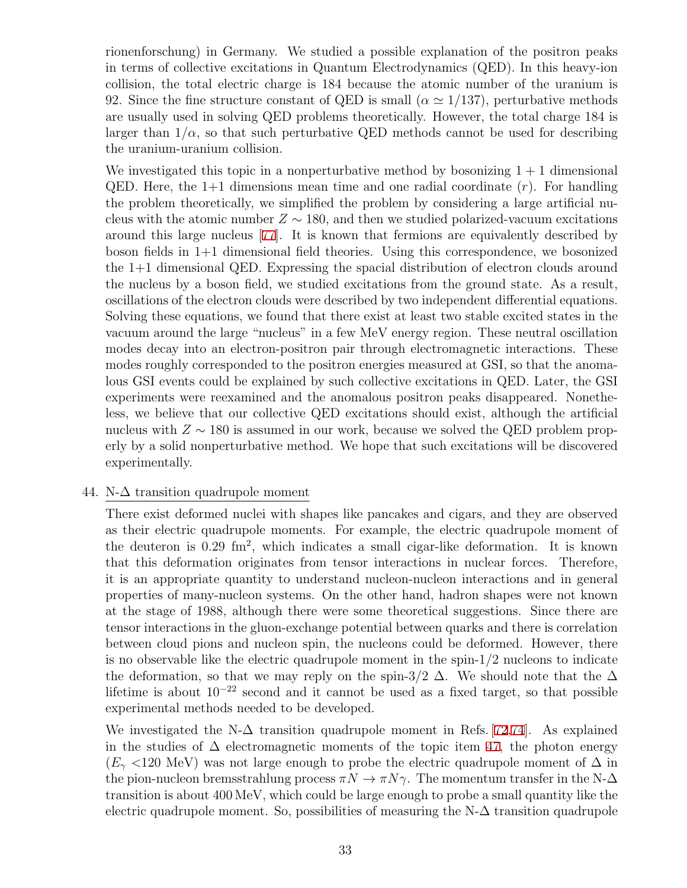rionenforschung) in Germany. We studied a possible explanation of the positron peaks in terms of collective excitations in Quantum Electrodynamics (QED). In this heavy-ion collision, the total electric charge is 184 because the atomic number of the uranium is 92. Since the fine structure constant of QED is small ($\alpha \simeq 1/137$), perturbative methods are usually used in solving QED problems theoretically. However, the total charge 184 is larger than $1/\alpha$, so that such perturbative QED methods cannot be used for describing the uranium-uranium collision.

We investigated this topic in a nonperturbative method by bosonizing $1+1$ dimensional QED. Here, the 1+1 dimensions mean time and one radial coordinate ($r$). For handling the problem theoretically, we simplified the problem by considering a large artificial nucleus with the atomic number $Z \sim 180$, and then we studied polarized-vacuum excitations around this large nucleus [77]. It is known that fermions are equivalently described by boson fields in 1+1 dimensional field theories. Using this correspondence, we bosonized the 1+1 dimensional QED. Expressing the spacial distribution of electron clouds around the nucleus by a boson field, we studied excitations from the ground state. As a result, oscillations of the electron clouds were described by two independent differential equations. Solving these equations, we found that there exist at least two stable excited states in the vacuum around the large "nucleus" in a few MeV energy region. These neutral oscillation modes decay into an electron-positron pair through electromagnetic interactions. These modes roughly corresponded to the positron energies measured at GSI, so that the anomalous GSI events could be explained by such collective excitations in QED. Later, the GSI experiments were reexamined and the anomalous positron peaks disappeared. Nonetheless, we believe that our collective QED excitations should exist, although the artificial nucleus with $Z \sim 180$ is assumed in our work, because we solved the QED problem properly by a solid nonperturbative method. We hope that such excitations will be discovered experimentally.

44. N-$\Delta$ transition quadrupole moment

There exist deformed nuclei with shapes like pancakes and cigars, and they are observed as their electric quadrupole moments. For example, the electric quadrupole moment of the deuteron is 0.29 fm$^2$, which indicates a small cigar-like deformation. It is known that this deformation originates from tensor interactions in nuclear forces. Therefore, it is an appropriate quantity to understand nucleon-nucleon interactions and in general properties of many-nucleon systems. On the other hand, hadron shapes were not known at the stage of 1988, although there were some theoretical suggestions. Since there are tensor interactions in the gluon-exchange potential between quarks and there is correlation between cloud pions and nucleon spin, the nucleons could be deformed. However, there is no observable like the electric quadrupole moment in the spin-1/2 nucleons to indicate the deformation, so that we may reply on the spin-3/2 $\Delta$. We should note that the $\Delta$ lifetime is about $10^{-22}$ second and it cannot be used as a fixed target, so that possible experimental methods needed to be developed.

We investigated the N-$\Delta$ transition quadrupole moment in Refs. [72,74]. As explained in the studies of $\Delta$ electromagnetic moments of the topic item 47, the photon energy ($E_\gamma$ <120 MeV) was not large enough to probe the electric quadrupole moment of $\Delta$ in the pion-nucleon bremsstrahlung process $\pi N \to \pi N \gamma$. The momentum transfer in the N-$\Delta$ transition is about 400 MeV, which could be large enough to probe a small quantity like the electric quadrupole moment. So, possibilities of measuring the N-$\Delta$ transition quadrupole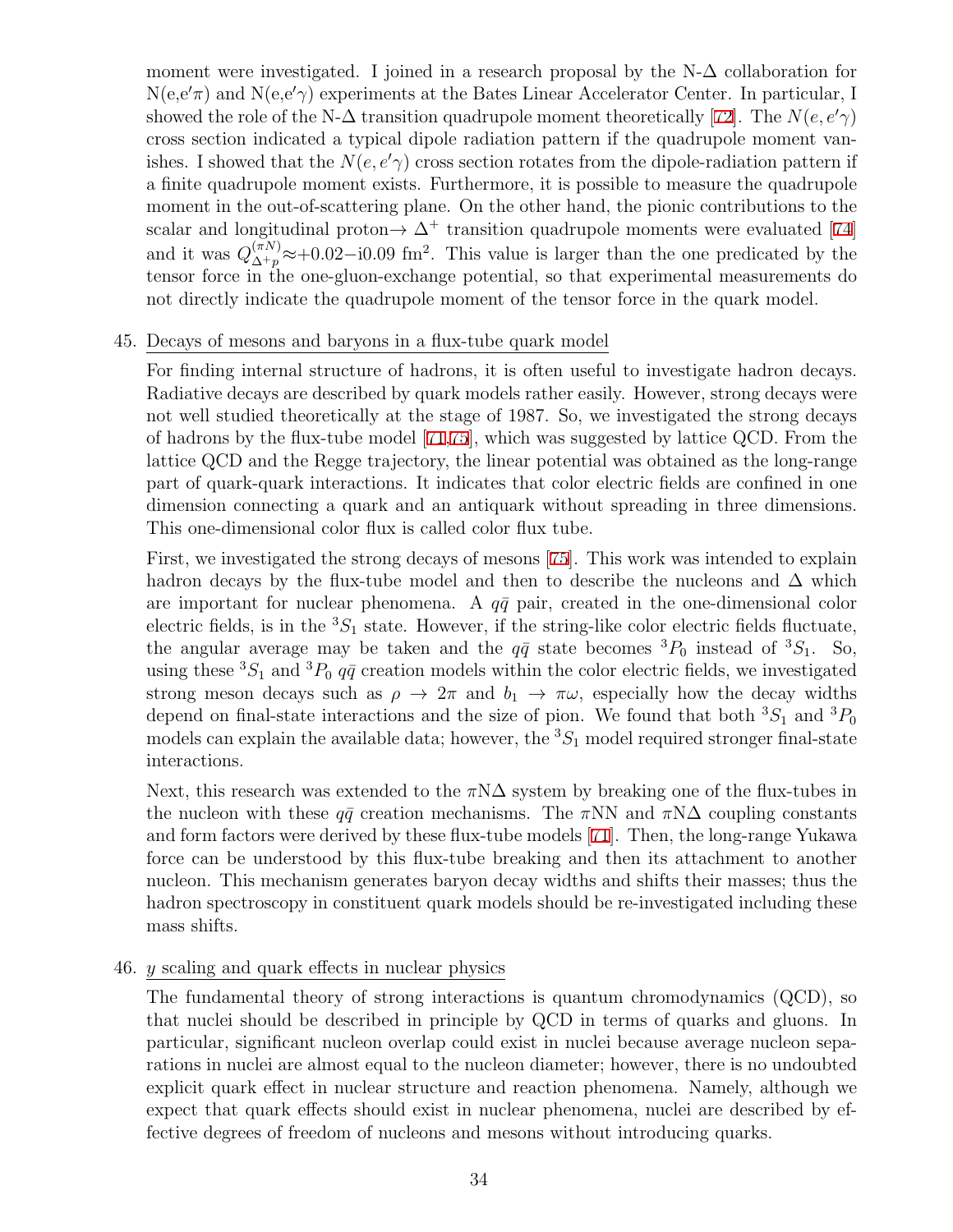moment were investigated. I joined in a research proposal by the N-Δ collaboration for N(e,e′π) and N(e,e′γ) experiments at the Bates Linear Accelerator Center. In particular, I showed the role of the N-Δ transition quadrupole moment theoretically [72]. The $N(e,e'\gamma)$ cross section indicated a typical dipole radiation pattern if the quadrupole moment vanishes. I showed that the $N(e,e'\gamma)$ cross section rotates from the dipole-radiation pattern if a finite quadrupole moment exists. Furthermore, it is possible to measure the quadrupole moment in the out-of-scattering plane. On the other hand, the pionic contributions to the scalar and longitudinal proton→ $\Delta^+$ transition quadrupole moments were evaluated [74] and it was $Q^{(\pi N)}_{\Delta^+ p} \approx +0.02 - i0.09$ fm$^2$. This value is larger than the one predicated by the tensor force in the one-gluon-exchange potential, so that experimental measurements do not directly indicate the quadrupole moment of the tensor force in the quark model.

45. Decays of mesons and baryons in a flux-tube quark model

    For finding internal structure of hadrons, it is often useful to investigate hadron decays. Radiative decays are described by quark models rather easily. However, strong decays were not well studied theoretically at the stage of 1987. So, we investigated the strong decays of hadrons by the flux-tube model [71,75], which was suggested by lattice QCD. From the lattice QCD and the Regge trajectory, the linear potential was obtained as the long-range part of quark-quark interactions. It indicates that color electric fields are confined in one dimension connecting a quark and an antiquark without spreading in three dimensions. This one-dimensional color flux is called color flux tube.

    First, we investigated the strong decays of mesons [75]. This work was intended to explain hadron decays by the flux-tube model and then to describe the nucleons and Δ which are important for nuclear phenomena. A $q\bar{q}$ pair, created in the one-dimensional color electric fields, is in the $^3S_1$ state. However, if the string-like color electric fields fluctuate, the angular average may be taken and the $q\bar{q}$ state becomes $^3P_0$ instead of $^3S_1$. So, using these $^3S_1$ and $^3P_0$ $q\bar{q}$ creation models within the color electric fields, we investigated strong meson decays such as $\rho \to 2\pi$ and $b_1 \to \pi\omega$, especially how the decay widths depend on final-state interactions and the size of pion. We found that both $^3S_1$ and $^3P_0$ models can explain the available data; however, the $^3S_1$ model required stronger final-state interactions.

    Next, this research was extended to the πNΔ system by breaking one of the flux-tubes in the nucleon with these $q\bar{q}$ creation mechanisms. The πNN and πNΔ coupling constants and form factors were derived by these flux-tube models [71]. Then, the long-range Yukawa force can be understood by this flux-tube breaking and then its attachment to another nucleon. This mechanism generates baryon decay widths and shifts their masses; thus the hadron spectroscopy in constituent quark models should be re-investigated including these mass shifts.

46. *y* scaling and quark effects in nuclear physics

    The fundamental theory of strong interactions is quantum chromodynamics (QCD), so that nuclei should be described in principle by QCD in terms of quarks and gluons. In particular, significant nucleon overlap could exist in nuclei because average nucleon separations in nuclei are almost equal to the nucleon diameter; however, there is no undoubted explicit quark effect in nuclear structure and reaction phenomena. Namely, although we expect that quark effects should exist in nuclear phenomena, nuclei are described by effective degrees of freedom of nucleons and mesons without introducing quarks.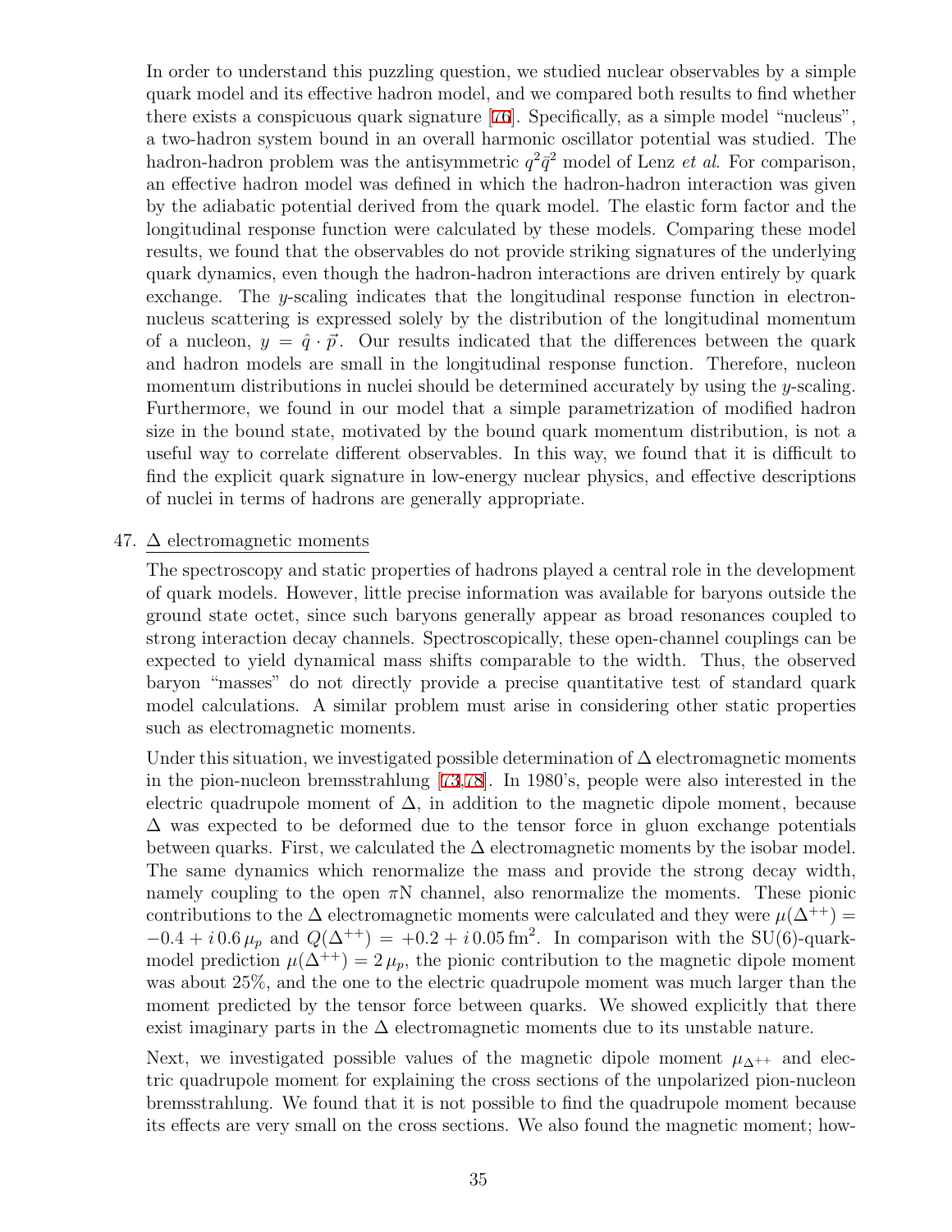In order to understand this puzzling question, we studied nuclear observables by a simple quark model and its effective hadron model, and we compared both results to find whether there exists a conspicuous quark signature [76]. Specifically, as a simple model "nucleus", a two-hadron system bound in an overall harmonic oscillator potential was studied. The hadron-hadron problem was the antisymmetric $q^2\bar{q}^2$ model of Lenz *et al*. For comparison, an effective hadron model was defined in which the hadron-hadron interaction was given by the adiabatic potential derived from the quark model. The elastic form factor and the longitudinal response function were calculated by these models. Comparing these model results, we found that the observables do not provide striking signatures of the underlying quark dynamics, even though the hadron-hadron interactions are driven entirely by quark exchange. The $y$-scaling indicates that the longitudinal response function in electron-nucleus scattering is expressed solely by the distribution of the longitudinal momentum of a nucleon, $y = \hat{q} \cdot \vec{p}$. Our results indicated that the differences between the quark and hadron models are small in the longitudinal response function. Therefore, nucleon momentum distributions in nuclei should be determined accurately by using the $y$-scaling. Furthermore, we found in our model that a simple parametrization of modified hadron size in the bound state, motivated by the bound quark momentum distribution, is not a useful way to correlate different observables. In this way, we found that it is difficult to find the explicit quark signature in low-energy nuclear physics, and effective descriptions of nuclei in terms of hadrons are generally appropriate.

47. $\Delta$ electromagnetic moments

The spectroscopy and static properties of hadrons played a central role in the development of quark models. However, little precise information was available for baryons outside the ground state octet, since such baryons generally appear as broad resonances coupled to strong interaction decay channels. Spectroscopically, these open-channel couplings can be expected to yield dynamical mass shifts comparable to the width. Thus, the observed baryon "masses" do not directly provide a precise quantitative test of standard quark model calculations. A similar problem must arise in considering other static properties such as electromagnetic moments.

Under this situation, we investigated possible determination of $\Delta$ electromagnetic moments in the pion-nucleon bremsstrahlung [73,78]. In 1980's, people were also interested in the electric quadrupole moment of $\Delta$, in addition to the magnetic dipole moment, because $\Delta$ was expected to be deformed due to the tensor force in gluon exchange potentials between quarks. First, we calculated the $\Delta$ electromagnetic moments by the isobar model. The same dynamics which renormalize the mass and provide the strong decay width, namely coupling to the open $\pi$N channel, also renormalize the moments. These pionic contributions to the $\Delta$ electromagnetic moments were calculated and they were $\mu(\Delta^{++}) = -0.4 + i\,0.6\,\mu_p$ and $Q(\Delta^{++}) = +0.2 + i\,0.05\,\text{fm}^2$. In comparison with the SU(6)-quark-model prediction $\mu(\Delta^{++}) = 2\,\mu_p$, the pionic contribution to the magnetic dipole moment was about 25%, and the one to the electric quadrupole moment was much larger than the moment predicted by the tensor force between quarks. We showed explicitly that there exist imaginary parts in the $\Delta$ electromagnetic moments due to its unstable nature.

Next, we investigated possible values of the magnetic dipole moment $\mu_{\Delta^{++}}$ and electric quadrupole moment for explaining the cross sections of the unpolarized pion-nucleon bremsstrahlung. We found that it is not possible to find the quadrupole moment because its effects are very small on the cross sections. We also found the magnetic moment; how-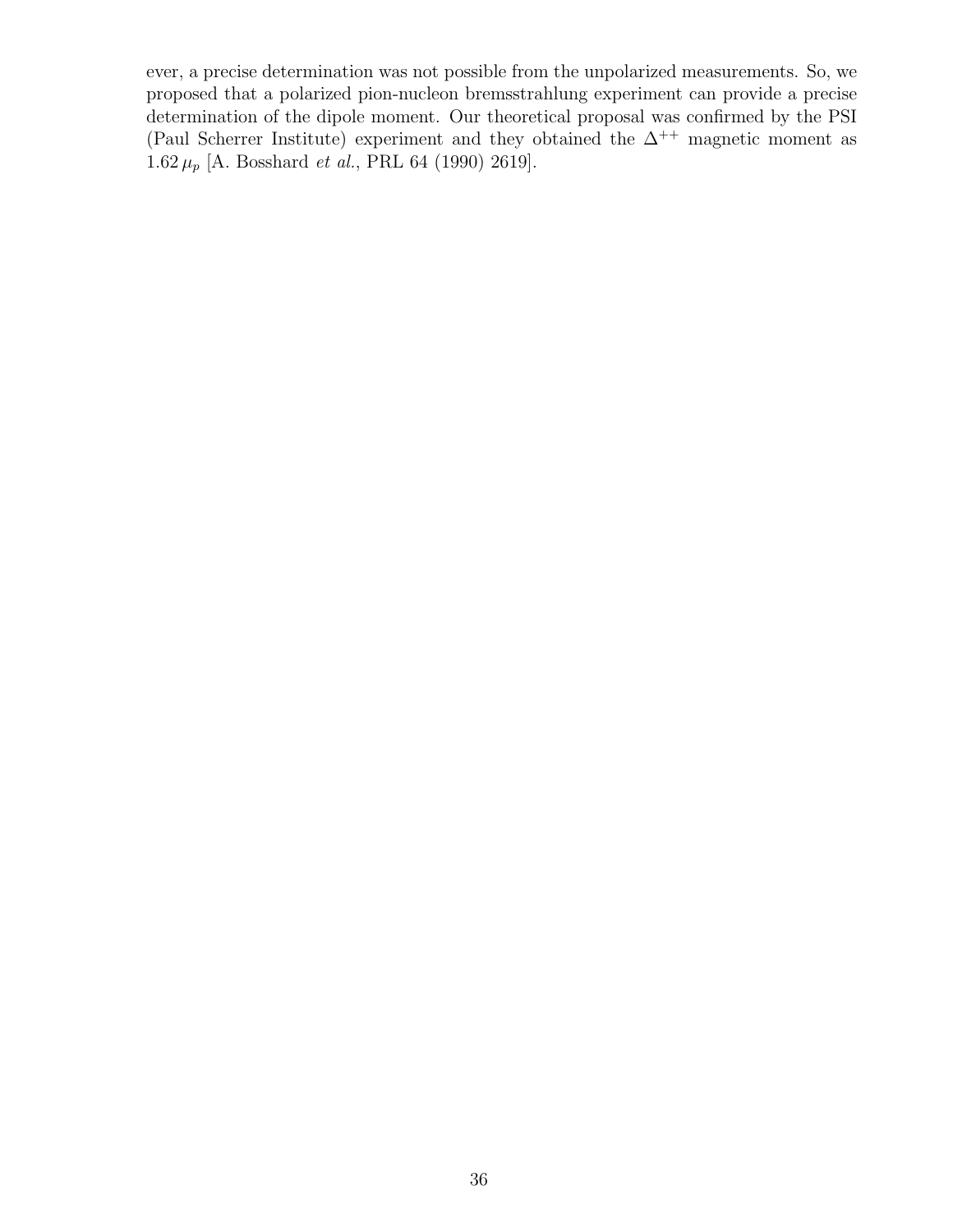ever, a precise determination was not possible from the unpolarized measurements. So, we proposed that a polarized pion-nucleon bremsstrahlung experiment can provide a precise determination of the dipole moment. Our theoretical proposal was confirmed by the PSI (Paul Scherrer Institute) experiment and they obtained the $\Delta^{++}$ magnetic moment as $1.62\,\mu_p$ [A. Bosshard *et al.*, PRL 64 (1990) 2619].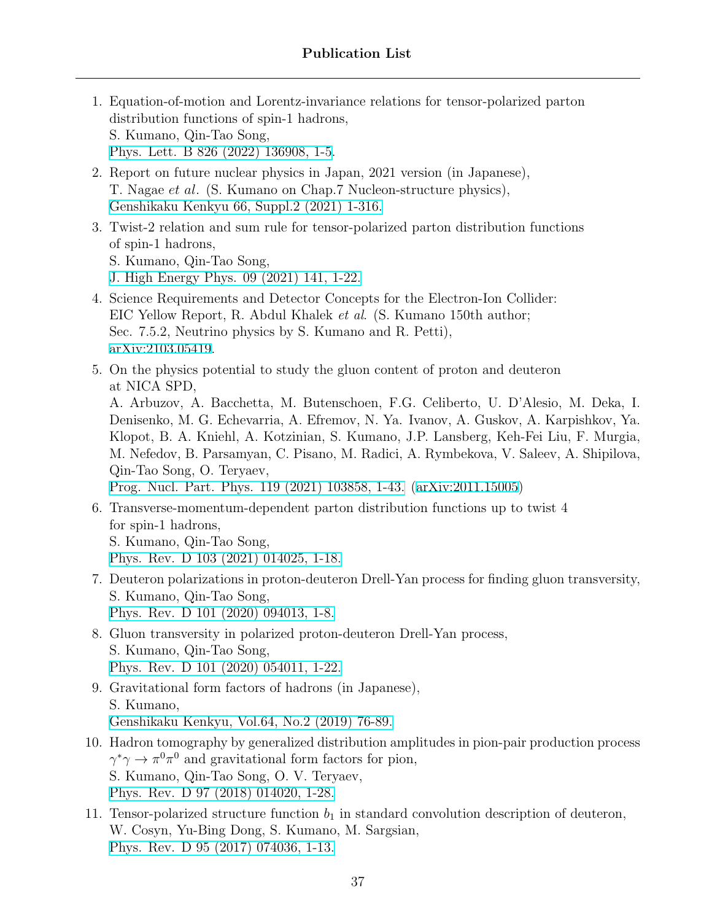# Publication List

1. Equation-of-motion and Lorentz-invariance relations for tensor-polarized parton distribution functions of spin-1 hadrons,
   S. Kumano, Qin-Tao Song,
   Phys. Lett. B 826 (2022) 136908, 1-5.

2. Report on future nuclear physics in Japan, 2021 version (in Japanese),
   T. Nagae *et al*. (S. Kumano on Chap.7 Nucleon-structure physics),
   Genshikaku Kenkyu 66, Suppl.2 (2021) 1-316.

3. Twist-2 relation and sum rule for tensor-polarized parton distribution functions of spin-1 hadrons,
   S. Kumano, Qin-Tao Song,
   J. High Energy Phys. 09 (2021) 141, 1-22.

4. Science Requirements and Detector Concepts for the Electron-Ion Collider: EIC Yellow Report, R. Abdul Khalek *et al*. (S. Kumano 150th author; Sec. 7.5.2, Neutrino physics by S. Kumano and R. Petti),
   arXiv:2103.05419.

5. On the physics potential to study the gluon content of proton and deuteron at NICA SPD,
   A. Arbuzov, A. Bacchetta, M. Butenschoen, F.G. Celiberto, U. D'Alesio, M. Deka, I. Denisenko, M. G. Echevarria, A. Efremov, N. Ya. Ivanov, A. Guskov, A. Karpishkov, Ya. Klopot, B. A. Kniehl, A. Kotzinian, S. Kumano, J.P. Lansberg, Keh-Fei Liu, F. Murgia, M. Nefedov, B. Parsamyan, C. Pisano, M. Radici, A. Rymbekova, V. Saleev, A. Shipilova, Qin-Tao Song, O. Teryaev,
   Prog. Nucl. Part. Phys. 119 (2021) 103858, 1-43. (arXiv:2011.15005)

6. Transverse-momentum-dependent parton distribution functions up to twist 4 for spin-1 hadrons,
   S. Kumano, Qin-Tao Song,
   Phys. Rev. D 103 (2021) 014025, 1-18.

7. Deuteron polarizations in proton-deuteron Drell-Yan process for finding gluon transversity,
   S. Kumano, Qin-Tao Song,
   Phys. Rev. D 101 (2020) 094013, 1-8.

8. Gluon transversity in polarized proton-deuteron Drell-Yan process,
   S. Kumano, Qin-Tao Song,
   Phys. Rev. D 101 (2020) 054011, 1-22.

9. Gravitational form factors of hadrons (in Japanese),
   S. Kumano,
   Genshikaku Kenkyu, Vol.64, No.2 (2019) 76-89.

10. Hadron tomography by generalized distribution amplitudes in pion-pair production process $\gamma^*\gamma \to \pi^0\pi^0$ and gravitational form factors for pion,
    S. Kumano, Qin-Tao Song, O. V. Teryaev,
    Phys. Rev. D 97 (2018) 014020, 1-28.

11. Tensor-polarized structure function $b_1$ in standard convolution description of deuteron,
    W. Cosyn, Yu-Bing Dong, S. Kumano, M. Sargsian,
    Phys. Rev. D 95 (2017) 074036, 1-13.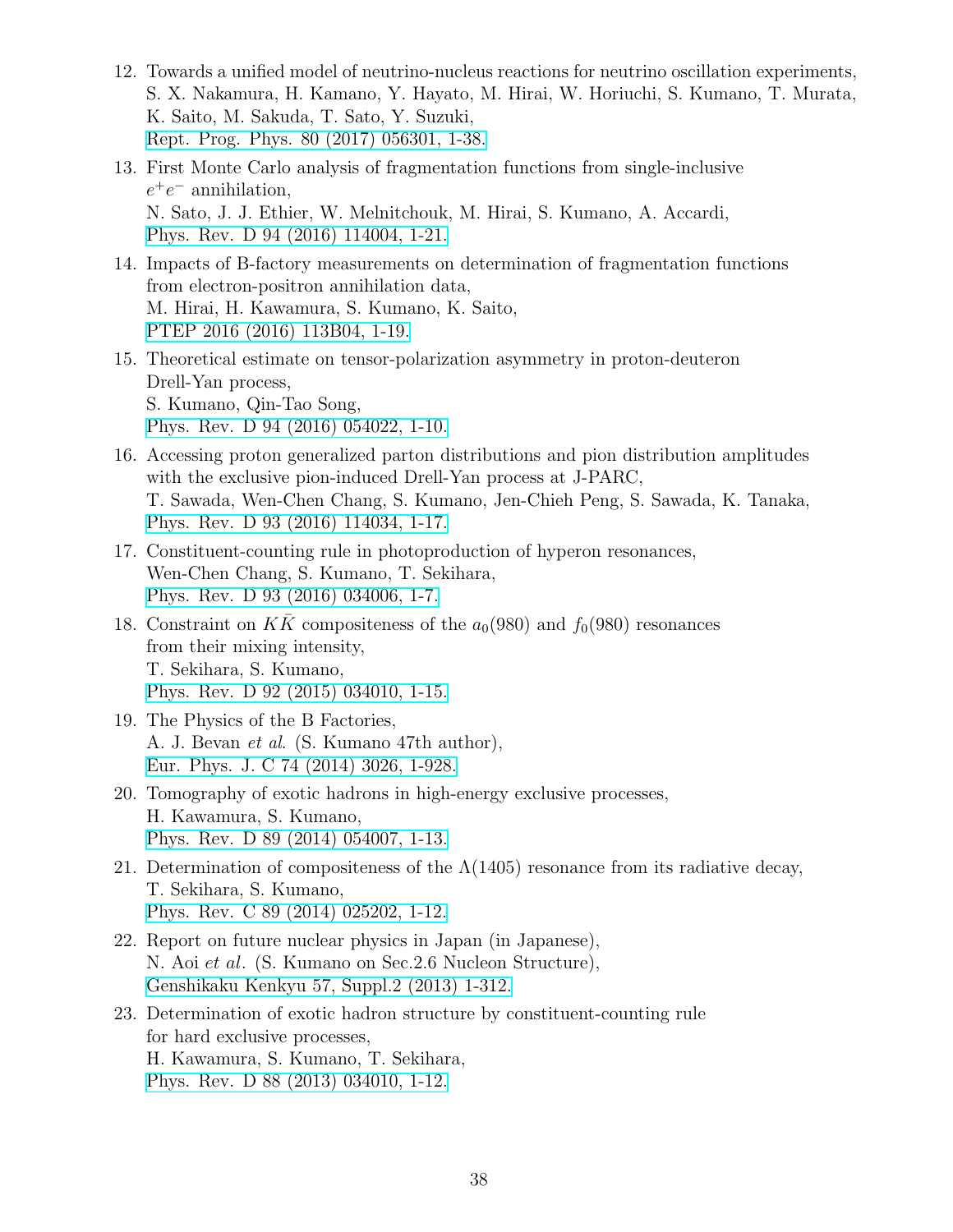12. Towards a unified model of neutrino-nucleus reactions for neutrino oscillation experiments,
    S. X. Nakamura, H. Kamano, Y. Hayato, M. Hirai, W. Horiuchi, S. Kumano, T. Murata, K. Saito, M. Sakuda, T. Sato, Y. Suzuki,
    Rept. Prog. Phys. 80 (2017) 056301, 1-38.

13. First Monte Carlo analysis of fragmentation functions from single-inclusive $e^+e^-$ annihilation,
    N. Sato, J. J. Ethier, W. Melnitchouk, M. Hirai, S. Kumano, A. Accardi,
    Phys. Rev. D 94 (2016) 114004, 1-21.

14. Impacts of B-factory measurements on determination of fragmentation functions from electron-positron annihilation data,
    M. Hirai, H. Kawamura, S. Kumano, K. Saito,
    PTEP 2016 (2016) 113B04, 1-19.

15. Theoretical estimate on tensor-polarization asymmetry in proton-deuteron Drell-Yan process,
    S. Kumano, Qin-Tao Song,
    Phys. Rev. D 94 (2016) 054022, 1-10.

16. Accessing proton generalized parton distributions and pion distribution amplitudes with the exclusive pion-induced Drell-Yan process at J-PARC,
    T. Sawada, Wen-Chen Chang, S. Kumano, Jen-Chieh Peng, S. Sawada, K. Tanaka,
    Phys. Rev. D 93 (2016) 114034, 1-17.

17. Constituent-counting rule in photoproduction of hyperon resonances,
    Wen-Chen Chang, S. Kumano, T. Sekihara,
    Phys. Rev. D 93 (2016) 034006, 1-7.

18. Constraint on $K\bar{K}$ compositeness of the $a_0(980)$ and $f_0(980)$ resonances from their mixing intensity,
    T. Sekihara, S. Kumano,
    Phys. Rev. D 92 (2015) 034010, 1-15.

19. The Physics of the B Factories,
    A. J. Bevan *et al.* (S. Kumano 47th author),
    Eur. Phys. J. C 74 (2014) 3026, 1-928.

20. Tomography of exotic hadrons in high-energy exclusive processes,
    H. Kawamura, S. Kumano,
    Phys. Rev. D 89 (2014) 054007, 1-13.

21. Determination of compositeness of the $\Lambda(1405)$ resonance from its radiative decay,
    T. Sekihara, S. Kumano,
    Phys. Rev. C 89 (2014) 025202, 1-12.

22. Report on future nuclear physics in Japan (in Japanese),
    N. Aoi *et al.* (S. Kumano on Sec.2.6 Nucleon Structure),
    Genshikaku Kenkyu 57, Suppl.2 (2013) 1-312.

23. Determination of exotic hadron structure by constituent-counting rule for hard exclusive processes,
    H. Kawamura, S. Kumano, T. Sekihara,
    Phys. Rev. D 88 (2013) 034010, 1-12.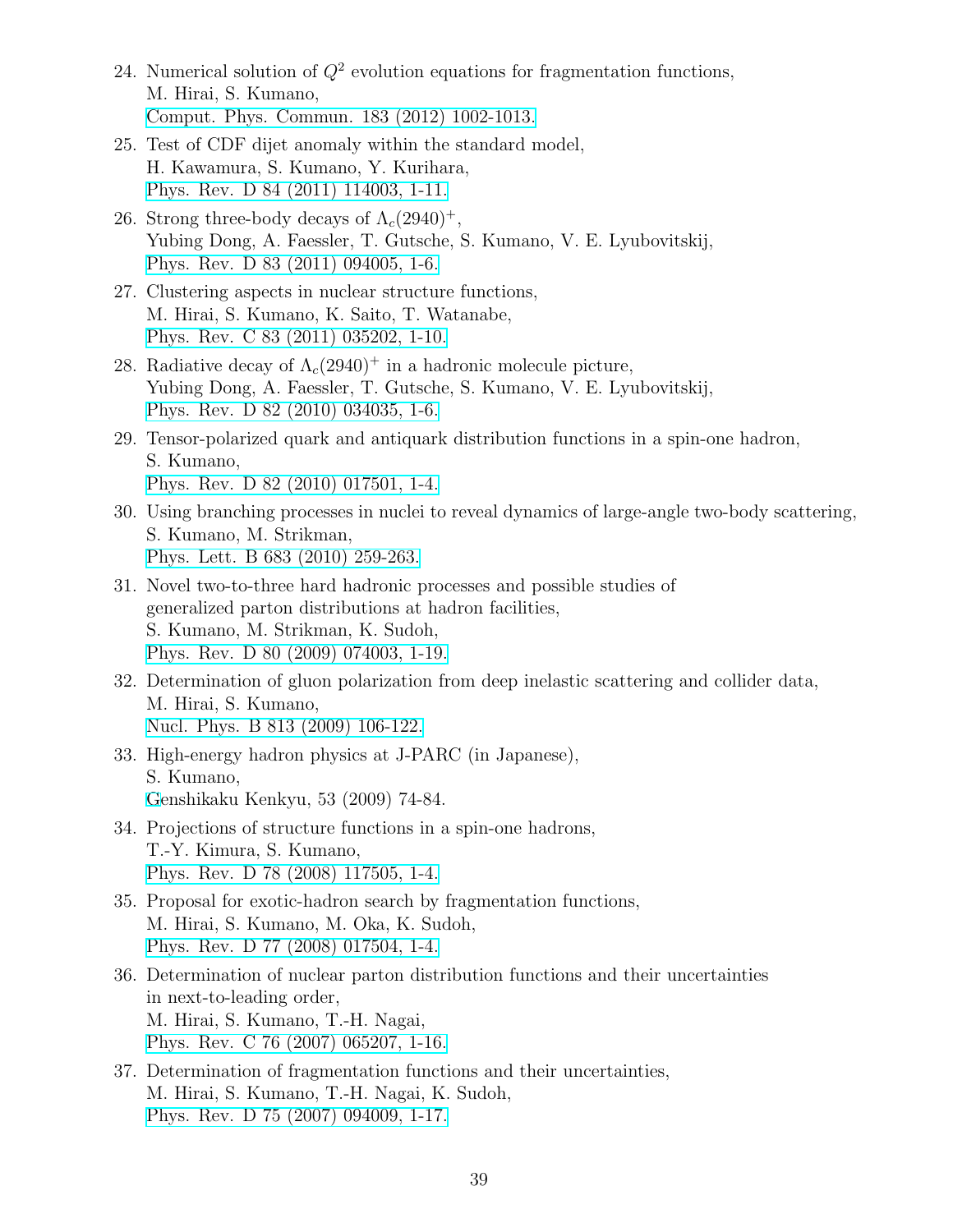24. Numerical solution of $Q^2$ evolution equations for fragmentation functions,
    M. Hirai, S. Kumano,
    Comput. Phys. Commun. 183 (2012) 1002-1013.
25. Test of CDF dijet anomaly within the standard model,
    H. Kawamura, S. Kumano, Y. Kurihara,
    Phys. Rev. D 84 (2011) 114003, 1-11.
26. Strong three-body decays of $\Lambda_c(2940)^+$,
    Yubing Dong, A. Faessler, T. Gutsche, S. Kumano, V. E. Lyubovitskij,
    Phys. Rev. D 83 (2011) 094005, 1-6.
27. Clustering aspects in nuclear structure functions,
    M. Hirai, S. Kumano, K. Saito, T. Watanabe,
    Phys. Rev. C 83 (2011) 035202, 1-10.
28. Radiative decay of $\Lambda_c(2940)^+$ in a hadronic molecule picture,
    Yubing Dong, A. Faessler, T. Gutsche, S. Kumano, V. E. Lyubovitskij,
    Phys. Rev. D 82 (2010) 034035, 1-6.
29. Tensor-polarized quark and antiquark distribution functions in a spin-one hadron,
    S. Kumano,
    Phys. Rev. D 82 (2010) 017501, 1-4.
30. Using branching processes in nuclei to reveal dynamics of large-angle two-body scattering,
    S. Kumano, M. Strikman,
    Phys. Lett. B 683 (2010) 259-263.
31. Novel two-to-three hard hadronic processes and possible studies of
    generalized parton distributions at hadron facilities,
    S. Kumano, M. Strikman, K. Sudoh,
    Phys. Rev. D 80 (2009) 074003, 1-19.
32. Determination of gluon polarization from deep inelastic scattering and collider data,
    M. Hirai, S. Kumano,
    Nucl. Phys. B 813 (2009) 106-122.
33. High-energy hadron physics at J-PARC (in Japanese),
    S. Kumano,
    Genshikaku Kenkyu, 53 (2009) 74-84.
34. Projections of structure functions in a spin-one hadrons,
    T.-Y. Kimura, S. Kumano,
    Phys. Rev. D 78 (2008) 117505, 1-4.
35. Proposal for exotic-hadron search by fragmentation functions,
    M. Hirai, S. Kumano, M. Oka, K. Sudoh,
    Phys. Rev. D 77 (2008) 017504, 1-4.
36. Determination of nuclear parton distribution functions and their uncertainties
    in next-to-leading order,
    M. Hirai, S. Kumano, T.-H. Nagai,
    Phys. Rev. C 76 (2007) 065207, 1-16.
37. Determination of fragmentation functions and their uncertainties,
    M. Hirai, S. Kumano, T.-H. Nagai, K. Sudoh,
    Phys. Rev. D 75 (2007) 094009, 1-17.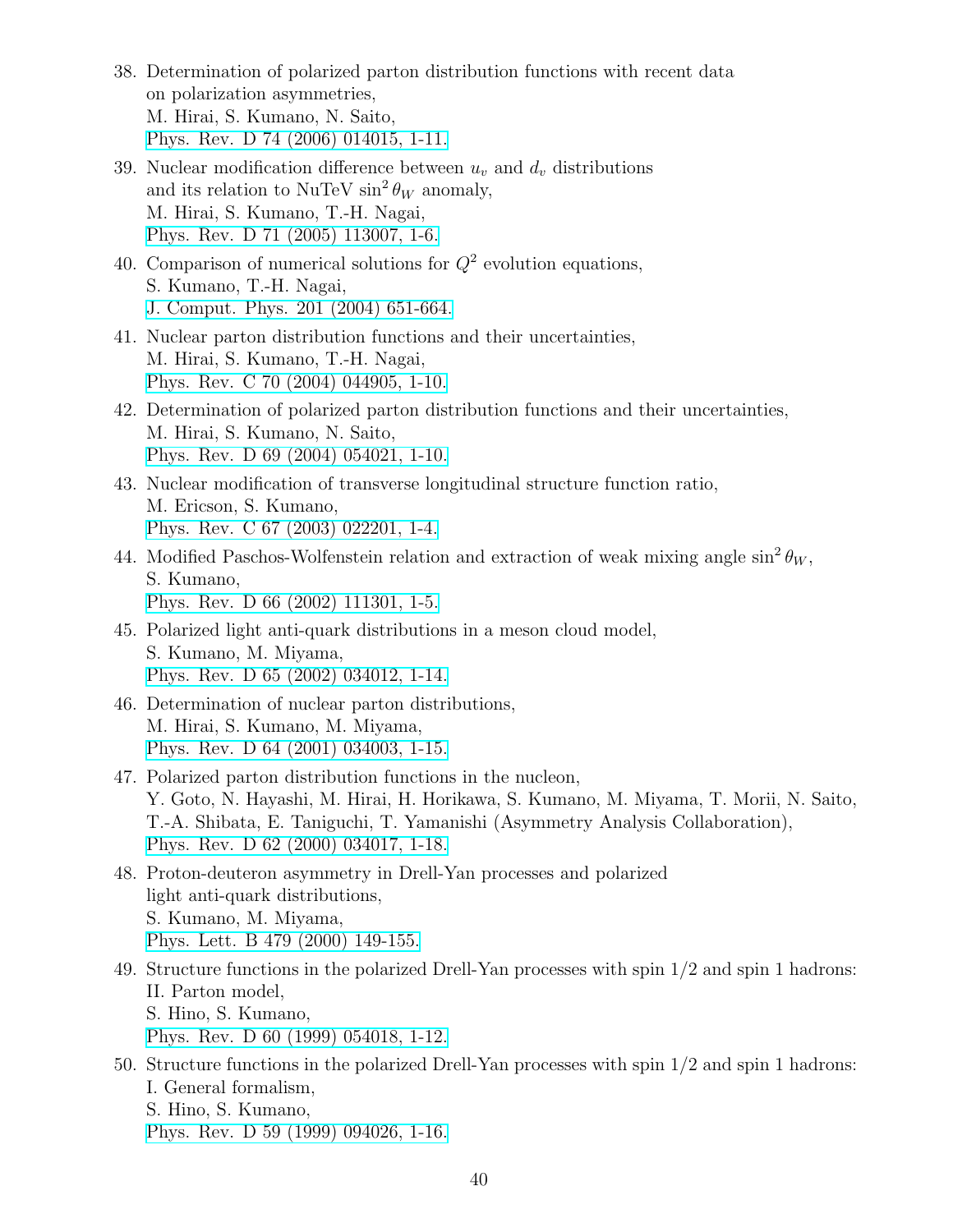38. Determination of polarized parton distribution functions with recent data on polarization asymmetries,
    M. Hirai, S. Kumano, N. Saito,
    Phys. Rev. D 74 (2006) 014015, 1-11.

39. Nuclear modification difference between $u_v$ and $d_v$ distributions and its relation to NuTeV $\sin^2\theta_W$ anomaly,
    M. Hirai, S. Kumano, T.-H. Nagai,
    Phys. Rev. D 71 (2005) 113007, 1-6.

40. Comparison of numerical solutions for $Q^2$ evolution equations,
    S. Kumano, T.-H. Nagai,
    J. Comput. Phys. 201 (2004) 651-664.

41. Nuclear parton distribution functions and their uncertainties,
    M. Hirai, S. Kumano, T.-H. Nagai,
    Phys. Rev. C 70 (2004) 044905, 1-10.

42. Determination of polarized parton distribution functions and their uncertainties,
    M. Hirai, S. Kumano, N. Saito,
    Phys. Rev. D 69 (2004) 054021, 1-10.

43. Nuclear modification of transverse longitudinal structure function ratio,
    M. Ericson, S. Kumano,
    Phys. Rev. C 67 (2003) 022201, 1-4.

44. Modified Paschos-Wolfenstein relation and extraction of weak mixing angle $\sin^2\theta_W$,
    S. Kumano,
    Phys. Rev. D 66 (2002) 111301, 1-5.

45. Polarized light anti-quark distributions in a meson cloud model,
    S. Kumano, M. Miyama,
    Phys. Rev. D 65 (2002) 034012, 1-14.

46. Determination of nuclear parton distributions,
    M. Hirai, S. Kumano, M. Miyama,
    Phys. Rev. D 64 (2001) 034003, 1-15.

47. Polarized parton distribution functions in the nucleon,
    Y. Goto, N. Hayashi, M. Hirai, H. Horikawa, S. Kumano, M. Miyama, T. Morii, N. Saito, T.-A. Shibata, E. Taniguchi, T. Yamanishi (Asymmetry Analysis Collaboration),
    Phys. Rev. D 62 (2000) 034017, 1-18.

48. Proton-deuteron asymmetry in Drell-Yan processes and polarized light anti-quark distributions,
    S. Kumano, M. Miyama,
    Phys. Lett. B 479 (2000) 149-155.

49. Structure functions in the polarized Drell-Yan processes with spin 1/2 and spin 1 hadrons: II. Parton model,
    S. Hino, S. Kumano,
    Phys. Rev. D 60 (1999) 054018, 1-12.

50. Structure functions in the polarized Drell-Yan processes with spin 1/2 and spin 1 hadrons: I. General formalism,
    S. Hino, S. Kumano,
    Phys. Rev. D 59 (1999) 094026, 1-16.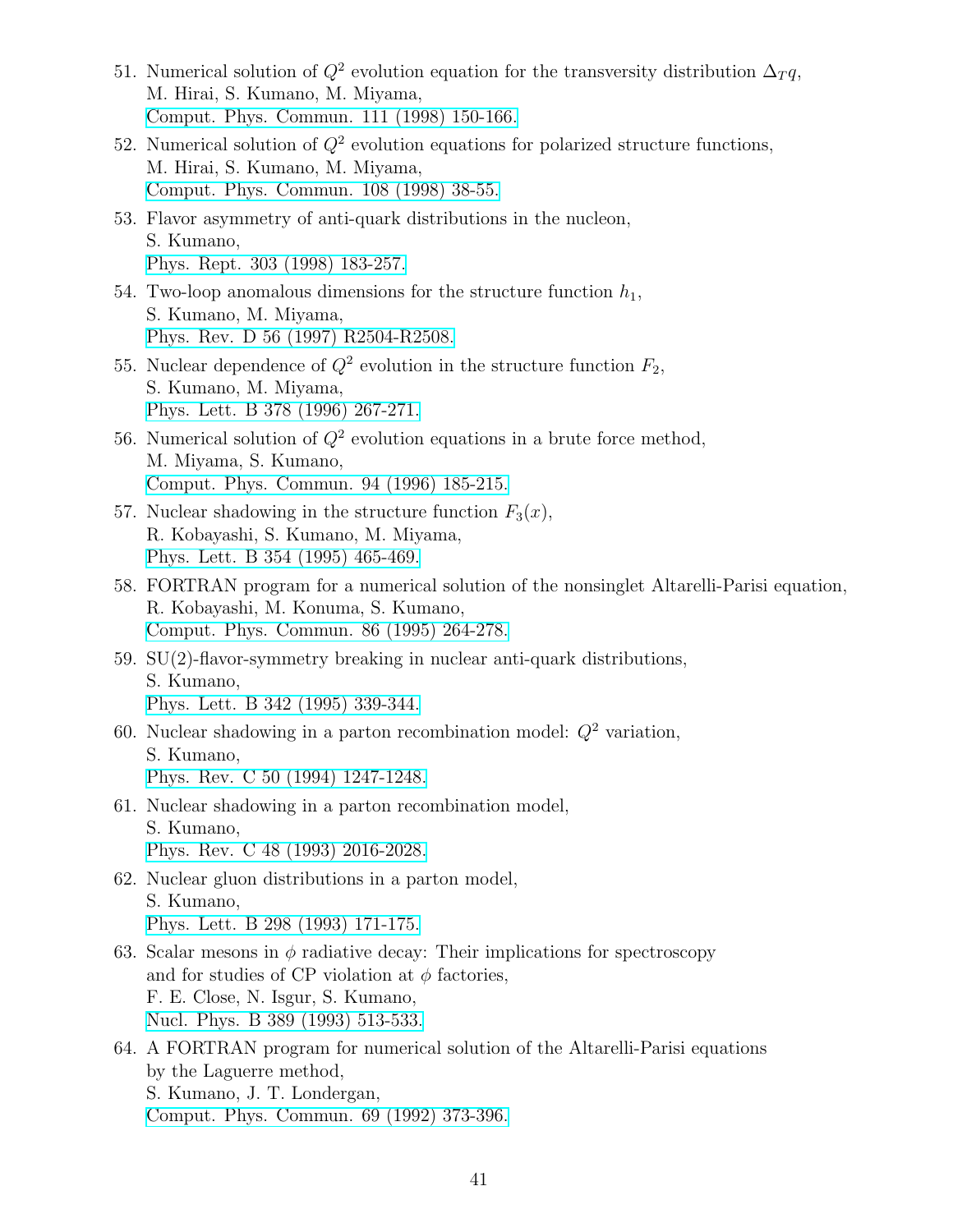51. Numerical solution of $Q^2$ evolution equation for the transversity distribution $\Delta_T q$,
    M. Hirai, S. Kumano, M. Miyama,
    Comput. Phys. Commun. 111 (1998) 150-166.
52. Numerical solution of $Q^2$ evolution equations for polarized structure functions,
    M. Hirai, S. Kumano, M. Miyama,
    Comput. Phys. Commun. 108 (1998) 38-55.
53. Flavor asymmetry of anti-quark distributions in the nucleon,
    S. Kumano,
    Phys. Rept. 303 (1998) 183-257.
54. Two-loop anomalous dimensions for the structure function $h_1$,
    S. Kumano, M. Miyama,
    Phys. Rev. D 56 (1997) R2504-R2508.
55. Nuclear dependence of $Q^2$ evolution in the structure function $F_2$,
    S. Kumano, M. Miyama,
    Phys. Lett. B 378 (1996) 267-271.
56. Numerical solution of $Q^2$ evolution equations in a brute force method,
    M. Miyama, S. Kumano,
    Comput. Phys. Commun. 94 (1996) 185-215.
57. Nuclear shadowing in the structure function $F_3(x)$,
    R. Kobayashi, S. Kumano, M. Miyama,
    Phys. Lett. B 354 (1995) 465-469.
58. FORTRAN program for a numerical solution of the nonsinglet Altarelli-Parisi equation,
    R. Kobayashi, M. Konuma, S. Kumano,
    Comput. Phys. Commun. 86 (1995) 264-278.
59. SU(2)-flavor-symmetry breaking in nuclear anti-quark distributions,
    S. Kumano,
    Phys. Lett. B 342 (1995) 339-344.
60. Nuclear shadowing in a parton recombination model: $Q^2$ variation,
    S. Kumano,
    Phys. Rev. C 50 (1994) 1247-1248.
61. Nuclear shadowing in a parton recombination model,
    S. Kumano,
    Phys. Rev. C 48 (1993) 2016-2028.
62. Nuclear gluon distributions in a parton model,
    S. Kumano,
    Phys. Lett. B 298 (1993) 171-175.
63. Scalar mesons in $\phi$ radiative decay: Their implications for spectroscopy and for studies of CP violation at $\phi$ factories,
    F. E. Close, N. Isgur, S. Kumano,
    Nucl. Phys. B 389 (1993) 513-533.
64. A FORTRAN program for numerical solution of the Altarelli-Parisi equations by the Laguerre method,
    S. Kumano, J. T. Londergan,
    Comput. Phys. Commun. 69 (1992) 373-396.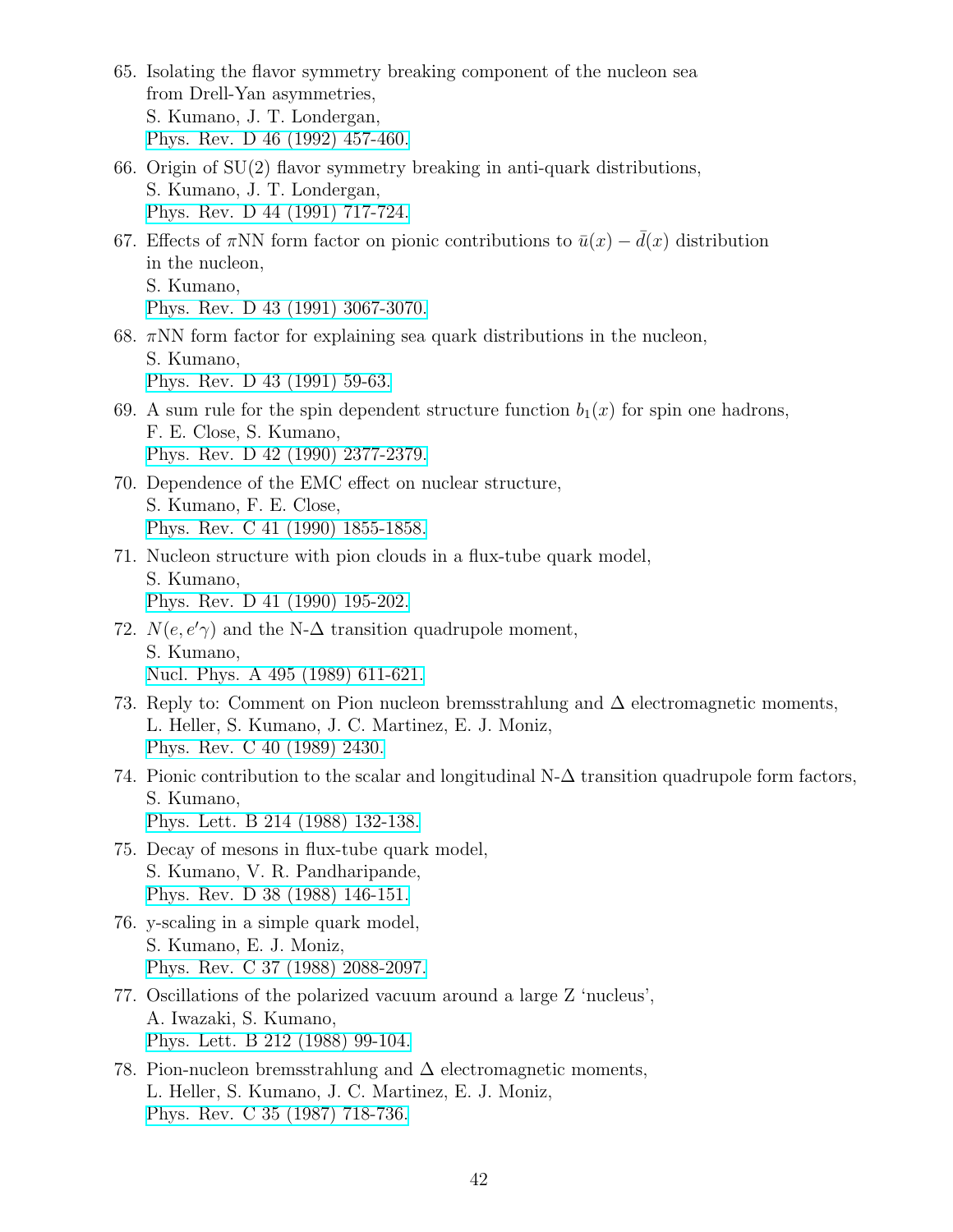65. Isolating the flavor symmetry breaking component of the nucleon sea from Drell-Yan asymmetries,  
S. Kumano, J. T. Londergan,  
Phys. Rev. D 46 (1992) 457-460.

66. Origin of SU(2) flavor symmetry breaking in anti-quark distributions,  
S. Kumano, J. T. Londergan,  
Phys. Rev. D 44 (1991) 717-724.

67. Effects of $\pi$NN form factor on pionic contributions to $\bar{u}(x) - \bar{d}(x)$ distribution in the nucleon,  
S. Kumano,  
Phys. Rev. D 43 (1991) 3067-3070.

68. $\pi$NN form factor for explaining sea quark distributions in the nucleon,  
S. Kumano,  
Phys. Rev. D 43 (1991) 59-63.

69. A sum rule for the spin dependent structure function $b_1(x)$ for spin one hadrons,  
F. E. Close, S. Kumano,  
Phys. Rev. D 42 (1990) 2377-2379.

70. Dependence of the EMC effect on nuclear structure,  
S. Kumano, F. E. Close,  
Phys. Rev. C 41 (1990) 1855-1858.

71. Nucleon structure with pion clouds in a flux-tube quark model,  
S. Kumano,  
Phys. Rev. D 41 (1990) 195-202.

72. $N(e, e'\gamma)$ and the N-$\Delta$ transition quadrupole moment,  
S. Kumano,  
Nucl. Phys. A 495 (1989) 611-621.

73. Reply to: Comment on Pion nucleon bremsstrahlung and $\Delta$ electromagnetic moments,  
L. Heller, S. Kumano, J. C. Martinez, E. J. Moniz,  
Phys. Rev. C 40 (1989) 2430.

74. Pionic contribution to the scalar and longitudinal N-$\Delta$ transition quadrupole form factors,  
S. Kumano,  
Phys. Lett. B 214 (1988) 132-138.

75. Decay of mesons in flux-tube quark model,  
S. Kumano, V. R. Pandharipande,  
Phys. Rev. D 38 (1988) 146-151.

76. y-scaling in a simple quark model,  
S. Kumano, E. J. Moniz,  
Phys. Rev. C 37 (1988) 2088-2097.

77. Oscillations of the polarized vacuum around a large Z 'nucleus',  
A. Iwazaki, S. Kumano,  
Phys. Lett. B 212 (1988) 99-104.

78. Pion-nucleon bremsstrahlung and $\Delta$ electromagnetic moments,  
L. Heller, S. Kumano, J. C. Martinez, E. J. Moniz,  
Phys. Rev. C 35 (1987) 718-736.